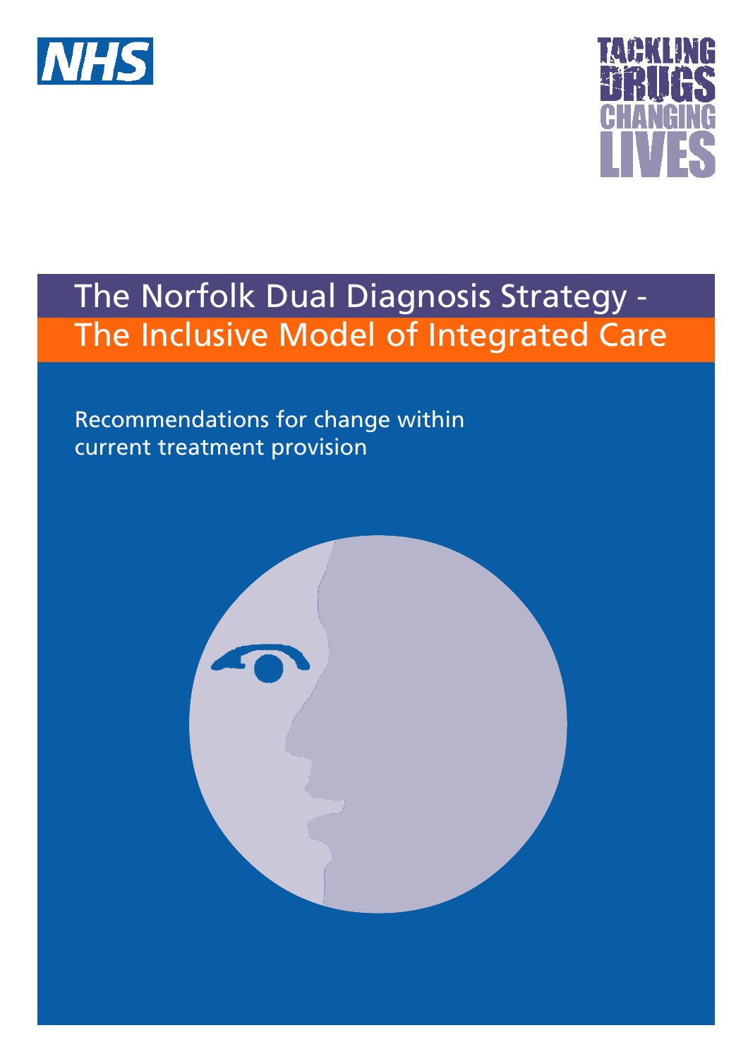NHS

TACKLING DRUGS CHANGING LIVES

# The Norfolk Dual Diagnosis Strategy - The Inclusive Model of Integrated Care

Recommendations for change within current treatment provision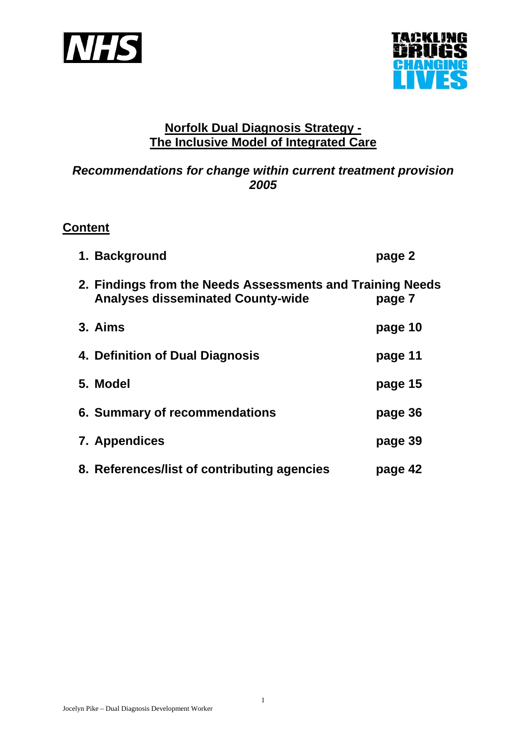# Norfolk Dual Diagnosis Strategy - The Inclusive Model of Integrated Care

***Recommendations for change within current treatment provision 2005***

## Content

| | |
|---|---|
| **1. Background** | **page 2** |
| **2. Findings from the Needs Assessments and Training Needs Analyses disseminated County-wide** | **page 7** |
| **3. Aims** | **page 10** |
| **4. Definition of Dual Diagnosis** | **page 11** |
| **5. Model** | **page 15** |
| **6. Summary of recommendations** | **page 36** |
| **7. Appendices** | **page 39** |
| **8. References/list of contributing agencies** | **page 42** |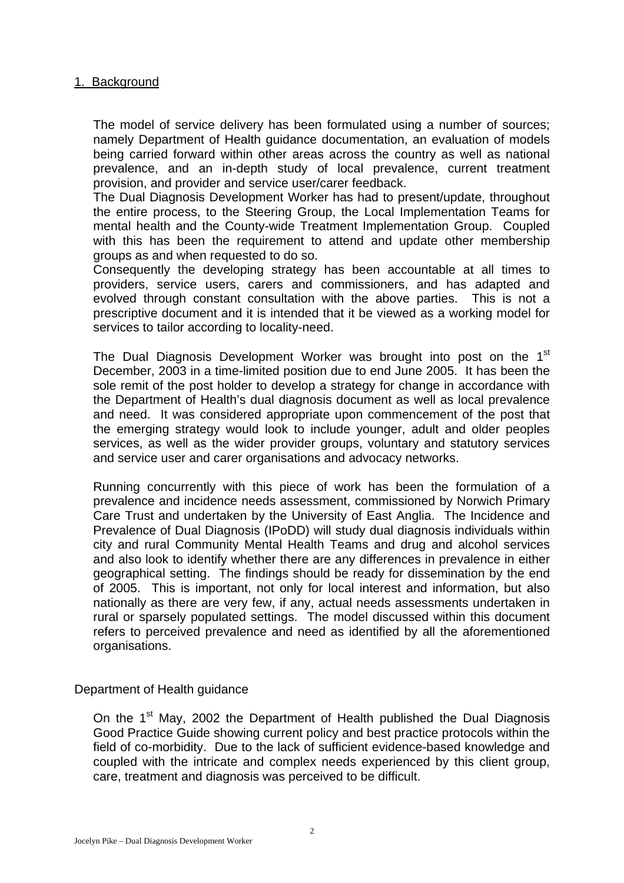## 1. Background

The model of service delivery has been formulated using a number of sources; namely Department of Health guidance documentation, an evaluation of models being carried forward within other areas across the country as well as national prevalence, and an in-depth study of local prevalence, current treatment provision, and provider and service user/carer feedback.
The Dual Diagnosis Development Worker has had to present/update, throughout the entire process, to the Steering Group, the Local Implementation Teams for mental health and the County-wide Treatment Implementation Group. Coupled with this has been the requirement to attend and update other membership groups as and when requested to do so.
Consequently the developing strategy has been accountable at all times to providers, service users, carers and commissioners, and has adapted and evolved through constant consultation with the above parties. This is not a prescriptive document and it is intended that it be viewed as a working model for services to tailor according to locality-need.

The Dual Diagnosis Development Worker was brought into post on the 1st December, 2003 in a time-limited position due to end June 2005. It has been the sole remit of the post holder to develop a strategy for change in accordance with the Department of Health's dual diagnosis document as well as local prevalence and need. It was considered appropriate upon commencement of the post that the emerging strategy would look to include younger, adult and older peoples services, as well as the wider provider groups, voluntary and statutory services and service user and carer organisations and advocacy networks.

Running concurrently with this piece of work has been the formulation of a prevalence and incidence needs assessment, commissioned by Norwich Primary Care Trust and undertaken by the University of East Anglia. The Incidence and Prevalence of Dual Diagnosis (IPoDD) will study dual diagnosis individuals within city and rural Community Mental Health Teams and drug and alcohol services and also look to identify whether there are any differences in prevalence in either geographical setting. The findings should be ready for dissemination by the end of 2005. This is important, not only for local interest and information, but also nationally as there are very few, if any, actual needs assessments undertaken in rural or sparsely populated settings. The model discussed within this document refers to perceived prevalence and need as identified by all the aforementioned organisations.

### Department of Health guidance

On the 1st May, 2002 the Department of Health published the Dual Diagnosis Good Practice Guide showing current policy and best practice protocols within the field of co-morbidity. Due to the lack of sufficient evidence-based knowledge and coupled with the intricate and complex needs experienced by this client group, care, treatment and diagnosis was perceived to be difficult.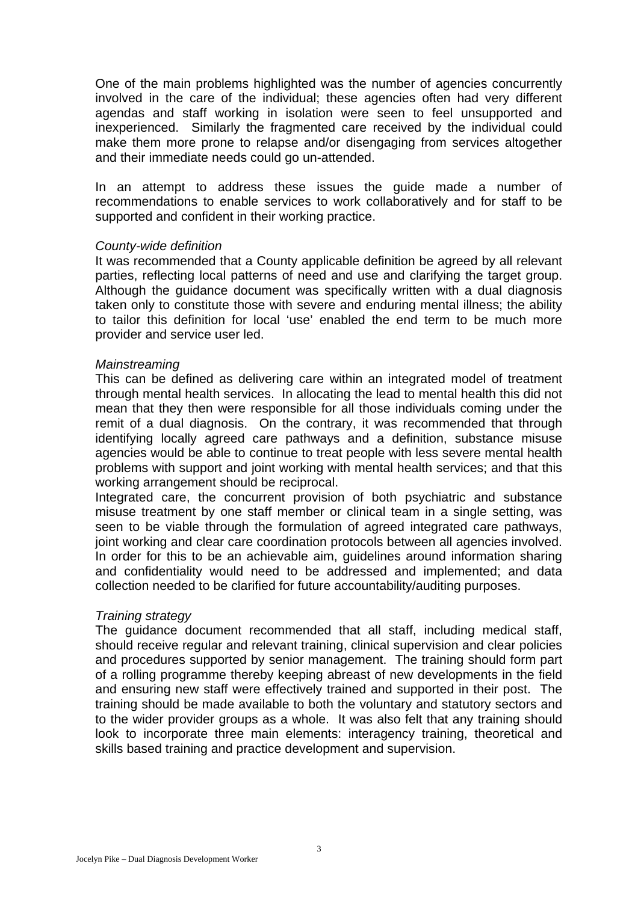One of the main problems highlighted was the number of agencies concurrently involved in the care of the individual; these agencies often had very different agendas and staff working in isolation were seen to feel unsupported and inexperienced. Similarly the fragmented care received by the individual could make them more prone to relapse and/or disengaging from services altogether and their immediate needs could go un-attended.

In an attempt to address these issues the guide made a number of recommendations to enable services to work collaboratively and for staff to be supported and confident in their working practice.

*County-wide definition*

It was recommended that a County applicable definition be agreed by all relevant parties, reflecting local patterns of need and use and clarifying the target group. Although the guidance document was specifically written with a dual diagnosis taken only to constitute those with severe and enduring mental illness; the ability to tailor this definition for local 'use' enabled the end term to be much more provider and service user led.

*Mainstreaming*

This can be defined as delivering care within an integrated model of treatment through mental health services. In allocating the lead to mental health this did not mean that they then were responsible for all those individuals coming under the remit of a dual diagnosis. On the contrary, it was recommended that through identifying locally agreed care pathways and a definition, substance misuse agencies would be able to continue to treat people with less severe mental health problems with support and joint working with mental health services; and that this working arrangement should be reciprocal.

Integrated care, the concurrent provision of both psychiatric and substance misuse treatment by one staff member or clinical team in a single setting, was seen to be viable through the formulation of agreed integrated care pathways, joint working and clear care coordination protocols between all agencies involved. In order for this to be an achievable aim, guidelines around information sharing and confidentiality would need to be addressed and implemented; and data collection needed to be clarified for future accountability/auditing purposes.

*Training strategy*

The guidance document recommended that all staff, including medical staff, should receive regular and relevant training, clinical supervision and clear policies and procedures supported by senior management. The training should form part of a rolling programme thereby keeping abreast of new developments in the field and ensuring new staff were effectively trained and supported in their post. The training should be made available to both the voluntary and statutory sectors and to the wider provider groups as a whole. It was also felt that any training should look to incorporate three main elements: interagency training, theoretical and skills based training and practice development and supervision.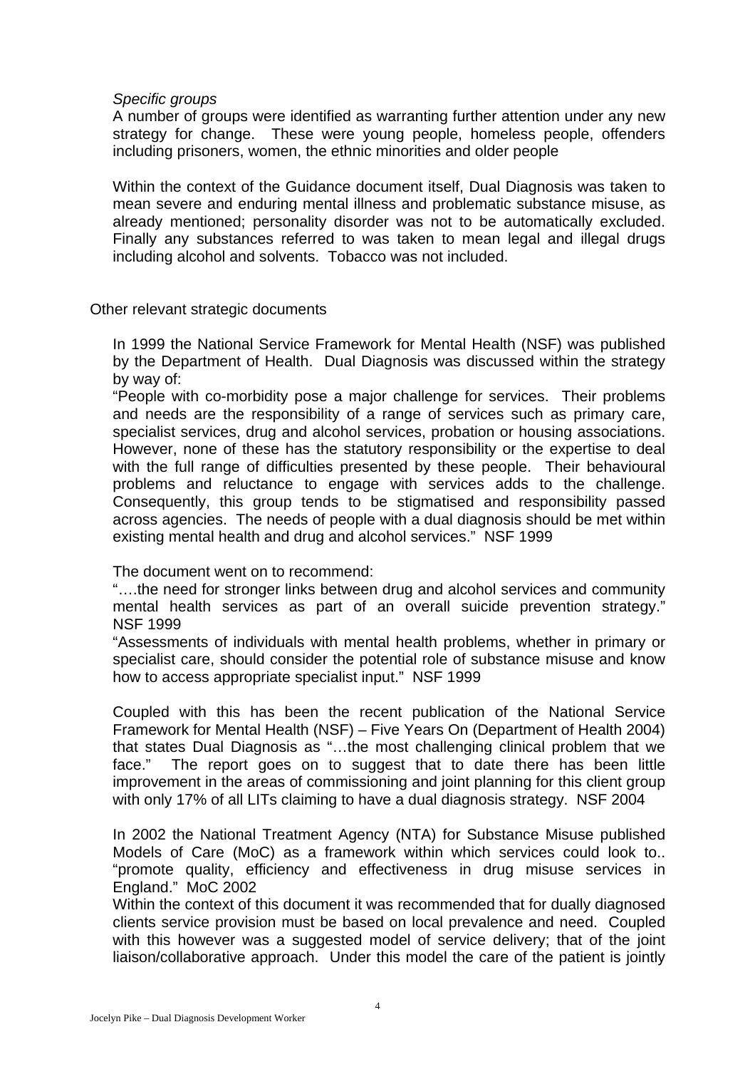*Specific groups*

A number of groups were identified as warranting further attention under any new strategy for change. These were young people, homeless people, offenders including prisoners, women, the ethnic minorities and older people

Within the context of the Guidance document itself, Dual Diagnosis was taken to mean severe and enduring mental illness and problematic substance misuse, as already mentioned; personality disorder was not to be automatically excluded. Finally any substances referred to was taken to mean legal and illegal drugs including alcohol and solvents. Tobacco was not included.

Other relevant strategic documents

In 1999 the National Service Framework for Mental Health (NSF) was published by the Department of Health. Dual Diagnosis was discussed within the strategy by way of:

"People with co-morbidity pose a major challenge for services. Their problems and needs are the responsibility of a range of services such as primary care, specialist services, drug and alcohol services, probation or housing associations. However, none of these has the statutory responsibility or the expertise to deal with the full range of difficulties presented by these people. Their behavioural problems and reluctance to engage with services adds to the challenge. Consequently, this group tends to be stigmatised and responsibility passed across agencies. The needs of people with a dual diagnosis should be met within existing mental health and drug and alcohol services." NSF 1999

The document went on to recommend:

"….the need for stronger links between drug and alcohol services and community mental health services as part of an overall suicide prevention strategy." NSF 1999

"Assessments of individuals with mental health problems, whether in primary or specialist care, should consider the potential role of substance misuse and know how to access appropriate specialist input." NSF 1999

Coupled with this has been the recent publication of the National Service Framework for Mental Health (NSF) – Five Years On (Department of Health 2004) that states Dual Diagnosis as "…the most challenging clinical problem that we face." The report goes on to suggest that to date there has been little improvement in the areas of commissioning and joint planning for this client group with only 17% of all LITs claiming to have a dual diagnosis strategy. NSF 2004

In 2002 the National Treatment Agency (NTA) for Substance Misuse published Models of Care (MoC) as a framework within which services could look to.. "promote quality, efficiency and effectiveness in drug misuse services in England." MoC 2002

Within the context of this document it was recommended that for dually diagnosed clients service provision must be based on local prevalence and need. Coupled with this however was a suggested model of service delivery; that of the joint liaison/collaborative approach. Under this model the care of the patient is jointly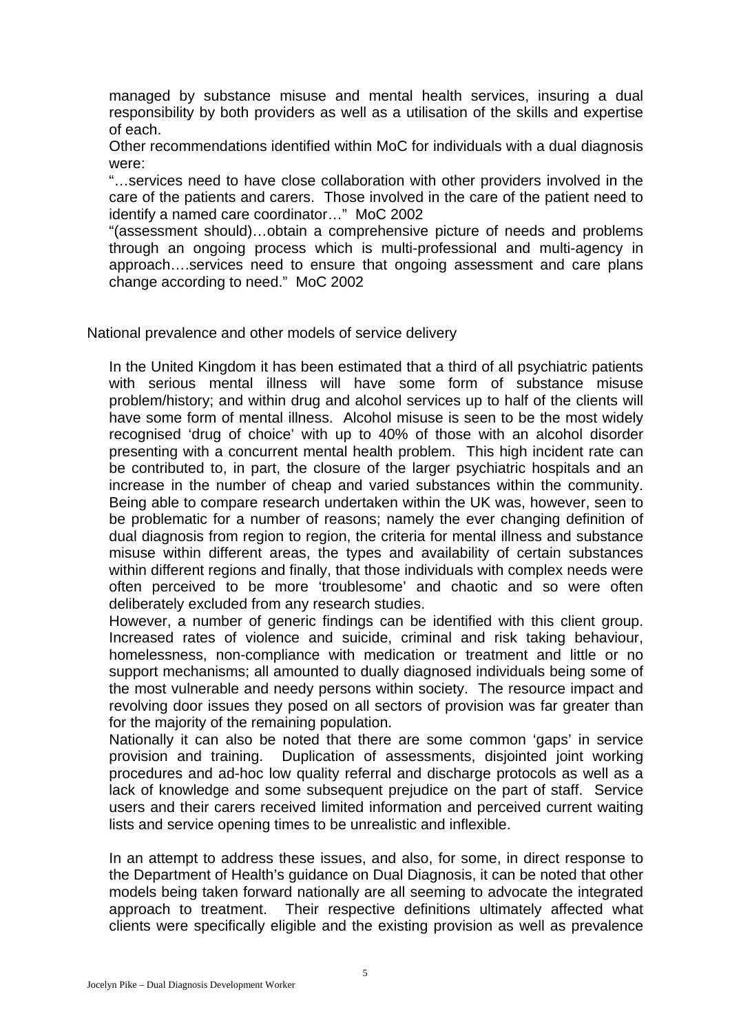managed by substance misuse and mental health services, insuring a dual responsibility by both providers as well as a utilisation of the skills and expertise of each.

Other recommendations identified within MoC for individuals with a dual diagnosis were:

"…services need to have close collaboration with other providers involved in the care of the patients and carers. Those involved in the care of the patient need to identify a named care coordinator…" MoC 2002

"(assessment should)…obtain a comprehensive picture of needs and problems through an ongoing process which is multi-professional and multi-agency in approach….services need to ensure that ongoing assessment and care plans change according to need." MoC 2002

## National prevalence and other models of service delivery

In the United Kingdom it has been estimated that a third of all psychiatric patients with serious mental illness will have some form of substance misuse problem/history; and within drug and alcohol services up to half of the clients will have some form of mental illness. Alcohol misuse is seen to be the most widely recognised 'drug of choice' with up to 40% of those with an alcohol disorder presenting with a concurrent mental health problem. This high incident rate can be contributed to, in part, the closure of the larger psychiatric hospitals and an increase in the number of cheap and varied substances within the community. Being able to compare research undertaken within the UK was, however, seen to be problematic for a number of reasons; namely the ever changing definition of dual diagnosis from region to region, the criteria for mental illness and substance misuse within different areas, the types and availability of certain substances within different regions and finally, that those individuals with complex needs were often perceived to be more 'troublesome' and chaotic and so were often deliberately excluded from any research studies.

However, a number of generic findings can be identified with this client group. Increased rates of violence and suicide, criminal and risk taking behaviour, homelessness, non-compliance with medication or treatment and little or no support mechanisms; all amounted to dually diagnosed individuals being some of the most vulnerable and needy persons within society. The resource impact and revolving door issues they posed on all sectors of provision was far greater than for the majority of the remaining population.

Nationally it can also be noted that there are some common 'gaps' in service provision and training. Duplication of assessments, disjointed joint working procedures and ad-hoc low quality referral and discharge protocols as well as a lack of knowledge and some subsequent prejudice on the part of staff. Service users and their carers received limited information and perceived current waiting lists and service opening times to be unrealistic and inflexible.

In an attempt to address these issues, and also, for some, in direct response to the Department of Health's guidance on Dual Diagnosis, it can be noted that other models being taken forward nationally are all seeming to advocate the integrated approach to treatment. Their respective definitions ultimately affected what clients were specifically eligible and the existing provision as well as prevalence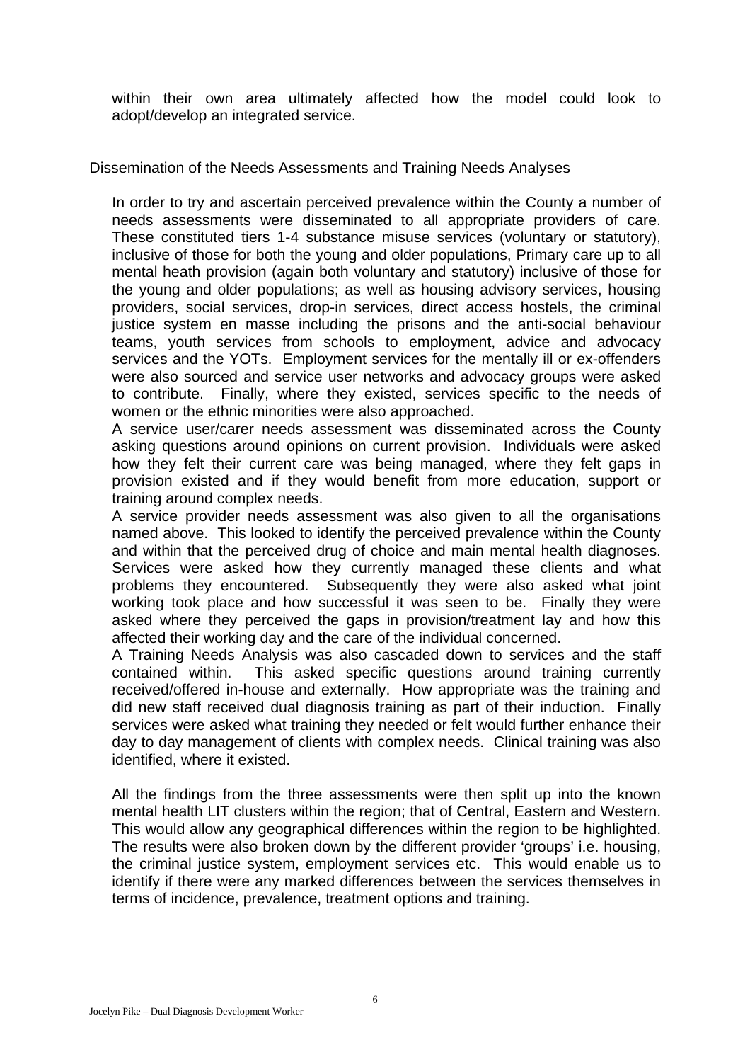within their own area ultimately affected how the model could look to adopt/develop an integrated service.

## Dissemination of the Needs Assessments and Training Needs Analyses

In order to try and ascertain perceived prevalence within the County a number of needs assessments were disseminated to all appropriate providers of care. These constituted tiers 1-4 substance misuse services (voluntary or statutory), inclusive of those for both the young and older populations, Primary care up to all mental heath provision (again both voluntary and statutory) inclusive of those for the young and older populations; as well as housing advisory services, housing providers, social services, drop-in services, direct access hostels, the criminal justice system en masse including the prisons and the anti-social behaviour teams, youth services from schools to employment, advice and advocacy services and the YOTs. Employment services for the mentally ill or ex-offenders were also sourced and service user networks and advocacy groups were asked to contribute. Finally, where they existed, services specific to the needs of women or the ethnic minorities were also approached.

A service user/carer needs assessment was disseminated across the County asking questions around opinions on current provision. Individuals were asked how they felt their current care was being managed, where they felt gaps in provision existed and if they would benefit from more education, support or training around complex needs.

A service provider needs assessment was also given to all the organisations named above. This looked to identify the perceived prevalence within the County and within that the perceived drug of choice and main mental health diagnoses. Services were asked how they currently managed these clients and what problems they encountered. Subsequently they were also asked what joint working took place and how successful it was seen to be. Finally they were asked where they perceived the gaps in provision/treatment lay and how this affected their working day and the care of the individual concerned.

A Training Needs Analysis was also cascaded down to services and the staff contained within. This asked specific questions around training currently received/offered in-house and externally. How appropriate was the training and did new staff received dual diagnosis training as part of their induction. Finally services were asked what training they needed or felt would further enhance their day to day management of clients with complex needs. Clinical training was also identified, where it existed.

All the findings from the three assessments were then split up into the known mental health LIT clusters within the region; that of Central, Eastern and Western. This would allow any geographical differences within the region to be highlighted. The results were also broken down by the different provider 'groups' i.e. housing, the criminal justice system, employment services etc. This would enable us to identify if there were any marked differences between the services themselves in terms of incidence, prevalence, treatment options and training.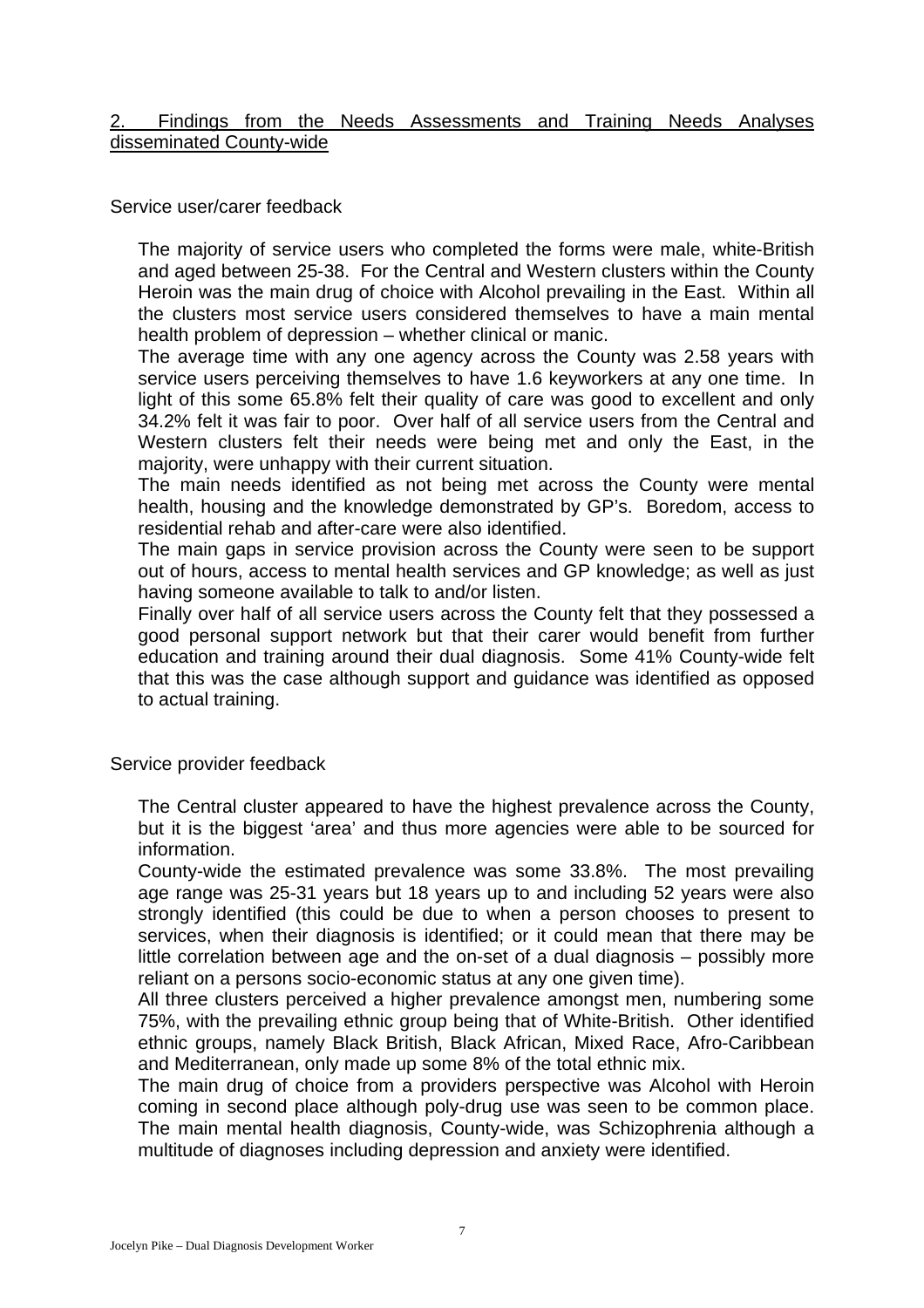## 2. Findings from the Needs Assessments and Training Needs Analyses disseminated County-wide

### Service user/carer feedback

The majority of service users who completed the forms were male, white-British and aged between 25-38. For the Central and Western clusters within the County Heroin was the main drug of choice with Alcohol prevailing in the East. Within all the clusters most service users considered themselves to have a main mental health problem of depression – whether clinical or manic.

The average time with any one agency across the County was 2.58 years with service users perceiving themselves to have 1.6 keyworkers at any one time. In light of this some 65.8% felt their quality of care was good to excellent and only 34.2% felt it was fair to poor. Over half of all service users from the Central and Western clusters felt their needs were being met and only the East, in the majority, were unhappy with their current situation.

The main needs identified as not being met across the County were mental health, housing and the knowledge demonstrated by GP's. Boredom, access to residential rehab and after-care were also identified.

The main gaps in service provision across the County were seen to be support out of hours, access to mental health services and GP knowledge; as well as just having someone available to talk to and/or listen.

Finally over half of all service users across the County felt that they possessed a good personal support network but that their carer would benefit from further education and training around their dual diagnosis. Some 41% County-wide felt that this was the case although support and guidance was identified as opposed to actual training.

### Service provider feedback

The Central cluster appeared to have the highest prevalence across the County, but it is the biggest 'area' and thus more agencies were able to be sourced for information.

County-wide the estimated prevalence was some 33.8%. The most prevailing age range was 25-31 years but 18 years up to and including 52 years were also strongly identified (this could be due to when a person chooses to present to services, when their diagnosis is identified; or it could mean that there may be little correlation between age and the on-set of a dual diagnosis – possibly more reliant on a persons socio-economic status at any one given time).

All three clusters perceived a higher prevalence amongst men, numbering some 75%, with the prevailing ethnic group being that of White-British. Other identified ethnic groups, namely Black British, Black African, Mixed Race, Afro-Caribbean and Mediterranean, only made up some 8% of the total ethnic mix.

The main drug of choice from a providers perspective was Alcohol with Heroin coming in second place although poly-drug use was seen to be common place. The main mental health diagnosis, County-wide, was Schizophrenia although a multitude of diagnoses including depression and anxiety were identified.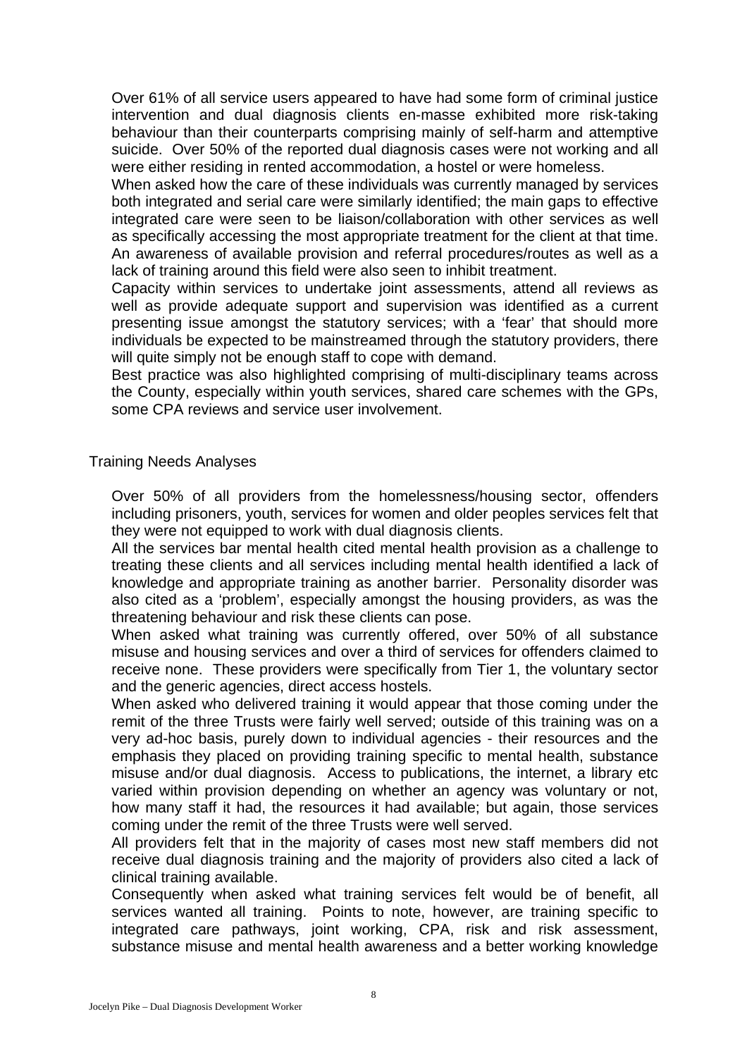Over 61% of all service users appeared to have had some form of criminal justice intervention and dual diagnosis clients en-masse exhibited more risk-taking behaviour than their counterparts comprising mainly of self-harm and attemptive suicide. Over 50% of the reported dual diagnosis cases were not working and all were either residing in rented accommodation, a hostel or were homeless.

When asked how the care of these individuals was currently managed by services both integrated and serial care were similarly identified; the main gaps to effective integrated care were seen to be liaison/collaboration with other services as well as specifically accessing the most appropriate treatment for the client at that time. An awareness of available provision and referral procedures/routes as well as a lack of training around this field were also seen to inhibit treatment.

Capacity within services to undertake joint assessments, attend all reviews as well as provide adequate support and supervision was identified as a current presenting issue amongst the statutory services; with a 'fear' that should more individuals be expected to be mainstreamed through the statutory providers, there will quite simply not be enough staff to cope with demand.

Best practice was also highlighted comprising of multi-disciplinary teams across the County, especially within youth services, shared care schemes with the GPs, some CPA reviews and service user involvement.

## Training Needs Analyses

Over 50% of all providers from the homelessness/housing sector, offenders including prisoners, youth, services for women and older peoples services felt that they were not equipped to work with dual diagnosis clients.

All the services bar mental health cited mental health provision as a challenge to treating these clients and all services including mental health identified a lack of knowledge and appropriate training as another barrier. Personality disorder was also cited as a 'problem', especially amongst the housing providers, as was the threatening behaviour and risk these clients can pose.

When asked what training was currently offered, over 50% of all substance misuse and housing services and over a third of services for offenders claimed to receive none. These providers were specifically from Tier 1, the voluntary sector and the generic agencies, direct access hostels.

When asked who delivered training it would appear that those coming under the remit of the three Trusts were fairly well served; outside of this training was on a very ad-hoc basis, purely down to individual agencies - their resources and the emphasis they placed on providing training specific to mental health, substance misuse and/or dual diagnosis. Access to publications, the internet, a library etc varied within provision depending on whether an agency was voluntary or not, how many staff it had, the resources it had available; but again, those services coming under the remit of the three Trusts were well served.

All providers felt that in the majority of cases most new staff members did not receive dual diagnosis training and the majority of providers also cited a lack of clinical training available.

Consequently when asked what training services felt would be of benefit, all services wanted all training. Points to note, however, are training specific to integrated care pathways, joint working, CPA, risk and risk assessment, substance misuse and mental health awareness and a better working knowledge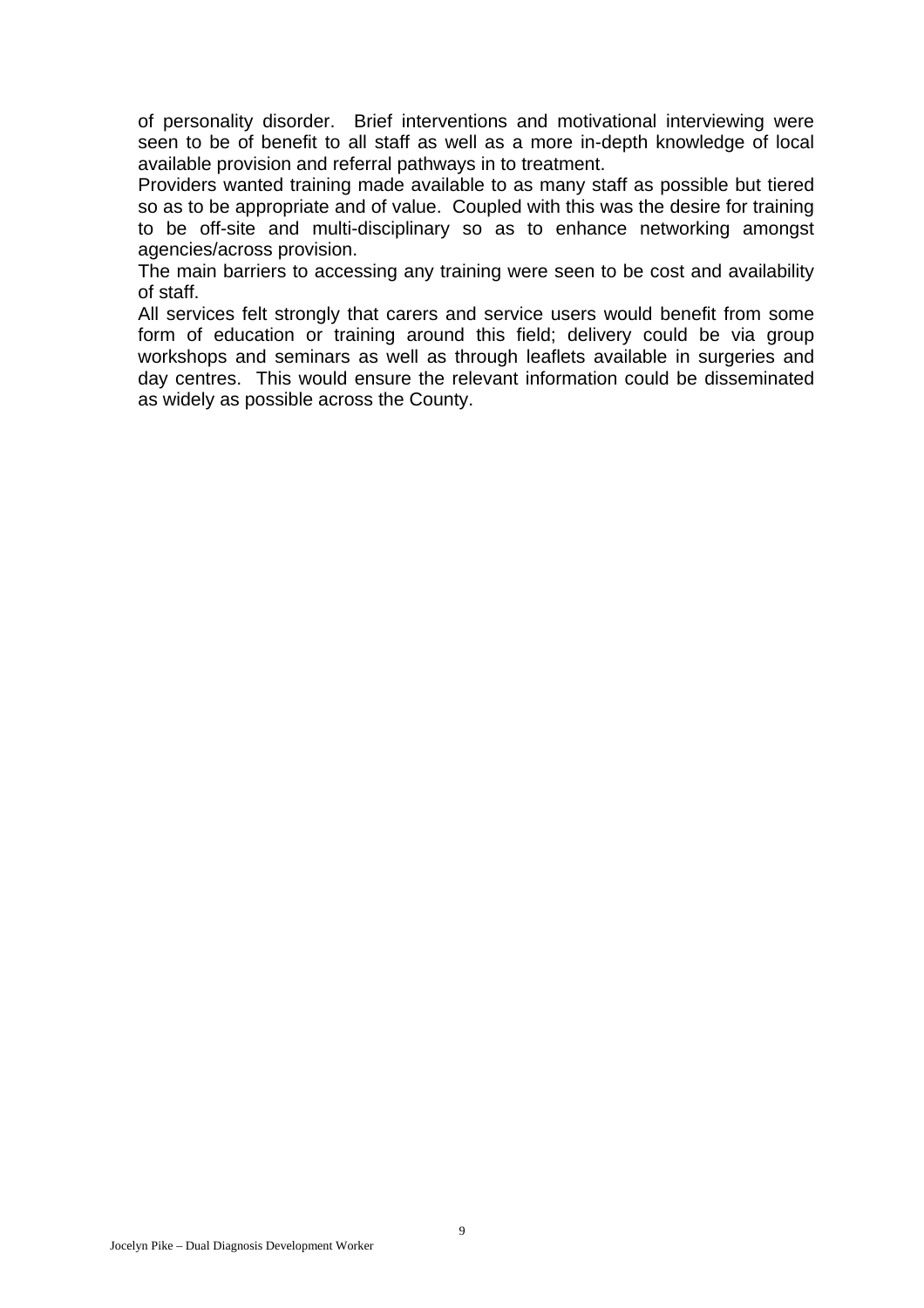of personality disorder. Brief interventions and motivational interviewing were seen to be of benefit to all staff as well as a more in-depth knowledge of local available provision and referral pathways in to treatment.

Providers wanted training made available to as many staff as possible but tiered so as to be appropriate and of value. Coupled with this was the desire for training to be off-site and multi-disciplinary so as to enhance networking amongst agencies/across provision.

The main barriers to accessing any training were seen to be cost and availability of staff.

All services felt strongly that carers and service users would benefit from some form of education or training around this field; delivery could be via group workshops and seminars as well as through leaflets available in surgeries and day centres. This would ensure the relevant information could be disseminated as widely as possible across the County.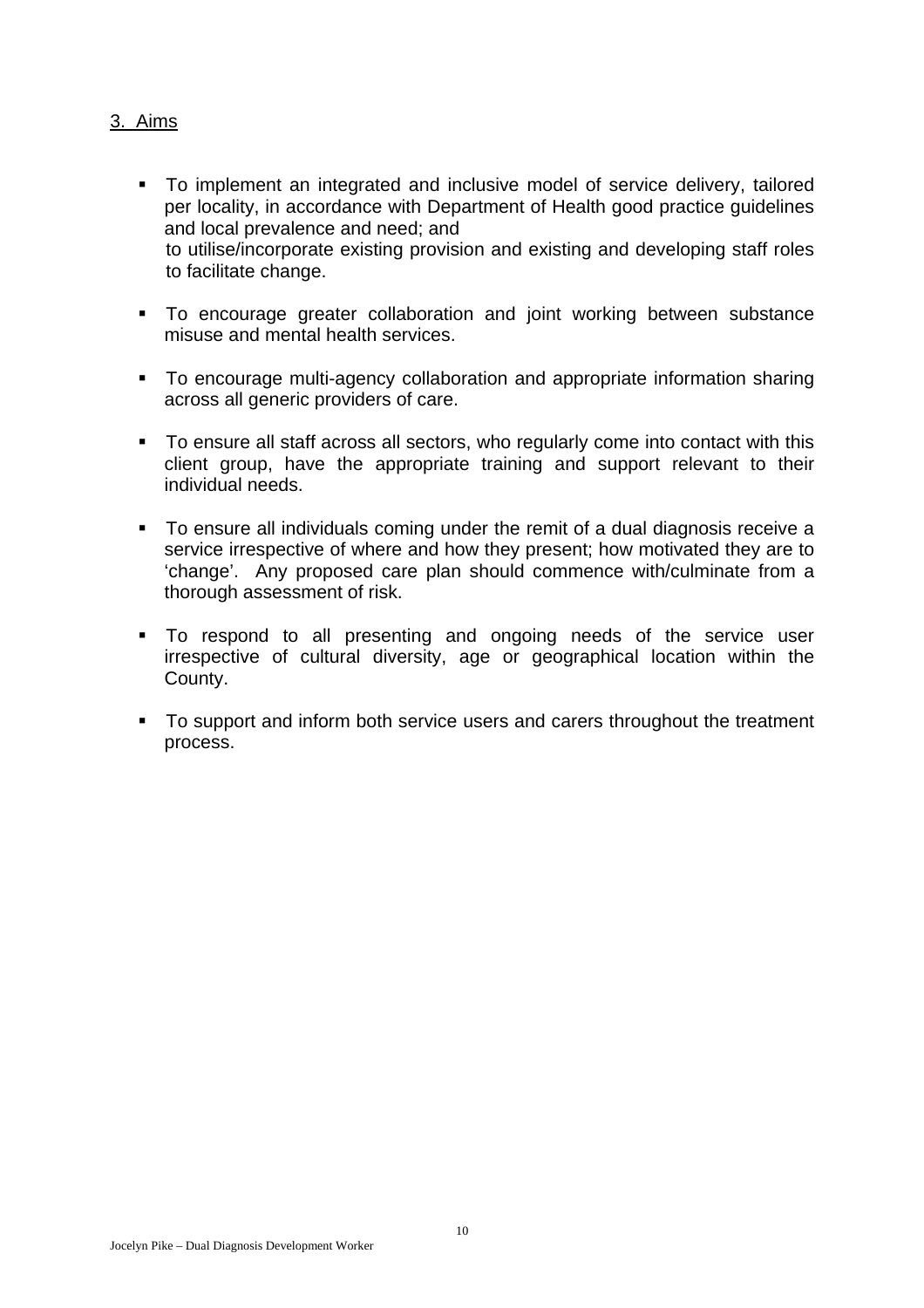## 3. Aims

- To implement an integrated and inclusive model of service delivery, tailored per locality, in accordance with Department of Health good practice guidelines and local prevalence and need; and
  to utilise/incorporate existing provision and existing and developing staff roles to facilitate change.
- To encourage greater collaboration and joint working between substance misuse and mental health services.
- To encourage multi-agency collaboration and appropriate information sharing across all generic providers of care.
- To ensure all staff across all sectors, who regularly come into contact with this client group, have the appropriate training and support relevant to their individual needs.
- To ensure all individuals coming under the remit of a dual diagnosis receive a service irrespective of where and how they present; how motivated they are to 'change'. Any proposed care plan should commence with/culminate from a thorough assessment of risk.
- To respond to all presenting and ongoing needs of the service user irrespective of cultural diversity, age or geographical location within the County.
- To support and inform both service users and carers throughout the treatment process.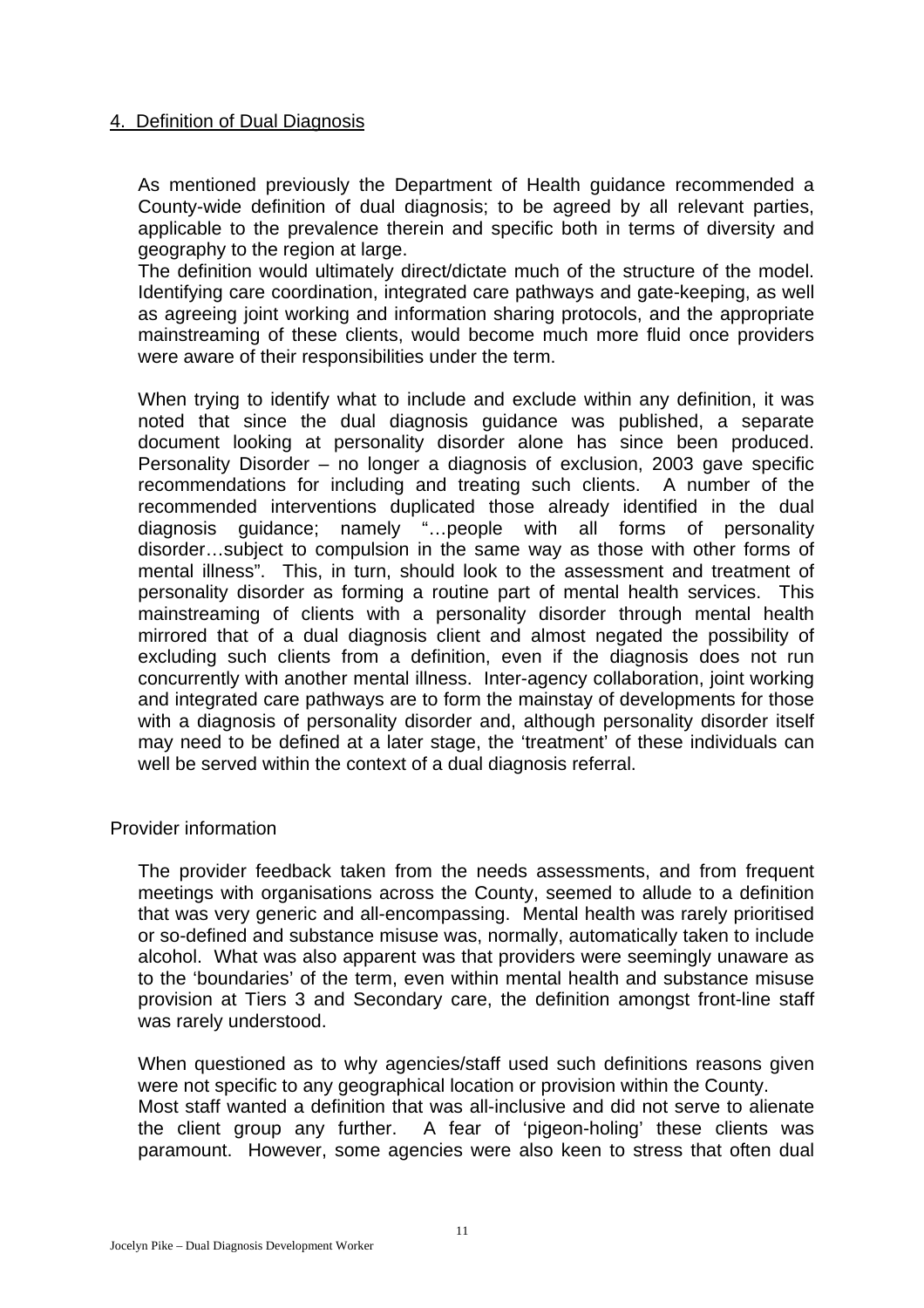## 4. Definition of Dual Diagnosis

As mentioned previously the Department of Health guidance recommended a County-wide definition of dual diagnosis; to be agreed by all relevant parties, applicable to the prevalence therein and specific both in terms of diversity and geography to the region at large.

The definition would ultimately direct/dictate much of the structure of the model. Identifying care coordination, integrated care pathways and gate-keeping, as well as agreeing joint working and information sharing protocols, and the appropriate mainstreaming of these clients, would become much more fluid once providers were aware of their responsibilities under the term.

When trying to identify what to include and exclude within any definition, it was noted that since the dual diagnosis guidance was published, a separate document looking at personality disorder alone has since been produced. Personality Disorder – no longer a diagnosis of exclusion, 2003 gave specific recommendations for including and treating such clients. A number of the recommended interventions duplicated those already identified in the dual diagnosis guidance; namely "…people with all forms of personality disorder…subject to compulsion in the same way as those with other forms of mental illness". This, in turn, should look to the assessment and treatment of personality disorder as forming a routine part of mental health services. This mainstreaming of clients with a personality disorder through mental health mirrored that of a dual diagnosis client and almost negated the possibility of excluding such clients from a definition, even if the diagnosis does not run concurrently with another mental illness. Inter-agency collaboration, joint working and integrated care pathways are to form the mainstay of developments for those with a diagnosis of personality disorder and, although personality disorder itself may need to be defined at a later stage, the 'treatment' of these individuals can well be served within the context of a dual diagnosis referral.

### Provider information

The provider feedback taken from the needs assessments, and from frequent meetings with organisations across the County, seemed to allude to a definition that was very generic and all-encompassing. Mental health was rarely prioritised or so-defined and substance misuse was, normally, automatically taken to include alcohol. What was also apparent was that providers were seemingly unaware as to the 'boundaries' of the term, even within mental health and substance misuse provision at Tiers 3 and Secondary care, the definition amongst front-line staff was rarely understood.

When questioned as to why agencies/staff used such definitions reasons given were not specific to any geographical location or provision within the County.

Most staff wanted a definition that was all-inclusive and did not serve to alienate the client group any further. A fear of 'pigeon-holing' these clients was paramount. However, some agencies were also keen to stress that often dual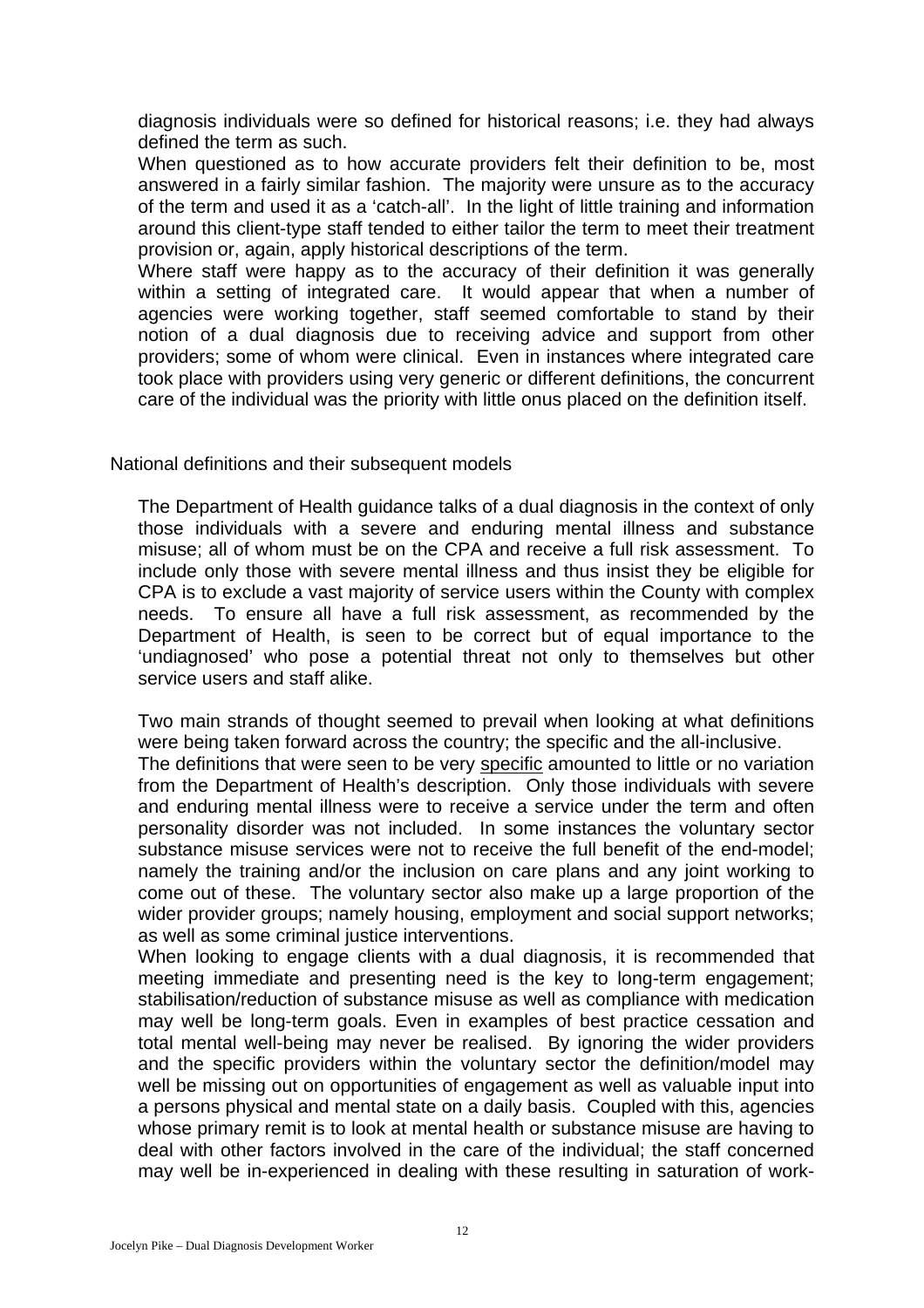diagnosis individuals were so defined for historical reasons; i.e. they had always defined the term as such.

When questioned as to how accurate providers felt their definition to be, most answered in a fairly similar fashion. The majority were unsure as to the accuracy of the term and used it as a 'catch-all'. In the light of little training and information around this client-type staff tended to either tailor the term to meet their treatment provision or, again, apply historical descriptions of the term.

Where staff were happy as to the accuracy of their definition it was generally within a setting of integrated care. It would appear that when a number of agencies were working together, staff seemed comfortable to stand by their notion of a dual diagnosis due to receiving advice and support from other providers; some of whom were clinical. Even in instances where integrated care took place with providers using very generic or different definitions, the concurrent care of the individual was the priority with little onus placed on the definition itself.

National definitions and their subsequent models

The Department of Health guidance talks of a dual diagnosis in the context of only those individuals with a severe and enduring mental illness and substance misuse; all of whom must be on the CPA and receive a full risk assessment. To include only those with severe mental illness and thus insist they be eligible for CPA is to exclude a vast majority of service users within the County with complex needs. To ensure all have a full risk assessment, as recommended by the Department of Health, is seen to be correct but of equal importance to the 'undiagnosed' who pose a potential threat not only to themselves but other service users and staff alike.

Two main strands of thought seemed to prevail when looking at what definitions were being taken forward across the country; the specific and the all-inclusive.

The definitions that were seen to be very <u>specific</u> amounted to little or no variation from the Department of Health's description. Only those individuals with severe and enduring mental illness were to receive a service under the term and often personality disorder was not included. In some instances the voluntary sector substance misuse services were not to receive the full benefit of the end-model; namely the training and/or the inclusion on care plans and any joint working to come out of these. The voluntary sector also make up a large proportion of the wider provider groups; namely housing, employment and social support networks; as well as some criminal justice interventions.

When looking to engage clients with a dual diagnosis, it is recommended that meeting immediate and presenting need is the key to long-term engagement; stabilisation/reduction of substance misuse as well as compliance with medication may well be long-term goals. Even in examples of best practice cessation and total mental well-being may never be realised. By ignoring the wider providers and the specific providers within the voluntary sector the definition/model may well be missing out on opportunities of engagement as well as valuable input into a persons physical and mental state on a daily basis. Coupled with this, agencies whose primary remit is to look at mental health or substance misuse are having to deal with other factors involved in the care of the individual; the staff concerned may well be in-experienced in dealing with these resulting in saturation of work-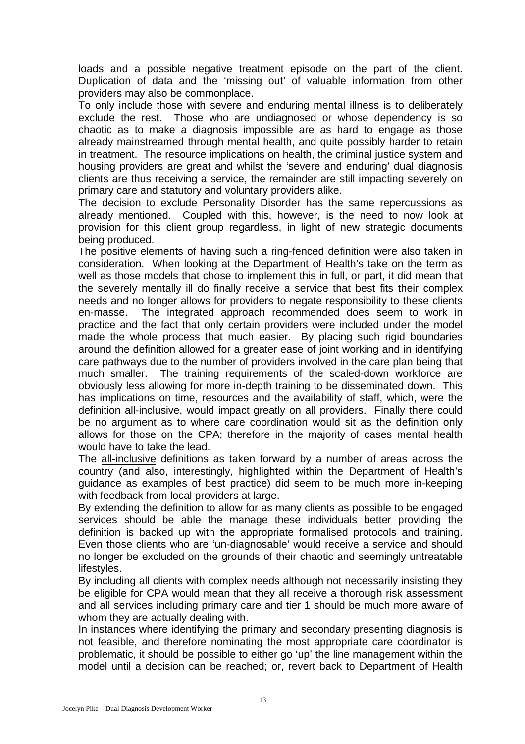loads and a possible negative treatment episode on the part of the client. Duplication of data and the 'missing out' of valuable information from other providers may also be commonplace.

To only include those with severe and enduring mental illness is to deliberately exclude the rest. Those who are undiagnosed or whose dependency is so chaotic as to make a diagnosis impossible are as hard to engage as those already mainstreamed through mental health, and quite possibly harder to retain in treatment. The resource implications on health, the criminal justice system and housing providers are great and whilst the 'severe and enduring' dual diagnosis clients are thus receiving a service, the remainder are still impacting severely on primary care and statutory and voluntary providers alike.

The decision to exclude Personality Disorder has the same repercussions as already mentioned. Coupled with this, however, is the need to now look at provision for this client group regardless, in light of new strategic documents being produced.

The positive elements of having such a ring-fenced definition were also taken in consideration. When looking at the Department of Health's take on the term as well as those models that chose to implement this in full, or part, it did mean that the severely mentally ill do finally receive a service that best fits their complex needs and no longer allows for providers to negate responsibility to these clients en-masse. The integrated approach recommended does seem to work in practice and the fact that only certain providers were included under the model made the whole process that much easier. By placing such rigid boundaries around the definition allowed for a greater ease of joint working and in identifying care pathways due to the number of providers involved in the care plan being that much smaller. The training requirements of the scaled-down workforce are obviously less allowing for more in-depth training to be disseminated down. This has implications on time, resources and the availability of staff, which, were the definition all-inclusive, would impact greatly on all providers. Finally there could be no argument as to where care coordination would sit as the definition only allows for those on the CPA; therefore in the majority of cases mental health would have to take the lead.

The <u>all-inclusive</u> definitions as taken forward by a number of areas across the country (and also, interestingly, highlighted within the Department of Health's guidance as examples of best practice) did seem to be much more in-keeping with feedback from local providers at large.

By extending the definition to allow for as many clients as possible to be engaged services should be able the manage these individuals better providing the definition is backed up with the appropriate formalised protocols and training. Even those clients who are 'un-diagnosable' would receive a service and should no longer be excluded on the grounds of their chaotic and seemingly untreatable lifestyles.

By including all clients with complex needs although not necessarily insisting they be eligible for CPA would mean that they all receive a thorough risk assessment and all services including primary care and tier 1 should be much more aware of whom they are actually dealing with.

In instances where identifying the primary and secondary presenting diagnosis is not feasible, and therefore nominating the most appropriate care coordinator is problematic, it should be possible to either go 'up' the line management within the model until a decision can be reached; or, revert back to Department of Health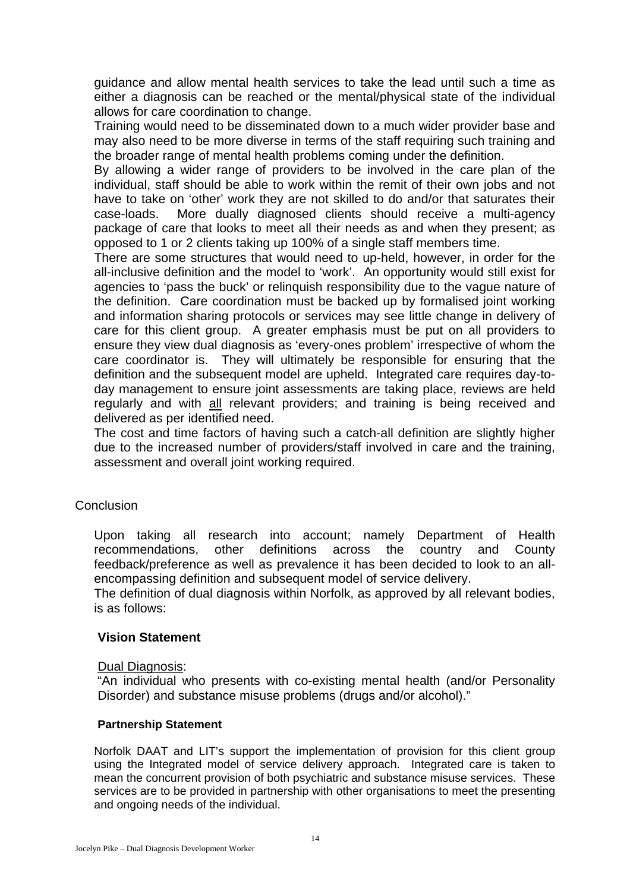guidance and allow mental health services to take the lead until such a time as either a diagnosis can be reached or the mental/physical state of the individual allows for care coordination to change.

Training would need to be disseminated down to a much wider provider base and may also need to be more diverse in terms of the staff requiring such training and the broader range of mental health problems coming under the definition.

By allowing a wider range of providers to be involved in the care plan of the individual, staff should be able to work within the remit of their own jobs and not have to take on 'other' work they are not skilled to do and/or that saturates their case-loads. More dually diagnosed clients should receive a multi-agency package of care that looks to meet all their needs as and when they present; as opposed to 1 or 2 clients taking up 100% of a single staff members time.

There are some structures that would need to up-held, however, in order for the all-inclusive definition and the model to 'work'. An opportunity would still exist for agencies to 'pass the buck' or relinquish responsibility due to the vague nature of the definition. Care coordination must be backed up by formalised joint working and information sharing protocols or services may see little change in delivery of care for this client group. A greater emphasis must be put on all providers to ensure they view dual diagnosis as 'every-ones problem' irrespective of whom the care coordinator is. They will ultimately be responsible for ensuring that the definition and the subsequent model are upheld. Integrated care requires day-to-day management to ensure joint assessments are taking place, reviews are held regularly and with <u>all</u> relevant providers; and training is being received and delivered as per identified need.

The cost and time factors of having such a catch-all definition are slightly higher due to the increased number of providers/staff involved in care and the training, assessment and overall joint working required.

## Conclusion

Upon taking all research into account; namely Department of Health recommendations, other definitions across the country and County feedback/preference as well as prevalence it has been decided to look to an all-encompassing definition and subsequent model of service delivery.

The definition of dual diagnosis within Norfolk, as approved by all relevant bodies, is as follows:

### Vision Statement

<u>Dual Diagnosis</u>:

"An individual who presents with co-existing mental health (and/or Personality Disorder) and substance misuse problems (drugs and/or alcohol)."

#### Partnership Statement

Norfolk DAAT and LIT's support the implementation of provision for this client group using the Integrated model of service delivery approach. Integrated care is taken to mean the concurrent provision of both psychiatric and substance misuse services. These services are to be provided in partnership with other organisations to meet the presenting and ongoing needs of the individual.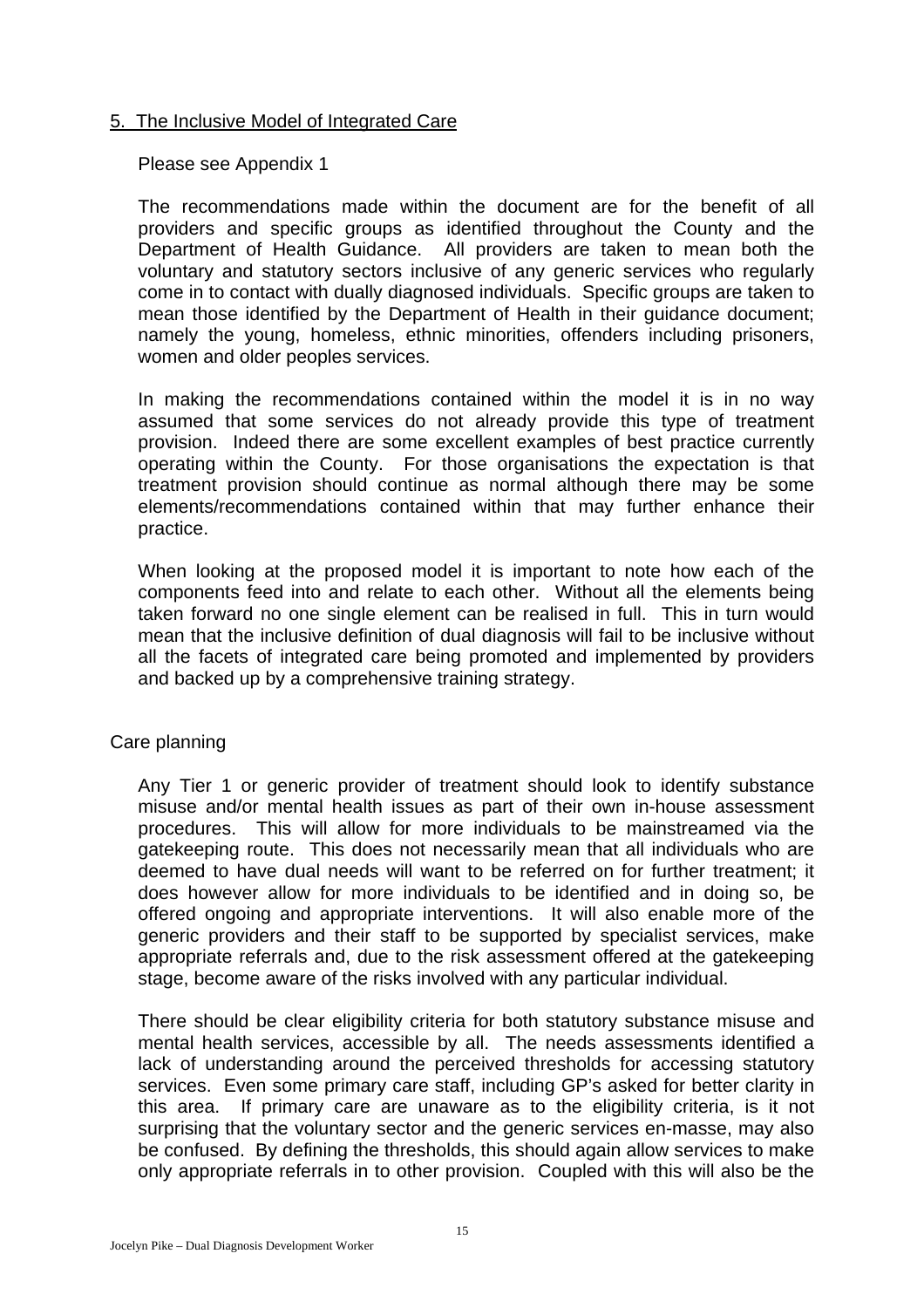## 5. The Inclusive Model of Integrated Care

Please see Appendix 1

The recommendations made within the document are for the benefit of all providers and specific groups as identified throughout the County and the Department of Health Guidance. All providers are taken to mean both the voluntary and statutory sectors inclusive of any generic services who regularly come in to contact with dually diagnosed individuals. Specific groups are taken to mean those identified by the Department of Health in their guidance document; namely the young, homeless, ethnic minorities, offenders including prisoners, women and older peoples services.

In making the recommendations contained within the model it is in no way assumed that some services do not already provide this type of treatment provision. Indeed there are some excellent examples of best practice currently operating within the County. For those organisations the expectation is that treatment provision should continue as normal although there may be some elements/recommendations contained within that may further enhance their practice.

When looking at the proposed model it is important to note how each of the components feed into and relate to each other. Without all the elements being taken forward no one single element can be realised in full. This in turn would mean that the inclusive definition of dual diagnosis will fail to be inclusive without all the facets of integrated care being promoted and implemented by providers and backed up by a comprehensive training strategy.

### Care planning

Any Tier 1 or generic provider of treatment should look to identify substance misuse and/or mental health issues as part of their own in-house assessment procedures. This will allow for more individuals to be mainstreamed via the gatekeeping route. This does not necessarily mean that all individuals who are deemed to have dual needs will want to be referred on for further treatment; it does however allow for more individuals to be identified and in doing so, be offered ongoing and appropriate interventions. It will also enable more of the generic providers and their staff to be supported by specialist services, make appropriate referrals and, due to the risk assessment offered at the gatekeeping stage, become aware of the risks involved with any particular individual.

There should be clear eligibility criteria for both statutory substance misuse and mental health services, accessible by all. The needs assessments identified a lack of understanding around the perceived thresholds for accessing statutory services. Even some primary care staff, including GP's asked for better clarity in this area. If primary care are unaware as to the eligibility criteria, is it not surprising that the voluntary sector and the generic services en-masse, may also be confused. By defining the thresholds, this should again allow services to make only appropriate referrals in to other provision. Coupled with this will also be the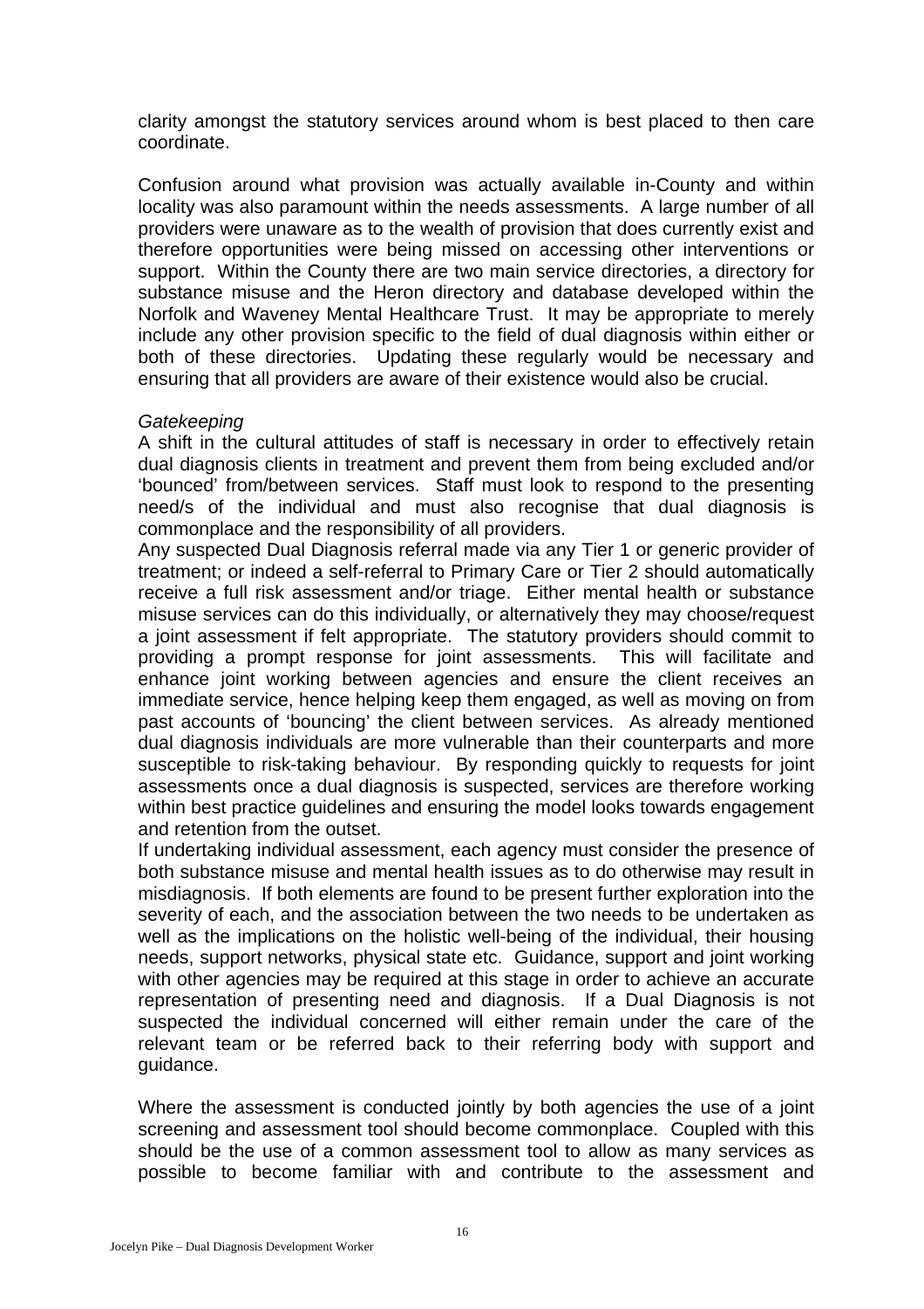clarity amongst the statutory services around whom is best placed to then care coordinate.

Confusion around what provision was actually available in-County and within locality was also paramount within the needs assessments. A large number of all providers were unaware as to the wealth of provision that does currently exist and therefore opportunities were being missed on accessing other interventions or support. Within the County there are two main service directories, a directory for substance misuse and the Heron directory and database developed within the Norfolk and Waveney Mental Healthcare Trust. It may be appropriate to merely include any other provision specific to the field of dual diagnosis within either or both of these directories. Updating these regularly would be necessary and ensuring that all providers are aware of their existence would also be crucial.

*Gatekeeping*

A shift in the cultural attitudes of staff is necessary in order to effectively retain dual diagnosis clients in treatment and prevent them from being excluded and/or 'bounced' from/between services. Staff must look to respond to the presenting need/s of the individual and must also recognise that dual diagnosis is commonplace and the responsibility of all providers.

Any suspected Dual Diagnosis referral made via any Tier 1 or generic provider of treatment; or indeed a self-referral to Primary Care or Tier 2 should automatically receive a full risk assessment and/or triage. Either mental health or substance misuse services can do this individually, or alternatively they may choose/request a joint assessment if felt appropriate. The statutory providers should commit to providing a prompt response for joint assessments. This will facilitate and enhance joint working between agencies and ensure the client receives an immediate service, hence helping keep them engaged, as well as moving on from past accounts of 'bouncing' the client between services. As already mentioned dual diagnosis individuals are more vulnerable than their counterparts and more susceptible to risk-taking behaviour. By responding quickly to requests for joint assessments once a dual diagnosis is suspected, services are therefore working within best practice guidelines and ensuring the model looks towards engagement and retention from the outset.

If undertaking individual assessment, each agency must consider the presence of both substance misuse and mental health issues as to do otherwise may result in misdiagnosis. If both elements are found to be present further exploration into the severity of each, and the association between the two needs to be undertaken as well as the implications on the holistic well-being of the individual, their housing needs, support networks, physical state etc. Guidance, support and joint working with other agencies may be required at this stage in order to achieve an accurate representation of presenting need and diagnosis. If a Dual Diagnosis is not suspected the individual concerned will either remain under the care of the relevant team or be referred back to their referring body with support and guidance.

Where the assessment is conducted jointly by both agencies the use of a joint screening and assessment tool should become commonplace. Coupled with this should be the use of a common assessment tool to allow as many services as possible to become familiar with and contribute to the assessment and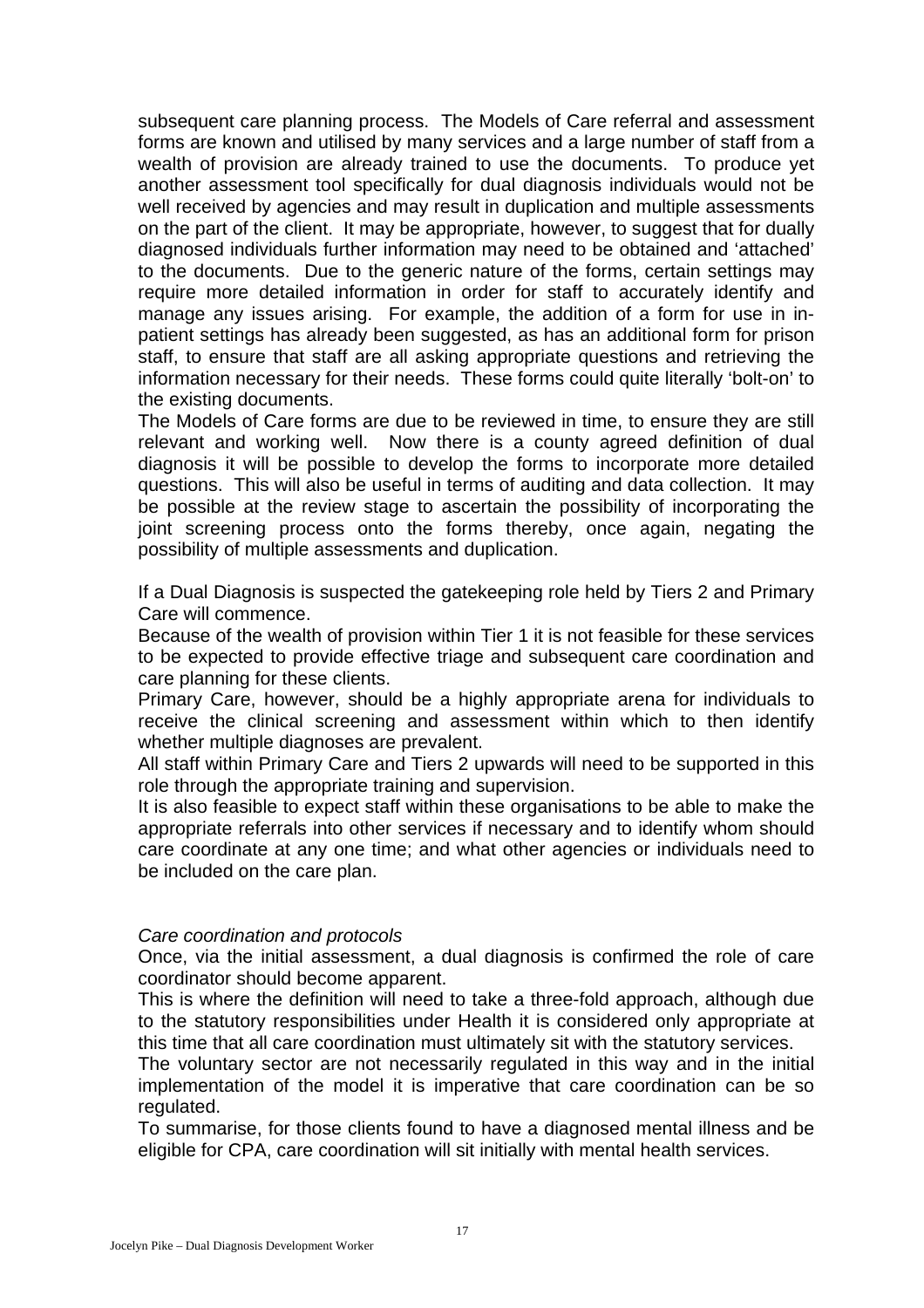subsequent care planning process. The Models of Care referral and assessment forms are known and utilised by many services and a large number of staff from a wealth of provision are already trained to use the documents. To produce yet another assessment tool specifically for dual diagnosis individuals would not be well received by agencies and may result in duplication and multiple assessments on the part of the client. It may be appropriate, however, to suggest that for dually diagnosed individuals further information may need to be obtained and 'attached' to the documents. Due to the generic nature of the forms, certain settings may require more detailed information in order for staff to accurately identify and manage any issues arising. For example, the addition of a form for use in in-patient settings has already been suggested, as has an additional form for prison staff, to ensure that staff are all asking appropriate questions and retrieving the information necessary for their needs. These forms could quite literally 'bolt-on' to the existing documents.

The Models of Care forms are due to be reviewed in time, to ensure they are still relevant and working well. Now there is a county agreed definition of dual diagnosis it will be possible to develop the forms to incorporate more detailed questions. This will also be useful in terms of auditing and data collection. It may be possible at the review stage to ascertain the possibility of incorporating the joint screening process onto the forms thereby, once again, negating the possibility of multiple assessments and duplication.

If a Dual Diagnosis is suspected the gatekeeping role held by Tiers 2 and Primary Care will commence.

Because of the wealth of provision within Tier 1 it is not feasible for these services to be expected to provide effective triage and subsequent care coordination and care planning for these clients.

Primary Care, however, should be a highly appropriate arena for individuals to receive the clinical screening and assessment within which to then identify whether multiple diagnoses are prevalent.

All staff within Primary Care and Tiers 2 upwards will need to be supported in this role through the appropriate training and supervision.

It is also feasible to expect staff within these organisations to be able to make the appropriate referrals into other services if necessary and to identify whom should care coordinate at any one time; and what other agencies or individuals need to be included on the care plan.

*Care coordination and protocols*

Once, via the initial assessment, a dual diagnosis is confirmed the role of care coordinator should become apparent.

This is where the definition will need to take a three-fold approach, although due to the statutory responsibilities under Health it is considered only appropriate at this time that all care coordination must ultimately sit with the statutory services.

The voluntary sector are not necessarily regulated in this way and in the initial implementation of the model it is imperative that care coordination can be so regulated.

To summarise, for those clients found to have a diagnosed mental illness and be eligible for CPA, care coordination will sit initially with mental health services.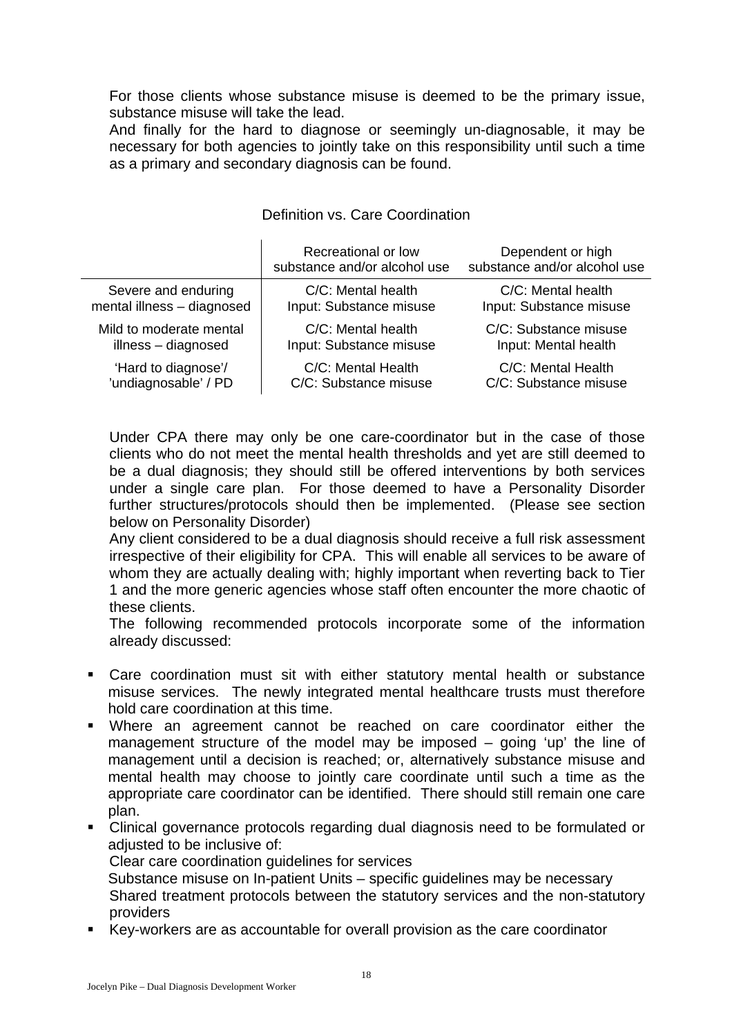For those clients whose substance misuse is deemed to be the primary issue, substance misuse will take the lead.

And finally for the hard to diagnose or seemingly un-diagnosable, it may be necessary for both agencies to jointly take on this responsibility until such a time as a primary and secondary diagnosis can be found.

Definition vs. Care Coordination

| | Recreational or low substance and/or alcohol use | Dependent or high substance and/or alcohol use |
|---|---|---|
| Severe and enduring mental illness – diagnosed | C/C: Mental health<br>Input: Substance misuse | C/C: Mental health<br>Input: Substance misuse |
| Mild to moderate mental illness – diagnosed | C/C: Mental health<br>Input: Substance misuse | C/C: Substance misuse<br>Input: Mental health |
| 'Hard to diagnose'/ 'undiagnosable' / PD | C/C: Mental Health<br>C/C: Substance misuse | C/C: Mental Health<br>C/C: Substance misuse |

Under CPA there may only be one care-coordinator but in the case of those clients who do not meet the mental health thresholds and yet are still deemed to be a dual diagnosis; they should still be offered interventions by both services under a single care plan. For those deemed to have a Personality Disorder further structures/protocols should then be implemented. (Please see section below on Personality Disorder)

Any client considered to be a dual diagnosis should receive a full risk assessment irrespective of their eligibility for CPA. This will enable all services to be aware of whom they are actually dealing with; highly important when reverting back to Tier 1 and the more generic agencies whose staff often encounter the more chaotic of these clients.

The following recommended protocols incorporate some of the information already discussed:

- Care coordination must sit with either statutory mental health or substance misuse services. The newly integrated mental healthcare trusts must therefore hold care coordination at this time.
- Where an agreement cannot be reached on care coordinator either the management structure of the model may be imposed – going 'up' the line of management until a decision is reached; or, alternatively substance misuse and mental health may choose to jointly care coordinate until such a time as the appropriate care coordinator can be identified. There should still remain one care plan.
- Clinical governance protocols regarding dual diagnosis need to be formulated or adjusted to be inclusive of:
  Clear care coordination guidelines for services
  Substance misuse on In-patient Units – specific guidelines may be necessary
  Shared treatment protocols between the statutory services and the non-statutory providers
- Key-workers are as accountable for overall provision as the care coordinator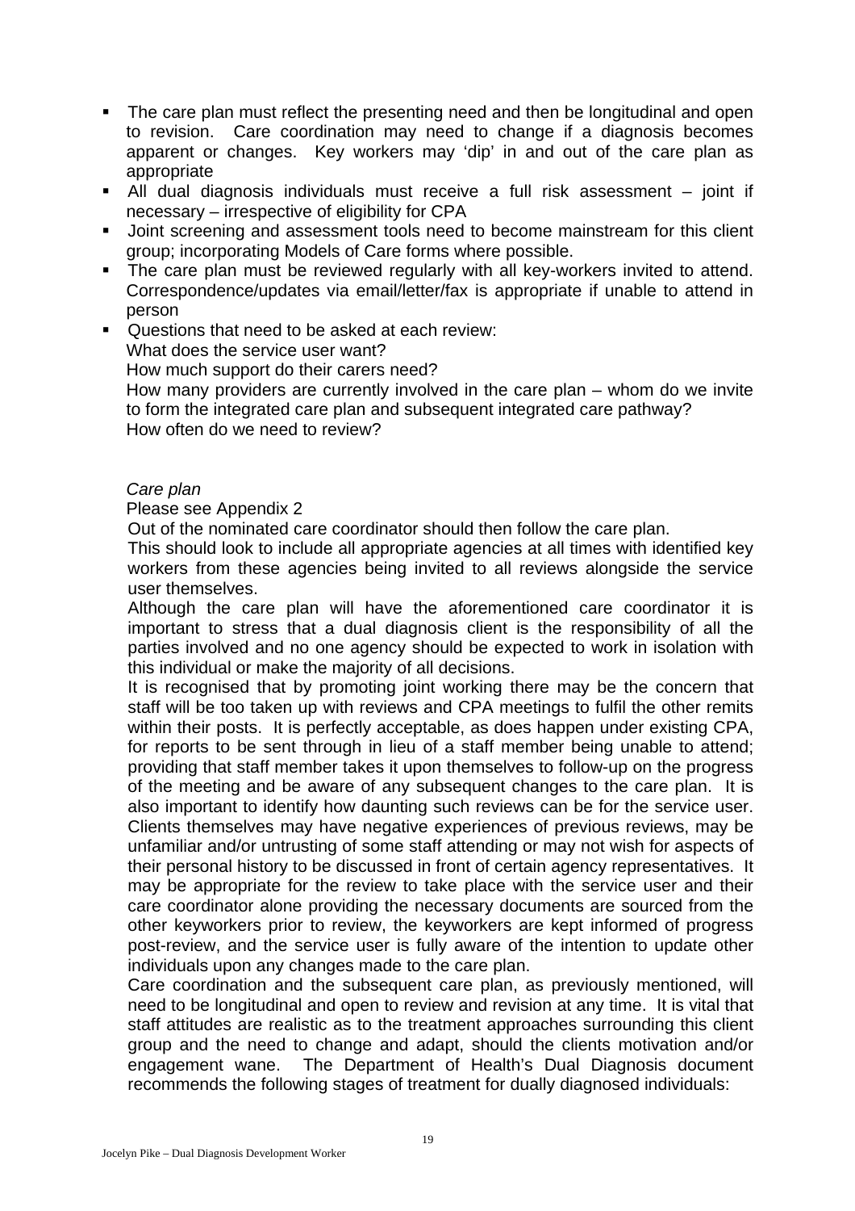- The care plan must reflect the presenting need and then be longitudinal and open to revision. Care coordination may need to change if a diagnosis becomes apparent or changes. Key workers may 'dip' in and out of the care plan as appropriate
- All dual diagnosis individuals must receive a full risk assessment – joint if necessary – irrespective of eligibility for CPA
- Joint screening and assessment tools need to become mainstream for this client group; incorporating Models of Care forms where possible.
- The care plan must be reviewed regularly with all key-workers invited to attend. Correspondence/updates via email/letter/fax is appropriate if unable to attend in person
- Questions that need to be asked at each review:
  What does the service user want?
  How much support do their carers need?
  How many providers are currently involved in the care plan – whom do we invite to form the integrated care plan and subsequent integrated care pathway?
  How often do we need to review?

*Care plan*

Please see Appendix 2

Out of the nominated care coordinator should then follow the care plan.

This should look to include all appropriate agencies at all times with identified key workers from these agencies being invited to all reviews alongside the service user themselves.

Although the care plan will have the aforementioned care coordinator it is important to stress that a dual diagnosis client is the responsibility of all the parties involved and no one agency should be expected to work in isolation with this individual or make the majority of all decisions.

It is recognised that by promoting joint working there may be the concern that staff will be too taken up with reviews and CPA meetings to fulfil the other remits within their posts. It is perfectly acceptable, as does happen under existing CPA, for reports to be sent through in lieu of a staff member being unable to attend; providing that staff member takes it upon themselves to follow-up on the progress of the meeting and be aware of any subsequent changes to the care plan. It is also important to identify how daunting such reviews can be for the service user. Clients themselves may have negative experiences of previous reviews, may be unfamiliar and/or untrusting of some staff attending or may not wish for aspects of their personal history to be discussed in front of certain agency representatives. It may be appropriate for the review to take place with the service user and their care coordinator alone providing the necessary documents are sourced from the other keyworkers prior to review, the keyworkers are kept informed of progress post-review, and the service user is fully aware of the intention to update other individuals upon any changes made to the care plan.

Care coordination and the subsequent care plan, as previously mentioned, will need to be longitudinal and open to review and revision at any time. It is vital that staff attitudes are realistic as to the treatment approaches surrounding this client group and the need to change and adapt, should the clients motivation and/or engagement wane. The Department of Health's Dual Diagnosis document recommends the following stages of treatment for dually diagnosed individuals: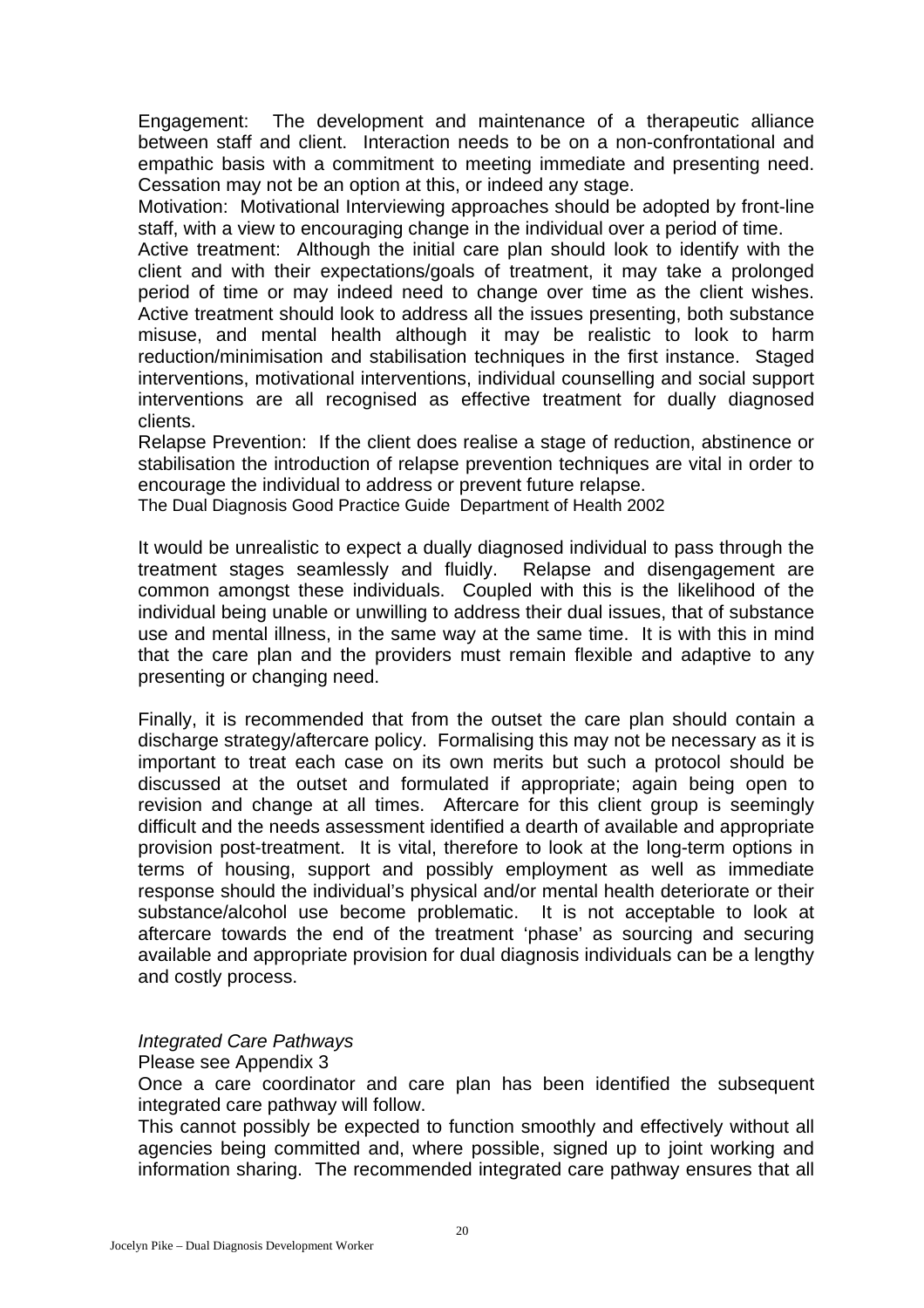Engagement: The development and maintenance of a therapeutic alliance between staff and client. Interaction needs to be on a non-confrontational and empathic basis with a commitment to meeting immediate and presenting need. Cessation may not be an option at this, or indeed any stage.

Motivation: Motivational Interviewing approaches should be adopted by front-line staff, with a view to encouraging change in the individual over a period of time.

Active treatment: Although the initial care plan should look to identify with the client and with their expectations/goals of treatment, it may take a prolonged period of time or may indeed need to change over time as the client wishes. Active treatment should look to address all the issues presenting, both substance misuse, and mental health although it may be realistic to look to harm reduction/minimisation and stabilisation techniques in the first instance. Staged interventions, motivational interventions, individual counselling and social support interventions are all recognised as effective treatment for dually diagnosed clients.

Relapse Prevention: If the client does realise a stage of reduction, abstinence or stabilisation the introduction of relapse prevention techniques are vital in order to encourage the individual to address or prevent future relapse.

The Dual Diagnosis Good Practice Guide Department of Health 2002

It would be unrealistic to expect a dually diagnosed individual to pass through the treatment stages seamlessly and fluidly. Relapse and disengagement are common amongst these individuals. Coupled with this is the likelihood of the individual being unable or unwilling to address their dual issues, that of substance use and mental illness, in the same way at the same time. It is with this in mind that the care plan and the providers must remain flexible and adaptive to any presenting or changing need.

Finally, it is recommended that from the outset the care plan should contain a discharge strategy/aftercare policy. Formalising this may not be necessary as it is important to treat each case on its own merits but such a protocol should be discussed at the outset and formulated if appropriate; again being open to revision and change at all times. Aftercare for this client group is seemingly difficult and the needs assessment identified a dearth of available and appropriate provision post-treatment. It is vital, therefore to look at the long-term options in terms of housing, support and possibly employment as well as immediate response should the individual's physical and/or mental health deteriorate or their substance/alcohol use become problematic. It is not acceptable to look at aftercare towards the end of the treatment 'phase' as sourcing and securing available and appropriate provision for dual diagnosis individuals can be a lengthy and costly process.

*Integrated Care Pathways*

Please see Appendix 3

Once a care coordinator and care plan has been identified the subsequent integrated care pathway will follow.

This cannot possibly be expected to function smoothly and effectively without all agencies being committed and, where possible, signed up to joint working and information sharing. The recommended integrated care pathway ensures that all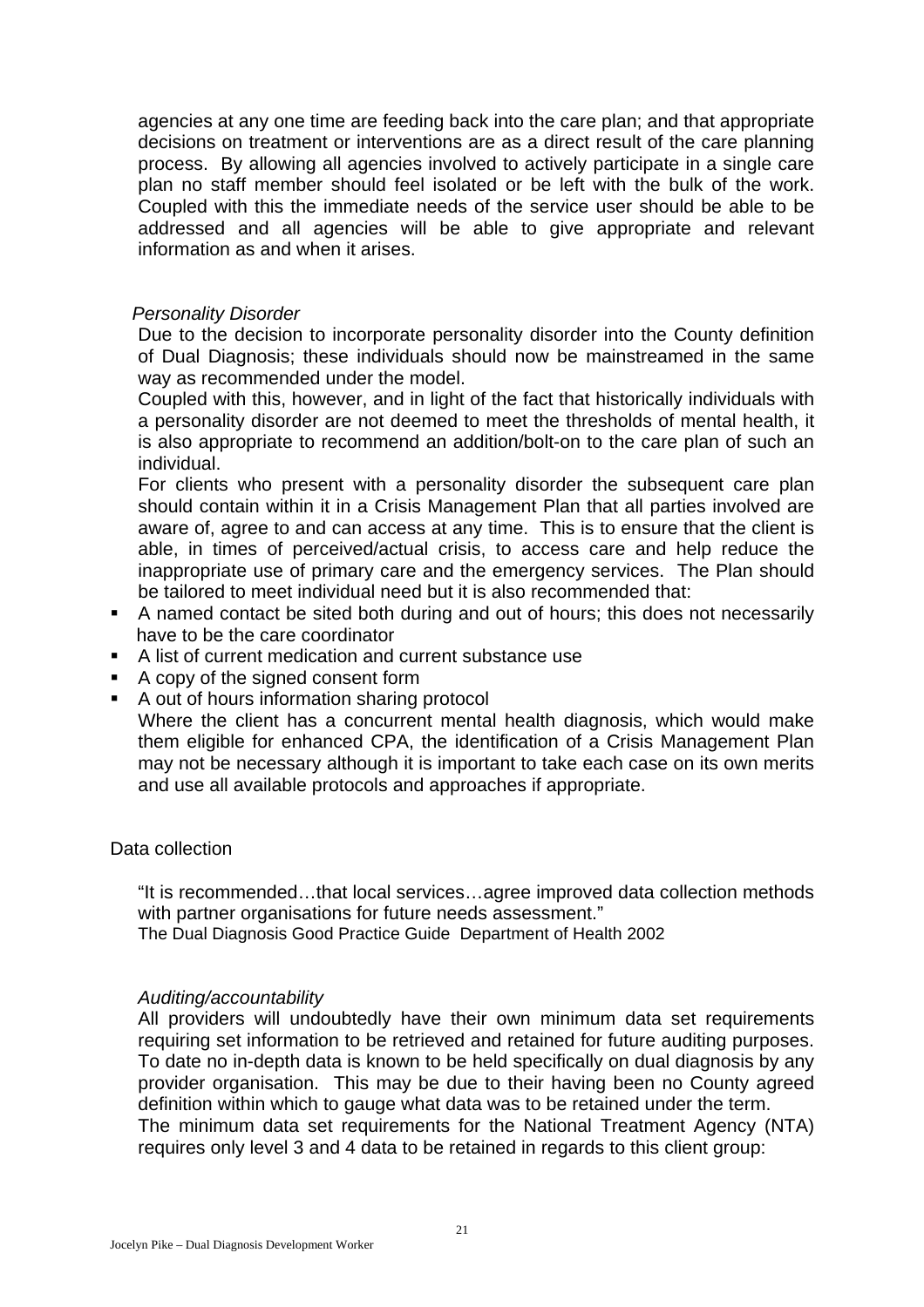agencies at any one time are feeding back into the care plan; and that appropriate decisions on treatment or interventions are as a direct result of the care planning process. By allowing all agencies involved to actively participate in a single care plan no staff member should feel isolated or be left with the bulk of the work. Coupled with this the immediate needs of the service user should be able to be addressed and all agencies will be able to give appropriate and relevant information as and when it arises.

*Personality Disorder*

Due to the decision to incorporate personality disorder into the County definition of Dual Diagnosis; these individuals should now be mainstreamed in the same way as recommended under the model.

Coupled with this, however, and in light of the fact that historically individuals with a personality disorder are not deemed to meet the thresholds of mental health, it is also appropriate to recommend an addition/bolt-on to the care plan of such an individual.

For clients who present with a personality disorder the subsequent care plan should contain within it in a Crisis Management Plan that all parties involved are aware of, agree to and can access at any time. This is to ensure that the client is able, in times of perceived/actual crisis, to access care and help reduce the inappropriate use of primary care and the emergency services. The Plan should be tailored to meet individual need but it is also recommended that:

- A named contact be sited both during and out of hours; this does not necessarily have to be the care coordinator
- A list of current medication and current substance use
- A copy of the signed consent form
- A out of hours information sharing protocol

Where the client has a concurrent mental health diagnosis, which would make them eligible for enhanced CPA, the identification of a Crisis Management Plan may not be necessary although it is important to take each case on its own merits and use all available protocols and approaches if appropriate.

## Data collection

"It is recommended…that local services…agree improved data collection methods with partner organisations for future needs assessment."
The Dual Diagnosis Good Practice Guide Department of Health 2002

*Auditing/accountability*

All providers will undoubtedly have their own minimum data set requirements requiring set information to be retrieved and retained for future auditing purposes. To date no in-depth data is known to be held specifically on dual diagnosis by any provider organisation. This may be due to their having been no County agreed definition within which to gauge what data was to be retained under the term.

The minimum data set requirements for the National Treatment Agency (NTA) requires only level 3 and 4 data to be retained in regards to this client group: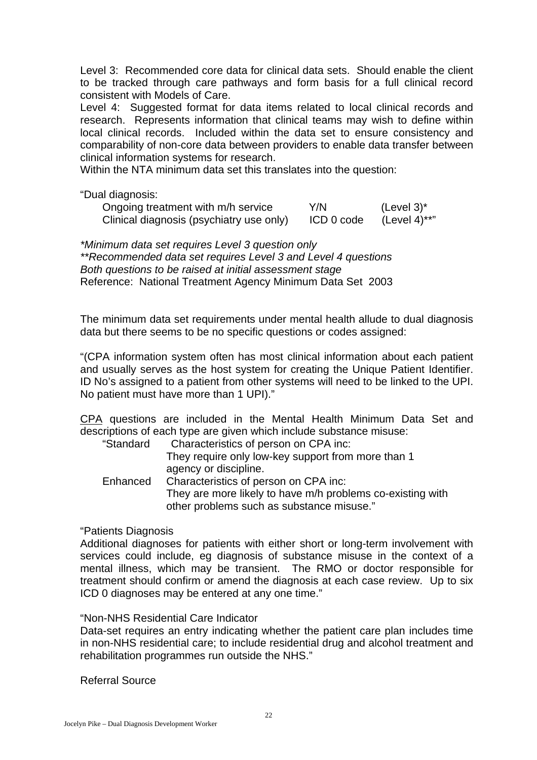Level 3: Recommended core data for clinical data sets. Should enable the client to be tracked through care pathways and form basis for a full clinical record consistent with Models of Care.

Level 4: Suggested format for data items related to local clinical records and research. Represents information that clinical teams may wish to define within local clinical records. Included within the data set to ensure consistency and comparability of non-core data between providers to enable data transfer between clinical information systems for research.

Within the NTA minimum data set this translates into the question:

"Dual diagnosis:

| | | |
|---|---|---|
| Ongoing treatment with m/h service | Y/N | (Level 3)* |
| Clinical diagnosis (psychiatry use only) | ICD 0 code | (Level 4)**" |

*\*Minimum data set requires Level 3 question only*
*\*\*Recommended data set requires Level 3 and Level 4 questions*
*Both questions to be raised at initial assessment stage*
Reference: National Treatment Agency Minimum Data Set 2003

The minimum data set requirements under mental health allude to dual diagnosis data but there seems to be no specific questions or codes assigned:

"(CPA information system often has most clinical information about each patient and usually serves as the host system for creating the Unique Patient Identifier. ID No's assigned to a patient from other systems will need to be linked to the UPI. No patient must have more than 1 UPI)."

<u>CPA</u> questions are included in the Mental Health Minimum Data Set and descriptions of each type are given which include substance misuse:

| | |
|---|---|
| "Standard | Characteristics of person on CPA inc: They require only low-key support from more than 1 agency or discipline. |
| Enhanced | Characteristics of person on CPA inc: They are more likely to have m/h problems co-existing with other problems such as substance misuse." |

"Patients Diagnosis
Additional diagnoses for patients with either short or long-term involvement with services could include, eg diagnosis of substance misuse in the context of a mental illness, which may be transient. The RMO or doctor responsible for treatment should confirm or amend the diagnosis at each case review. Up to six ICD 0 diagnoses may be entered at any one time."

"Non-NHS Residential Care Indicator
Data-set requires an entry indicating whether the patient care plan includes time in non-NHS residential care; to include residential drug and alcohol treatment and rehabilitation programmes run outside the NHS."

Referral Source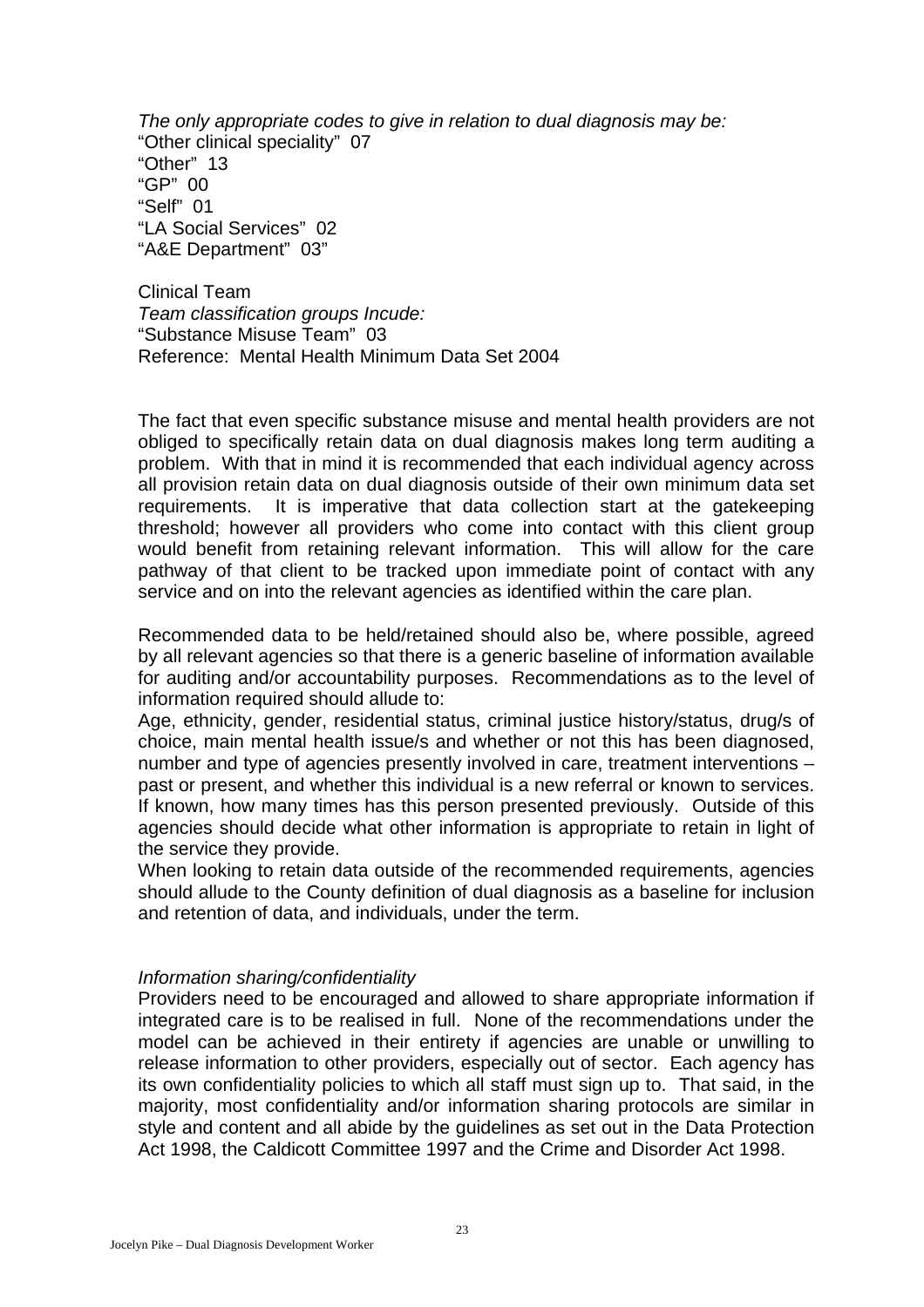*The only appropriate codes to give in relation to dual diagnosis may be:*
"Other clinical speciality" 07
"Other" 13
"GP" 00
"Self" 01
"LA Social Services" 02
"A&E Department" 03"

Clinical Team
*Team classification groups Incude:*
"Substance Misuse Team" 03
Reference: Mental Health Minimum Data Set 2004

The fact that even specific substance misuse and mental health providers are not obliged to specifically retain data on dual diagnosis makes long term auditing a problem. With that in mind it is recommended that each individual agency across all provision retain data on dual diagnosis outside of their own minimum data set requirements. It is imperative that data collection start at the gatekeeping threshold; however all providers who come into contact with this client group would benefit from retaining relevant information. This will allow for the care pathway of that client to be tracked upon immediate point of contact with any service and on into the relevant agencies as identified within the care plan.

Recommended data to be held/retained should also be, where possible, agreed by all relevant agencies so that there is a generic baseline of information available for auditing and/or accountability purposes. Recommendations as to the level of information required should allude to:
Age, ethnicity, gender, residential status, criminal justice history/status, drug/s of choice, main mental health issue/s and whether or not this has been diagnosed, number and type of agencies presently involved in care, treatment interventions – past or present, and whether this individual is a new referral or known to services. If known, how many times has this person presented previously. Outside of this agencies should decide what other information is appropriate to retain in light of the service they provide.
When looking to retain data outside of the recommended requirements, agencies should allude to the County definition of dual diagnosis as a baseline for inclusion and retention of data, and individuals, under the term.

*Information sharing/confidentiality*
Providers need to be encouraged and allowed to share appropriate information if integrated care is to be realised in full. None of the recommendations under the model can be achieved in their entirety if agencies are unable or unwilling to release information to other providers, especially out of sector. Each agency has its own confidentiality policies to which all staff must sign up to. That said, in the majority, most confidentiality and/or information sharing protocols are similar in style and content and all abide by the guidelines as set out in the Data Protection Act 1998, the Caldicott Committee 1997 and the Crime and Disorder Act 1998.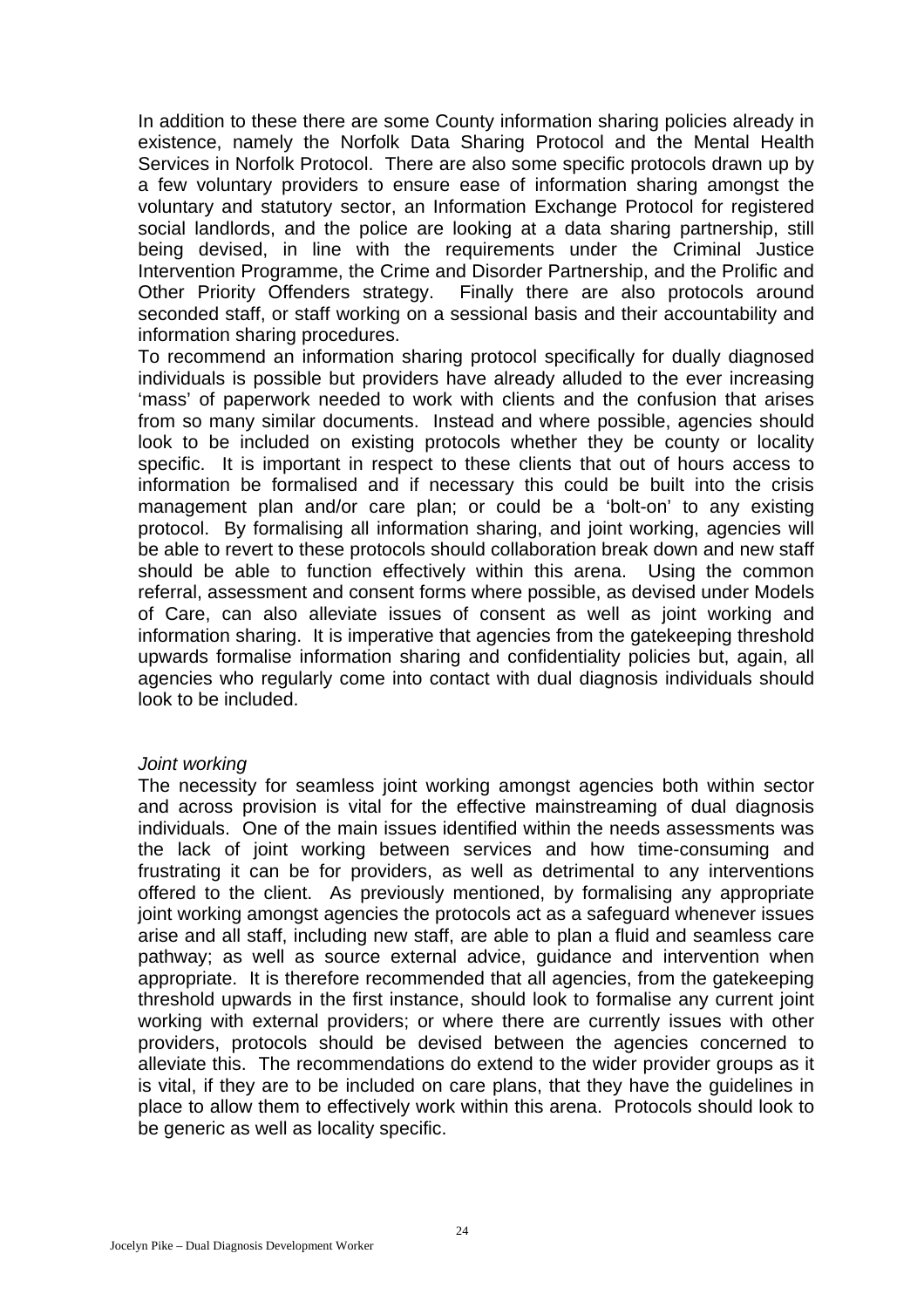In addition to these there are some County information sharing policies already in existence, namely the Norfolk Data Sharing Protocol and the Mental Health Services in Norfolk Protocol. There are also some specific protocols drawn up by a few voluntary providers to ensure ease of information sharing amongst the voluntary and statutory sector, an Information Exchange Protocol for registered social landlords, and the police are looking at a data sharing partnership, still being devised, in line with the requirements under the Criminal Justice Intervention Programme, the Crime and Disorder Partnership, and the Prolific and Other Priority Offenders strategy. Finally there are also protocols around seconded staff, or staff working on a sessional basis and their accountability and information sharing procedures.

To recommend an information sharing protocol specifically for dually diagnosed individuals is possible but providers have already alluded to the ever increasing 'mass' of paperwork needed to work with clients and the confusion that arises from so many similar documents. Instead and where possible, agencies should look to be included on existing protocols whether they be county or locality specific. It is important in respect to these clients that out of hours access to information be formalised and if necessary this could be built into the crisis management plan and/or care plan; or could be a 'bolt-on' to any existing protocol. By formalising all information sharing, and joint working, agencies will be able to revert to these protocols should collaboration break down and new staff should be able to function effectively within this arena. Using the common referral, assessment and consent forms where possible, as devised under Models of Care, can also alleviate issues of consent as well as joint working and information sharing. It is imperative that agencies from the gatekeeping threshold upwards formalise information sharing and confidentiality policies but, again, all agencies who regularly come into contact with dual diagnosis individuals should look to be included.

*Joint working*

The necessity for seamless joint working amongst agencies both within sector and across provision is vital for the effective mainstreaming of dual diagnosis individuals. One of the main issues identified within the needs assessments was the lack of joint working between services and how time-consuming and frustrating it can be for providers, as well as detrimental to any interventions offered to the client. As previously mentioned, by formalising any appropriate joint working amongst agencies the protocols act as a safeguard whenever issues arise and all staff, including new staff, are able to plan a fluid and seamless care pathway; as well as source external advice, guidance and intervention when appropriate. It is therefore recommended that all agencies, from the gatekeeping threshold upwards in the first instance, should look to formalise any current joint working with external providers; or where there are currently issues with other providers, protocols should be devised between the agencies concerned to alleviate this. The recommendations do extend to the wider provider groups as it is vital, if they are to be included on care plans, that they have the guidelines in place to allow them to effectively work within this arena. Protocols should look to be generic as well as locality specific.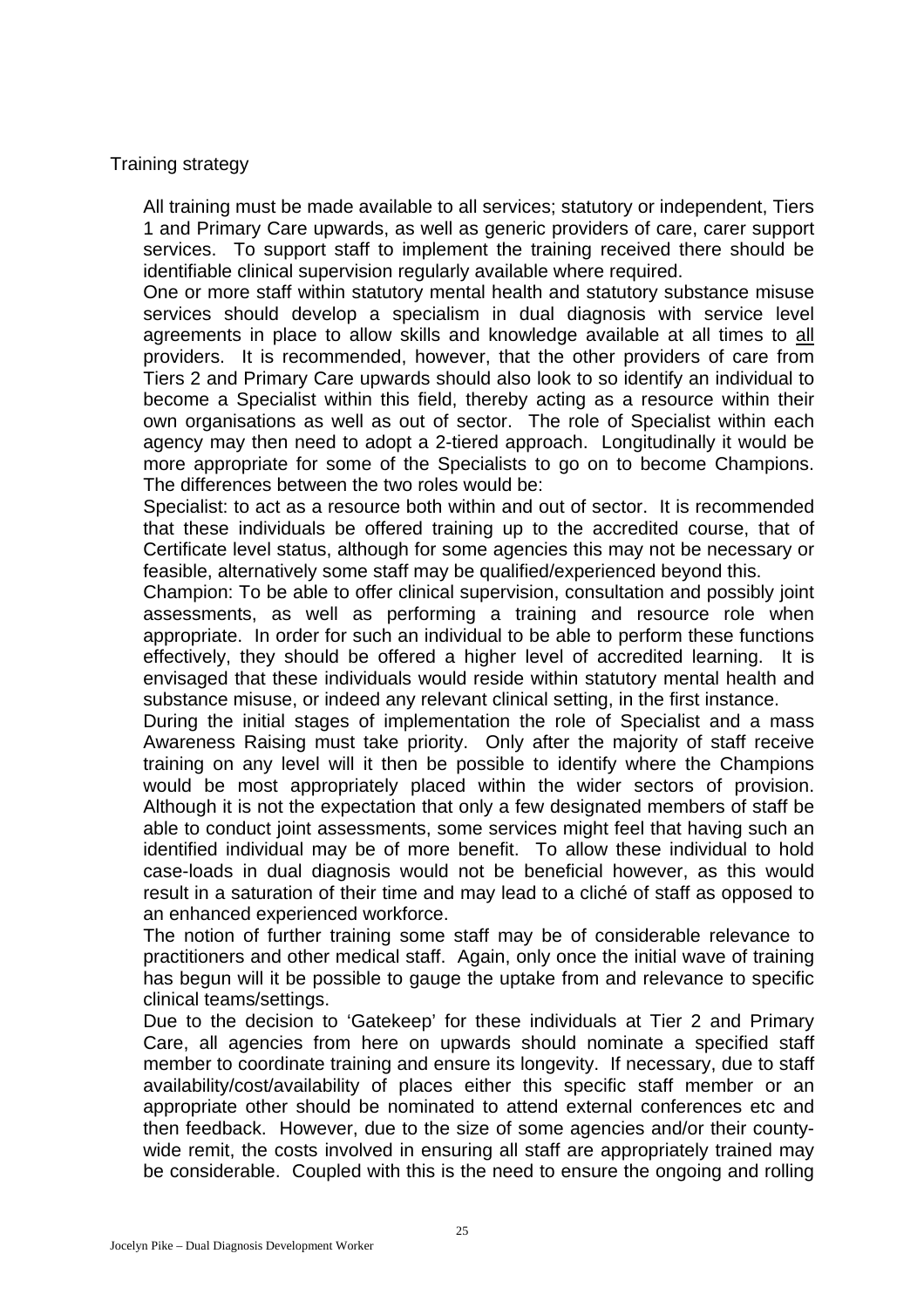Training strategy

All training must be made available to all services; statutory or independent, Tiers 1 and Primary Care upwards, as well as generic providers of care, carer support services. To support staff to implement the training received there should be identifiable clinical supervision regularly available where required.

One or more staff within statutory mental health and statutory substance misuse services should develop a specialism in dual diagnosis with service level agreements in place to allow skills and knowledge available at all times to all providers. It is recommended, however, that the other providers of care from Tiers 2 and Primary Care upwards should also look to so identify an individual to become a Specialist within this field, thereby acting as a resource within their own organisations as well as out of sector. The role of Specialist within each agency may then need to adopt a 2-tiered approach. Longitudinally it would be more appropriate for some of the Specialists to go on to become Champions. The differences between the two roles would be:

Specialist: to act as a resource both within and out of sector. It is recommended that these individuals be offered training up to the accredited course, that of Certificate level status, although for some agencies this may not be necessary or feasible, alternatively some staff may be qualified/experienced beyond this.

Champion: To be able to offer clinical supervision, consultation and possibly joint assessments, as well as performing a training and resource role when appropriate. In order for such an individual to be able to perform these functions effectively, they should be offered a higher level of accredited learning. It is envisaged that these individuals would reside within statutory mental health and substance misuse, or indeed any relevant clinical setting, in the first instance.

During the initial stages of implementation the role of Specialist and a mass Awareness Raising must take priority. Only after the majority of staff receive training on any level will it then be possible to identify where the Champions would be most appropriately placed within the wider sectors of provision. Although it is not the expectation that only a few designated members of staff be able to conduct joint assessments, some services might feel that having such an identified individual may be of more benefit. To allow these individual to hold case-loads in dual diagnosis would not be beneficial however, as this would result in a saturation of their time and may lead to a cliché of staff as opposed to an enhanced experienced workforce.

The notion of further training some staff may be of considerable relevance to practitioners and other medical staff. Again, only once the initial wave of training has begun will it be possible to gauge the uptake from and relevance to specific clinical teams/settings.

Due to the decision to 'Gatekeep' for these individuals at Tier 2 and Primary Care, all agencies from here on upwards should nominate a specified staff member to coordinate training and ensure its longevity. If necessary, due to staff availability/cost/availability of places either this specific staff member or an appropriate other should be nominated to attend external conferences etc and then feedback. However, due to the size of some agencies and/or their county-wide remit, the costs involved in ensuring all staff are appropriately trained may be considerable. Coupled with this is the need to ensure the ongoing and rolling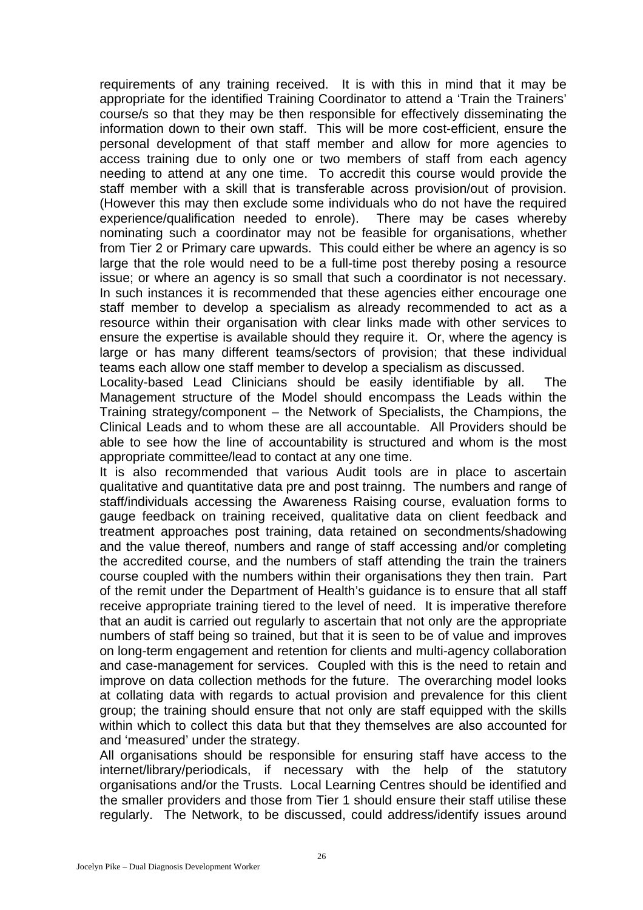requirements of any training received. It is with this in mind that it may be appropriate for the identified Training Coordinator to attend a 'Train the Trainers' course/s so that they may be then responsible for effectively disseminating the information down to their own staff. This will be more cost-efficient, ensure the personal development of that staff member and allow for more agencies to access training due to only one or two members of staff from each agency needing to attend at any one time. To accredit this course would provide the staff member with a skill that is transferable across provision/out of provision. (However this may then exclude some individuals who do not have the required experience/qualification needed to enrole). There may be cases whereby nominating such a coordinator may not be feasible for organisations, whether from Tier 2 or Primary care upwards. This could either be where an agency is so large that the role would need to be a full-time post thereby posing a resource issue; or where an agency is so small that such a coordinator is not necessary. In such instances it is recommended that these agencies either encourage one staff member to develop a specialism as already recommended to act as a resource within their organisation with clear links made with other services to ensure the expertise is available should they require it. Or, where the agency is large or has many different teams/sectors of provision; that these individual teams each allow one staff member to develop a specialism as discussed.

Locality-based Lead Clinicians should be easily identifiable by all. The Management structure of the Model should encompass the Leads within the Training strategy/component – the Network of Specialists, the Champions, the Clinical Leads and to whom these are all accountable. All Providers should be able to see how the line of accountability is structured and whom is the most appropriate committee/lead to contact at any one time.

It is also recommended that various Audit tools are in place to ascertain qualitative and quantitative data pre and post trainng. The numbers and range of staff/individuals accessing the Awareness Raising course, evaluation forms to gauge feedback on training received, qualitative data on client feedback and treatment approaches post training, data retained on secondments/shadowing and the value thereof, numbers and range of staff accessing and/or completing the accredited course, and the numbers of staff attending the train the trainers course coupled with the numbers within their organisations they then train. Part of the remit under the Department of Health's guidance is to ensure that all staff receive appropriate training tiered to the level of need. It is imperative therefore that an audit is carried out regularly to ascertain that not only are the appropriate numbers of staff being so trained, but that it is seen to be of value and improves on long-term engagement and retention for clients and multi-agency collaboration and case-management for services. Coupled with this is the need to retain and improve on data collection methods for the future. The overarching model looks at collating data with regards to actual provision and prevalence for this client group; the training should ensure that not only are staff equipped with the skills within which to collect this data but that they themselves are also accounted for and 'measured' under the strategy.

All organisations should be responsible for ensuring staff have access to the internet/library/periodicals, if necessary with the help of the statutory organisations and/or the Trusts. Local Learning Centres should be identified and the smaller providers and those from Tier 1 should ensure their staff utilise these regularly. The Network, to be discussed, could address/identify issues around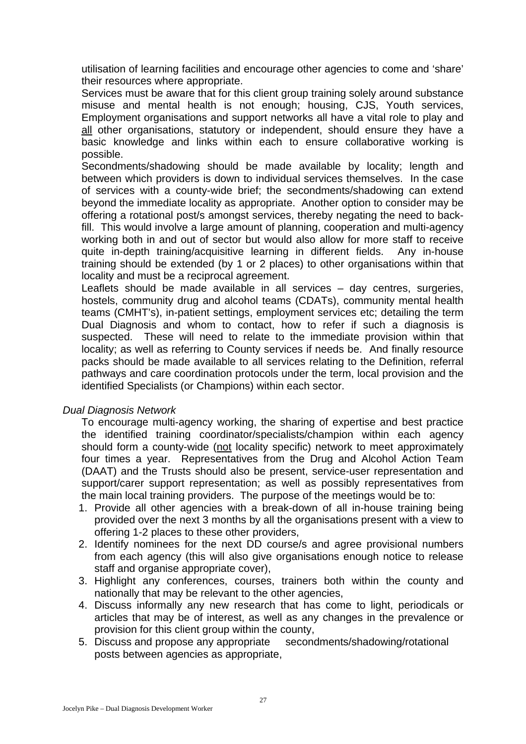utilisation of learning facilities and encourage other agencies to come and 'share' their resources where appropriate.

Services must be aware that for this client group training solely around substance misuse and mental health is not enough; housing, CJS, Youth services, Employment organisations and support networks all have a vital role to play and all other organisations, statutory or independent, should ensure they have a basic knowledge and links within each to ensure collaborative working is possible.

Secondments/shadowing should be made available by locality; length and between which providers is down to individual services themselves. In the case of services with a county-wide brief; the secondments/shadowing can extend beyond the immediate locality as appropriate. Another option to consider may be offering a rotational post/s amongst services, thereby negating the need to back-fill. This would involve a large amount of planning, cooperation and multi-agency working both in and out of sector but would also allow for more staff to receive quite in-depth training/acquisitive learning in different fields. Any in-house training should be extended (by 1 or 2 places) to other organisations within that locality and must be a reciprocal agreement.

Leaflets should be made available in all services – day centres, surgeries, hostels, community drug and alcohol teams (CDATs), community mental health teams (CMHT's), in-patient settings, employment services etc; detailing the term Dual Diagnosis and whom to contact, how to refer if such a diagnosis is suspected. These will need to relate to the immediate provision within that locality; as well as referring to County services if needs be. And finally resource packs should be made available to all services relating to the Definition, referral pathways and care coordination protocols under the term, local provision and the identified Specialists (or Champions) within each sector.

*Dual Diagnosis Network*

To encourage multi-agency working, the sharing of expertise and best practice the identified training coordinator/specialists/champion within each agency should form a county-wide (not locality specific) network to meet approximately four times a year. Representatives from the Drug and Alcohol Action Team (DAAT) and the Trusts should also be present, service-user representation and support/carer support representation; as well as possibly representatives from the main local training providers. The purpose of the meetings would be to:

1. Provide all other agencies with a break-down of all in-house training being provided over the next 3 months by all the organisations present with a view to offering 1-2 places to these other providers,
2. Identify nominees for the next DD course/s and agree provisional numbers from each agency (this will also give organisations enough notice to release staff and organise appropriate cover),
3. Highlight any conferences, courses, trainers both within the county and nationally that may be relevant to the other agencies,
4. Discuss informally any new research that has come to light, periodicals or articles that may be of interest, as well as any changes in the prevalence or provision for this client group within the county,
5. Discuss and propose any appropriate secondments/shadowing/rotational posts between agencies as appropriate,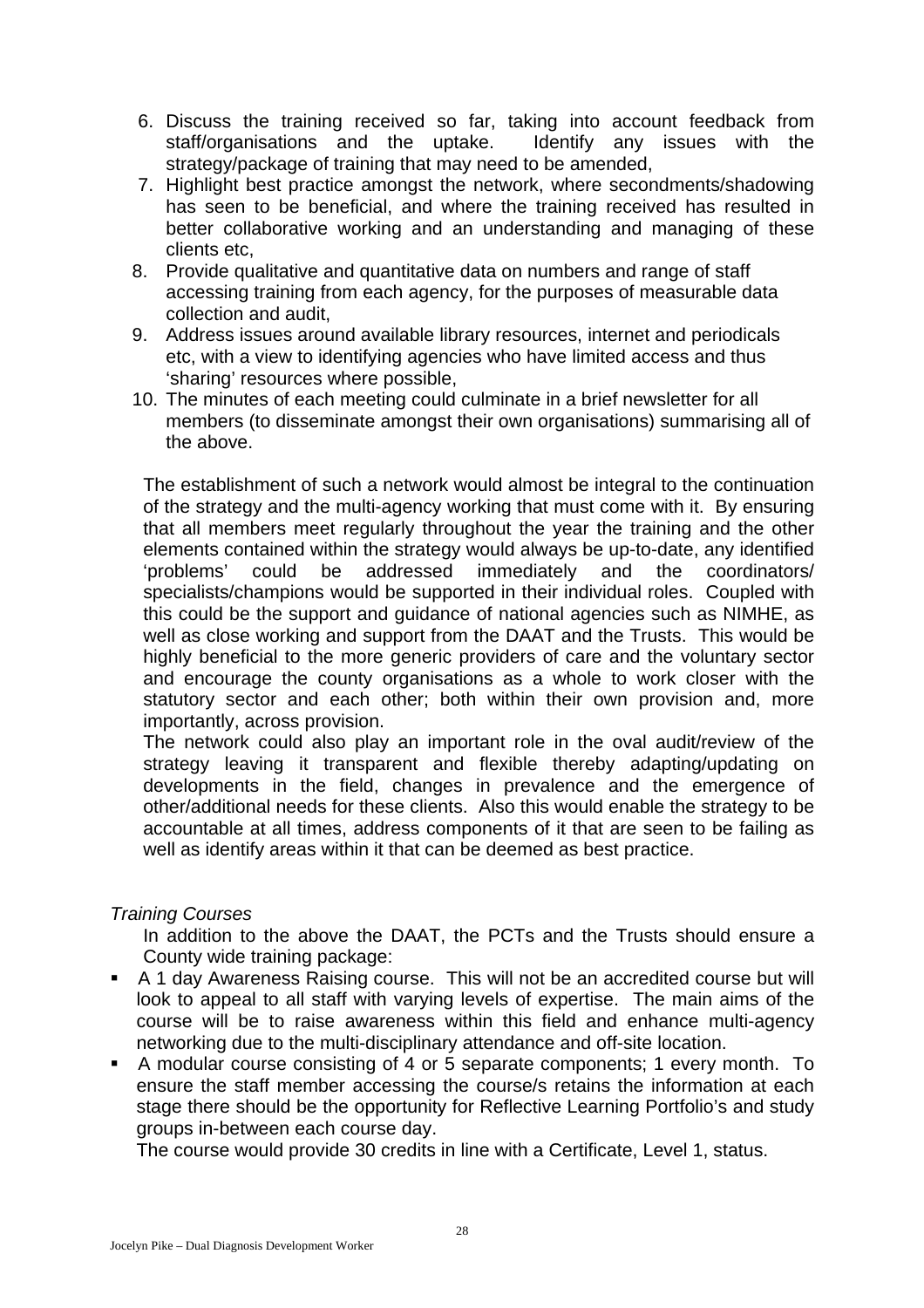6. Discuss the training received so far, taking into account feedback from staff/organisations and the uptake. Identify any issues with the strategy/package of training that may need to be amended,
7. Highlight best practice amongst the network, where secondments/shadowing has seen to be beneficial, and where the training received has resulted in better collaborative working and an understanding and managing of these clients etc,
8. Provide qualitative and quantitative data on numbers and range of staff accessing training from each agency, for the purposes of measurable data collection and audit,
9. Address issues around available library resources, internet and periodicals etc, with a view to identifying agencies who have limited access and thus 'sharing' resources where possible,
10. The minutes of each meeting could culminate in a brief newsletter for all members (to disseminate amongst their own organisations) summarising all of the above.

The establishment of such a network would almost be integral to the continuation of the strategy and the multi-agency working that must come with it. By ensuring that all members meet regularly throughout the year the training and the other elements contained within the strategy would always be up-to-date, any identified 'problems' could be addressed immediately and the coordinators/ specialists/champions would be supported in their individual roles. Coupled with this could be the support and guidance of national agencies such as NIMHE, as well as close working and support from the DAAT and the Trusts. This would be highly beneficial to the more generic providers of care and the voluntary sector and encourage the county organisations as a whole to work closer with the statutory sector and each other; both within their own provision and, more importantly, across provision.

The network could also play an important role in the oval audit/review of the strategy leaving it transparent and flexible thereby adapting/updating on developments in the field, changes in prevalence and the emergence of other/additional needs for these clients. Also this would enable the strategy to be accountable at all times, address components of it that are seen to be failing as well as identify areas within it that can be deemed as best practice.

*Training Courses*

In addition to the above the DAAT, the PCTs and the Trusts should ensure a County wide training package:

- A 1 day Awareness Raising course. This will not be an accredited course but will look to appeal to all staff with varying levels of expertise. The main aims of the course will be to raise awareness within this field and enhance multi-agency networking due to the multi-disciplinary attendance and off-site location.
- A modular course consisting of 4 or 5 separate components; 1 every month. To ensure the staff member accessing the course/s retains the information at each stage there should be the opportunity for Reflective Learning Portfolio's and study groups in-between each course day.

  The course would provide 30 credits in line with a Certificate, Level 1, status.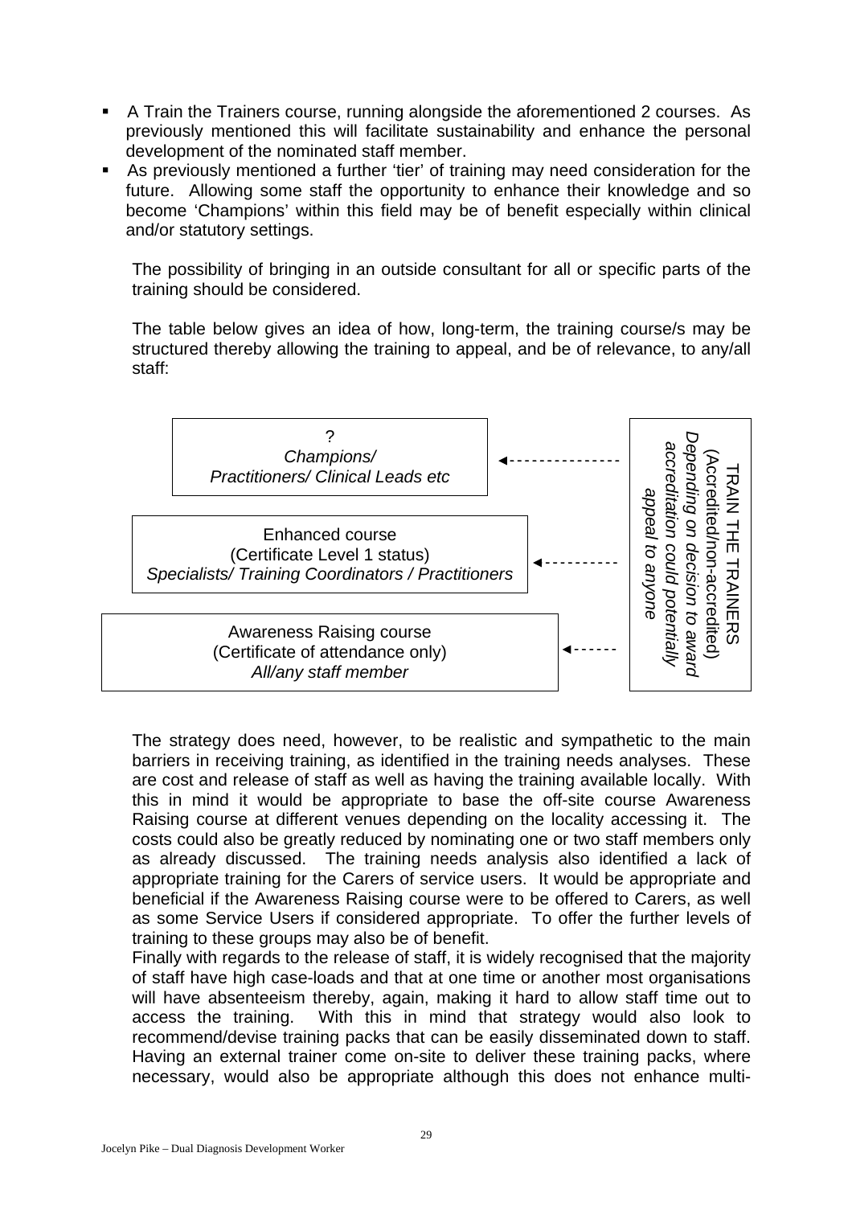- A Train the Trainers course, running alongside the aforementioned 2 courses. As previously mentioned this will facilitate sustainability and enhance the personal development of the nominated staff member.
- As previously mentioned a further 'tier' of training may need consideration for the future. Allowing some staff the opportunity to enhance their knowledge and so become 'Champions' within this field may be of benefit especially within clinical and/or statutory settings.

The possibility of bringing in an outside consultant for all or specific parts of the training should be considered.

The table below gives an idea of how, long-term, the training course/s may be structured thereby allowing the training to appeal, and be of relevance, to any/all staff:

| Course level | | Train the Trainers |
|---|---|---|
| ?<br>*Champions/ Practitioners/ Clinical Leads etc* | ◄------ | TRAIN THE TRAINERS<br>(Accredited/non-accredited)<br>*Depending on decision to award accreditation could potentially appeal to anyone* |
| Enhanced course<br>(Certificate Level 1 status)<br>*Specialists/ Training Coordinators / Practitioners* | ◄------ | |
| Awareness Raising course<br>(Certificate of attendance only)<br>*All/any staff member* | ◄------ | |

The strategy does need, however, to be realistic and sympathetic to the main barriers in receiving training, as identified in the training needs analyses. These are cost and release of staff as well as having the training available locally. With this in mind it would be appropriate to base the off-site course Awareness Raising course at different venues depending on the locality accessing it. The costs could also be greatly reduced by nominating one or two staff members only as already discussed. The training needs analysis also identified a lack of appropriate training for the Carers of service users. It would be appropriate and beneficial if the Awareness Raising course were to be offered to Carers, as well as some Service Users if considered appropriate. To offer the further levels of training to these groups may also be of benefit.

Finally with regards to the release of staff, it is widely recognised that the majority of staff have high case-loads and that at one time or another most organisations will have absenteeism thereby, again, making it hard to allow staff time out to access the training. With this in mind that strategy would also look to recommend/devise training packs that can be easily disseminated down to staff. Having an external trainer come on-site to deliver these training packs, where necessary, would also be appropriate although this does not enhance multi-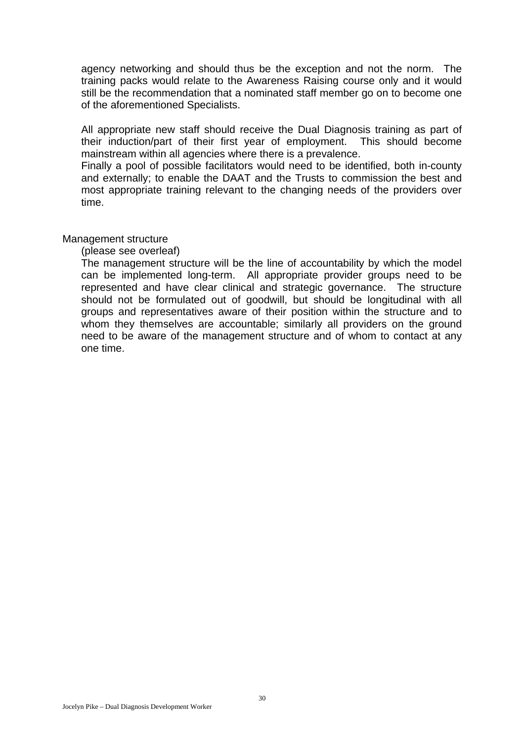agency networking and should thus be the exception and not the norm. The training packs would relate to the Awareness Raising course only and it would still be the recommendation that a nominated staff member go on to become one of the aforementioned Specialists.

All appropriate new staff should receive the Dual Diagnosis training as part of their induction/part of their first year of employment. This should become mainstream within all agencies where there is a prevalence.

Finally a pool of possible facilitators would need to be identified, both in-county and externally; to enable the DAAT and the Trusts to commission the best and most appropriate training relevant to the changing needs of the providers over time.

Management structure

(please see overleaf)

The management structure will be the line of accountability by which the model can be implemented long-term. All appropriate provider groups need to be represented and have clear clinical and strategic governance. The structure should not be formulated out of goodwill, but should be longitudinal with all groups and representatives aware of their position within the structure and to whom they themselves are accountable; similarly all providers on the ground need to be aware of the management structure and of whom to contact at any one time.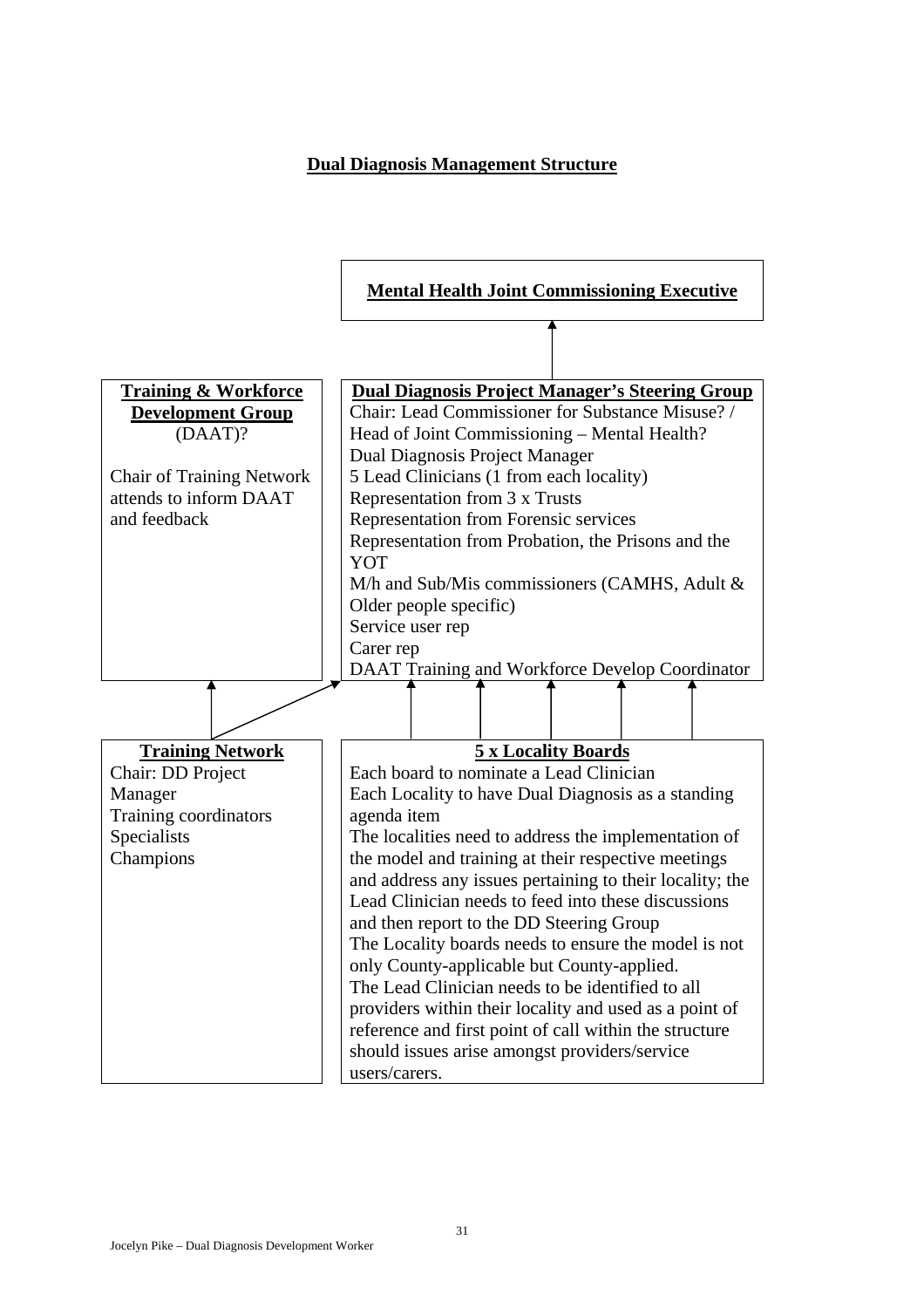**Dual Diagnosis Management Structure**

**Mental Health Joint Commissioning Executive**

**Training & Workforce Development Group**
(DAAT)?

Chair of Training Network attends to inform DAAT and feedback

**Dual Diagnosis Project Manager's Steering Group**
Chair: Lead Commissioner for Substance Misuse? / Head of Joint Commissioning – Mental Health?
Dual Diagnosis Project Manager
5 Lead Clinicians (1 from each locality)
Representation from 3 x Trusts
Representation from Forensic services
Representation from Probation, the Prisons and the YOT
M/h and Sub/Mis commissioners (CAMHS, Adult & Older people specific)
Service user rep
Carer rep
DAAT Training and Workforce Develop Coordinator

**Training Network**
Chair: DD Project Manager
Training coordinators
Specialists
Champions

**5 x Locality Boards**
Each board to nominate a Lead Clinician
Each Locality to have Dual Diagnosis as a standing agenda item
The localities need to address the implementation of the model and training at their respective meetings and address any issues pertaining to their locality; the Lead Clinician needs to feed into these discussions and then report to the DD Steering Group
The Locality boards needs to ensure the model is not only County-applicable but County-applied.
The Lead Clinician needs to be identified to all providers within their locality and used as a point of reference and first point of call within the structure should issues arise amongst providers/service users/carers.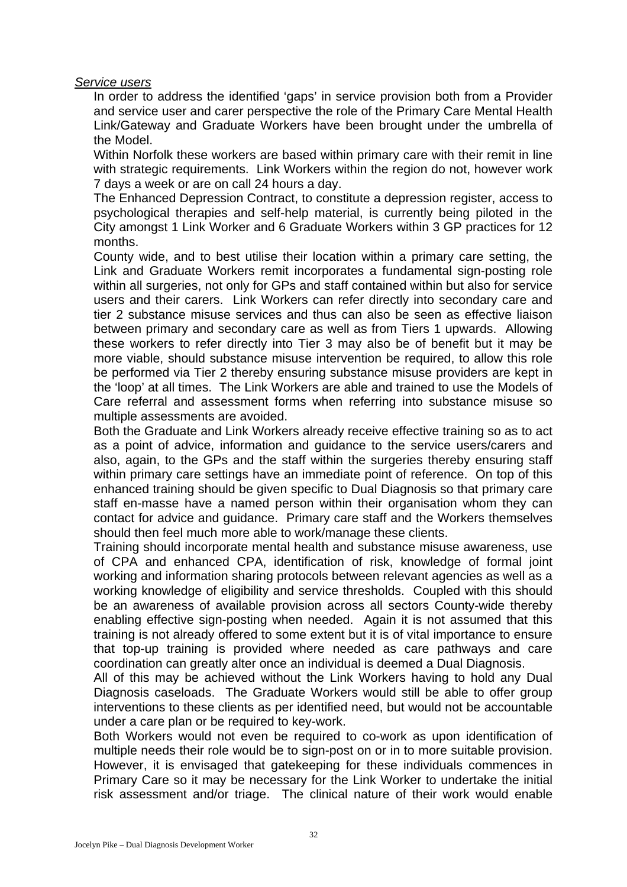*Service users*

In order to address the identified 'gaps' in service provision both from a Provider and service user and carer perspective the role of the Primary Care Mental Health Link/Gateway and Graduate Workers have been brought under the umbrella of the Model.

Within Norfolk these workers are based within primary care with their remit in line with strategic requirements. Link Workers within the region do not, however work 7 days a week or are on call 24 hours a day.

The Enhanced Depression Contract, to constitute a depression register, access to psychological therapies and self-help material, is currently being piloted in the City amongst 1 Link Worker and 6 Graduate Workers within 3 GP practices for 12 months.

County wide, and to best utilise their location within a primary care setting, the Link and Graduate Workers remit incorporates a fundamental sign-posting role within all surgeries, not only for GPs and staff contained within but also for service users and their carers. Link Workers can refer directly into secondary care and tier 2 substance misuse services and thus can also be seen as effective liaison between primary and secondary care as well as from Tiers 1 upwards. Allowing these workers to refer directly into Tier 3 may also be of benefit but it may be more viable, should substance misuse intervention be required, to allow this role be performed via Tier 2 thereby ensuring substance misuse providers are kept in the 'loop' at all times. The Link Workers are able and trained to use the Models of Care referral and assessment forms when referring into substance misuse so multiple assessments are avoided.

Both the Graduate and Link Workers already receive effective training so as to act as a point of advice, information and guidance to the service users/carers and also, again, to the GPs and the staff within the surgeries thereby ensuring staff within primary care settings have an immediate point of reference. On top of this enhanced training should be given specific to Dual Diagnosis so that primary care staff en-masse have a named person within their organisation whom they can contact for advice and guidance. Primary care staff and the Workers themselves should then feel much more able to work/manage these clients.

Training should incorporate mental health and substance misuse awareness, use of CPA and enhanced CPA, identification of risk, knowledge of formal joint working and information sharing protocols between relevant agencies as well as a working knowledge of eligibility and service thresholds. Coupled with this should be an awareness of available provision across all sectors County-wide thereby enabling effective sign-posting when needed. Again it is not assumed that this training is not already offered to some extent but it is of vital importance to ensure that top-up training is provided where needed as care pathways and care coordination can greatly alter once an individual is deemed a Dual Diagnosis.

All of this may be achieved without the Link Workers having to hold any Dual Diagnosis caseloads. The Graduate Workers would still be able to offer group interventions to these clients as per identified need, but would not be accountable under a care plan or be required to key-work.

Both Workers would not even be required to co-work as upon identification of multiple needs their role would be to sign-post on or in to more suitable provision. However, it is envisaged that gatekeeping for these individuals commences in Primary Care so it may be necessary for the Link Worker to undertake the initial risk assessment and/or triage. The clinical nature of their work would enable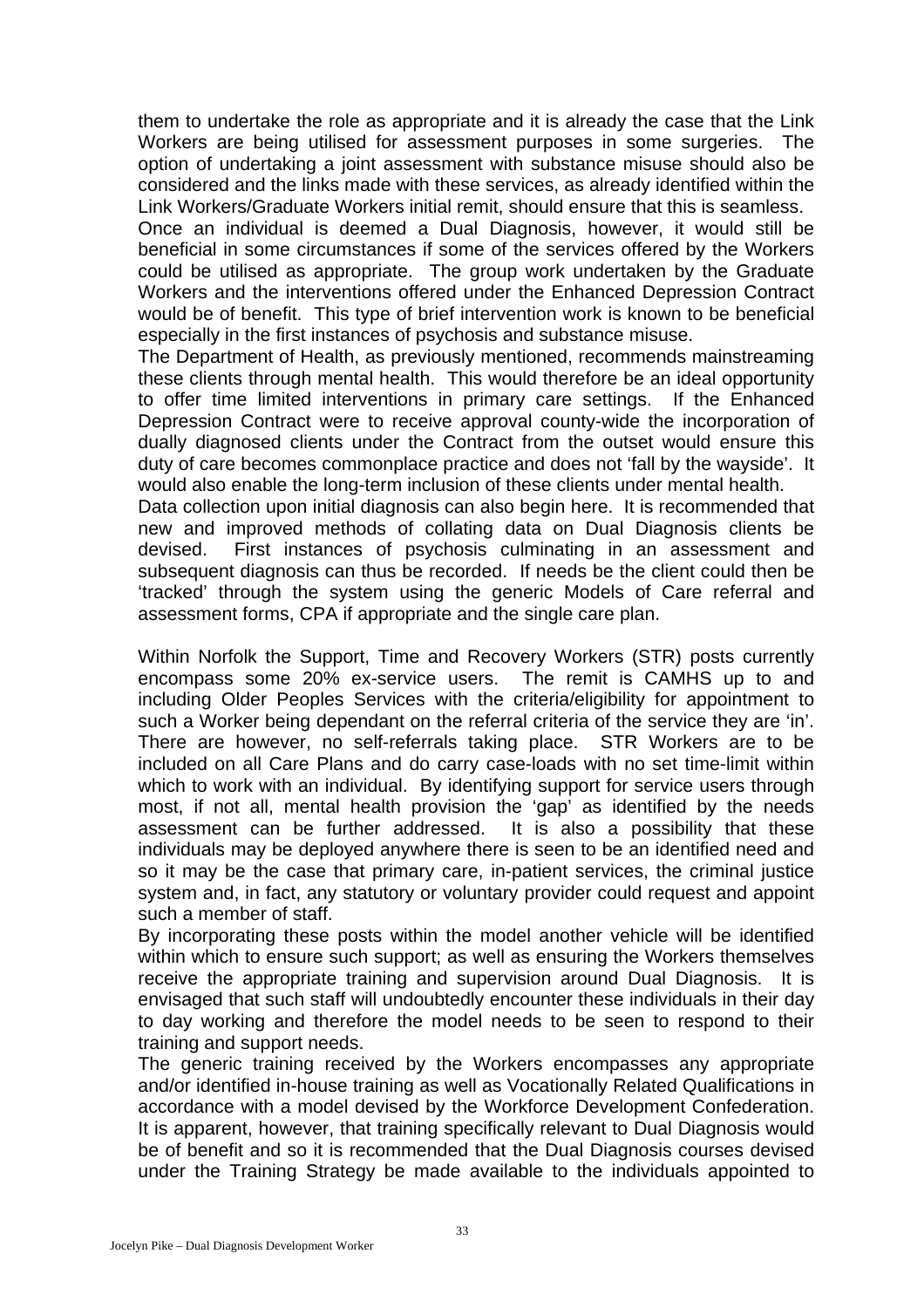them to undertake the role as appropriate and it is already the case that the Link Workers are being utilised for assessment purposes in some surgeries. The option of undertaking a joint assessment with substance misuse should also be considered and the links made with these services, as already identified within the Link Workers/Graduate Workers initial remit, should ensure that this is seamless.

Once an individual is deemed a Dual Diagnosis, however, it would still be beneficial in some circumstances if some of the services offered by the Workers could be utilised as appropriate. The group work undertaken by the Graduate Workers and the interventions offered under the Enhanced Depression Contract would be of benefit. This type of brief intervention work is known to be beneficial especially in the first instances of psychosis and substance misuse.

The Department of Health, as previously mentioned, recommends mainstreaming these clients through mental health. This would therefore be an ideal opportunity to offer time limited interventions in primary care settings. If the Enhanced Depression Contract were to receive approval county-wide the incorporation of dually diagnosed clients under the Contract from the outset would ensure this duty of care becomes commonplace practice and does not 'fall by the wayside'. It would also enable the long-term inclusion of these clients under mental health.

Data collection upon initial diagnosis can also begin here. It is recommended that new and improved methods of collating data on Dual Diagnosis clients be devised. First instances of psychosis culminating in an assessment and subsequent diagnosis can thus be recorded. If needs be the client could then be 'tracked' through the system using the generic Models of Care referral and assessment forms, CPA if appropriate and the single care plan.

Within Norfolk the Support, Time and Recovery Workers (STR) posts currently encompass some 20% ex-service users. The remit is CAMHS up to and including Older Peoples Services with the criteria/eligibility for appointment to such a Worker being dependant on the referral criteria of the service they are 'in'. There are however, no self-referrals taking place. STR Workers are to be included on all Care Plans and do carry case-loads with no set time-limit within which to work with an individual. By identifying support for service users through most, if not all, mental health provision the 'gap' as identified by the needs assessment can be further addressed. It is also a possibility that these individuals may be deployed anywhere there is seen to be an identified need and so it may be the case that primary care, in-patient services, the criminal justice system and, in fact, any statutory or voluntary provider could request and appoint such a member of staff.

By incorporating these posts within the model another vehicle will be identified within which to ensure such support; as well as ensuring the Workers themselves receive the appropriate training and supervision around Dual Diagnosis. It is envisaged that such staff will undoubtedly encounter these individuals in their day to day working and therefore the model needs to be seen to respond to their training and support needs.

The generic training received by the Workers encompasses any appropriate and/or identified in-house training as well as Vocationally Related Qualifications in accordance with a model devised by the Workforce Development Confederation. It is apparent, however, that training specifically relevant to Dual Diagnosis would be of benefit and so it is recommended that the Dual Diagnosis courses devised under the Training Strategy be made available to the individuals appointed to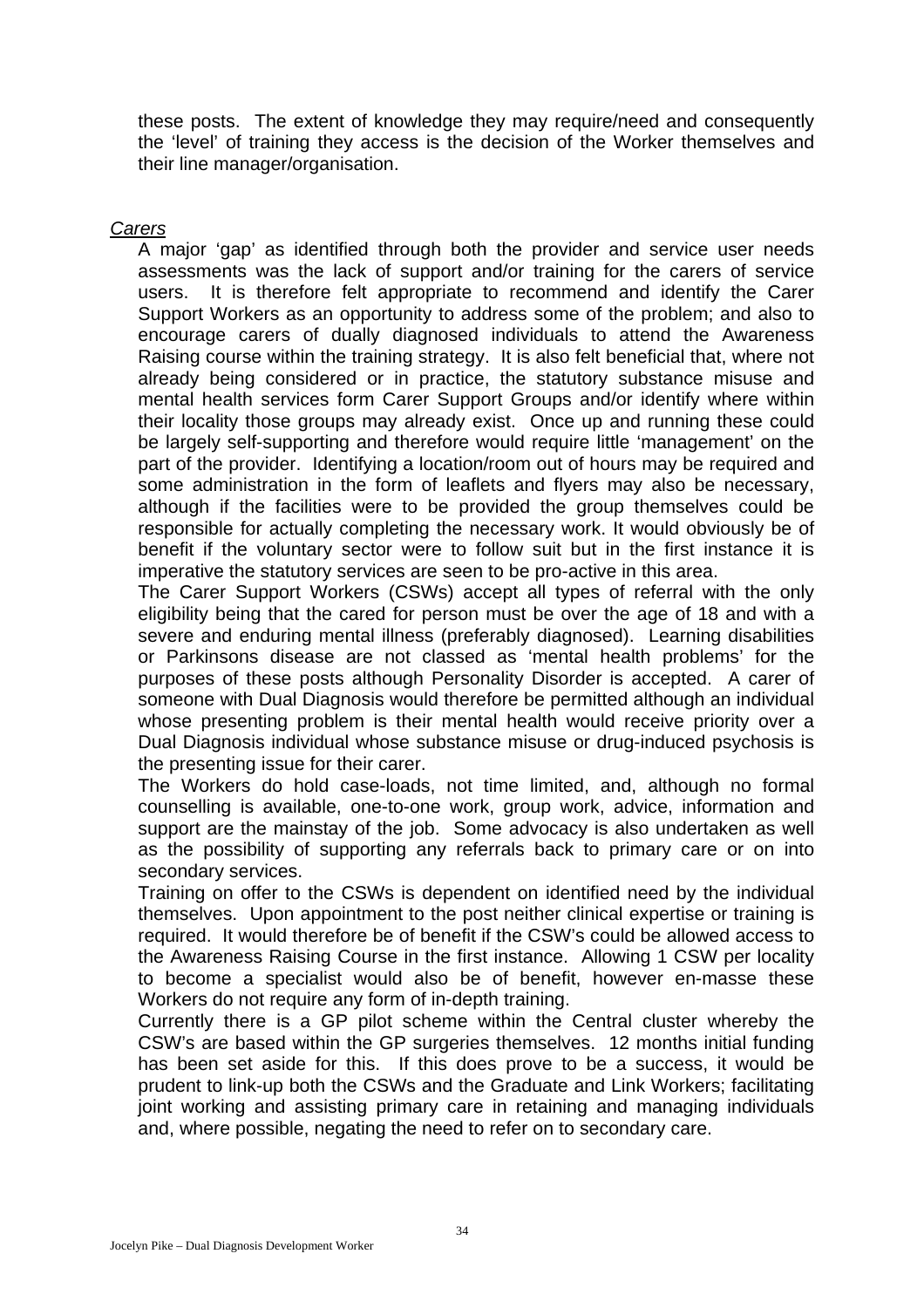these posts. The extent of knowledge they may require/need and consequently the 'level' of training they access is the decision of the Worker themselves and their line manager/organisation.

*Carers*

A major 'gap' as identified through both the provider and service user needs assessments was the lack of support and/or training for the carers of service users. It is therefore felt appropriate to recommend and identify the Carer Support Workers as an opportunity to address some of the problem; and also to encourage carers of dually diagnosed individuals to attend the Awareness Raising course within the training strategy. It is also felt beneficial that, where not already being considered or in practice, the statutory substance misuse and mental health services form Carer Support Groups and/or identify where within their locality those groups may already exist. Once up and running these could be largely self-supporting and therefore would require little 'management' on the part of the provider. Identifying a location/room out of hours may be required and some administration in the form of leaflets and flyers may also be necessary, although if the facilities were to be provided the group themselves could be responsible for actually completing the necessary work. It would obviously be of benefit if the voluntary sector were to follow suit but in the first instance it is imperative the statutory services are seen to be pro-active in this area.

The Carer Support Workers (CSWs) accept all types of referral with the only eligibility being that the cared for person must be over the age of 18 and with a severe and enduring mental illness (preferably diagnosed). Learning disabilities or Parkinsons disease are not classed as 'mental health problems' for the purposes of these posts although Personality Disorder is accepted. A carer of someone with Dual Diagnosis would therefore be permitted although an individual whose presenting problem is their mental health would receive priority over a Dual Diagnosis individual whose substance misuse or drug-induced psychosis is the presenting issue for their carer.

The Workers do hold case-loads, not time limited, and, although no formal counselling is available, one-to-one work, group work, advice, information and support are the mainstay of the job. Some advocacy is also undertaken as well as the possibility of supporting any referrals back to primary care or on into secondary services.

Training on offer to the CSWs is dependent on identified need by the individual themselves. Upon appointment to the post neither clinical expertise or training is required. It would therefore be of benefit if the CSW's could be allowed access to the Awareness Raising Course in the first instance. Allowing 1 CSW per locality to become a specialist would also be of benefit, however en-masse these Workers do not require any form of in-depth training.

Currently there is a GP pilot scheme within the Central cluster whereby the CSW's are based within the GP surgeries themselves. 12 months initial funding has been set aside for this. If this does prove to be a success, it would be prudent to link-up both the CSWs and the Graduate and Link Workers; facilitating joint working and assisting primary care in retaining and managing individuals and, where possible, negating the need to refer on to secondary care.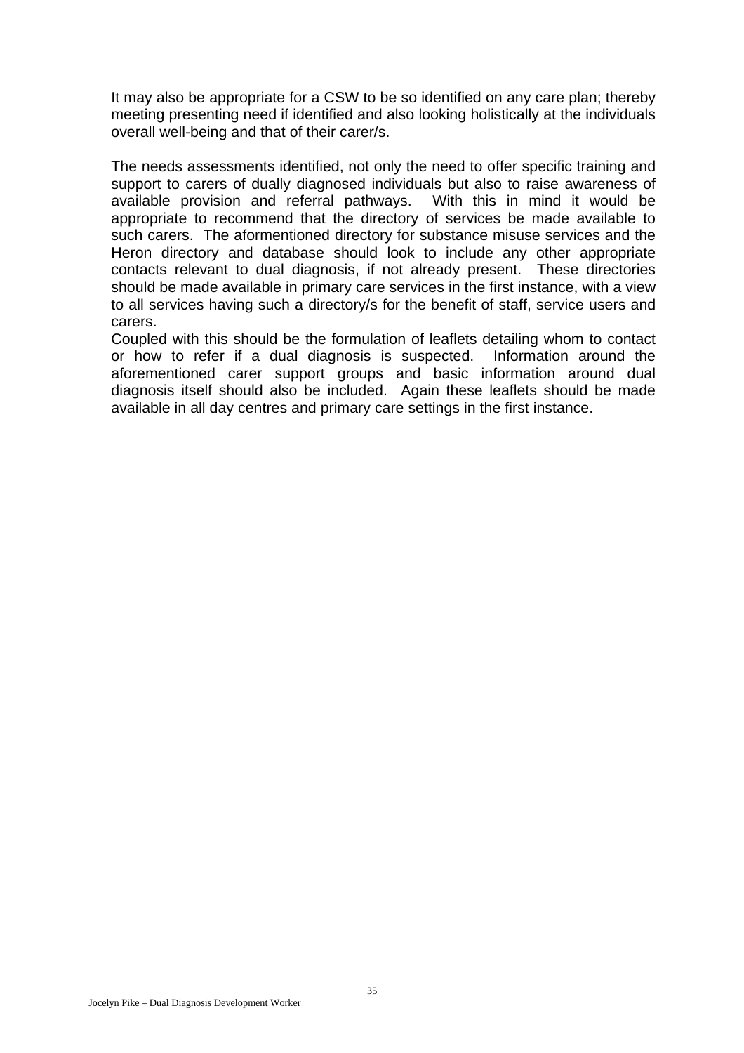It may also be appropriate for a CSW to be so identified on any care plan; thereby meeting presenting need if identified and also looking holistically at the individuals overall well-being and that of their carer/s.

The needs assessments identified, not only the need to offer specific training and support to carers of dually diagnosed individuals but also to raise awareness of available provision and referral pathways. With this in mind it would be appropriate to recommend that the directory of services be made available to such carers. The aformentioned directory for substance misuse services and the Heron directory and database should look to include any other appropriate contacts relevant to dual diagnosis, if not already present. These directories should be made available in primary care services in the first instance, with a view to all services having such a directory/s for the benefit of staff, service users and carers.

Coupled with this should be the formulation of leaflets detailing whom to contact or how to refer if a dual diagnosis is suspected. Information around the aforementioned carer support groups and basic information around dual diagnosis itself should also be included. Again these leaflets should be made available in all day centres and primary care settings in the first instance.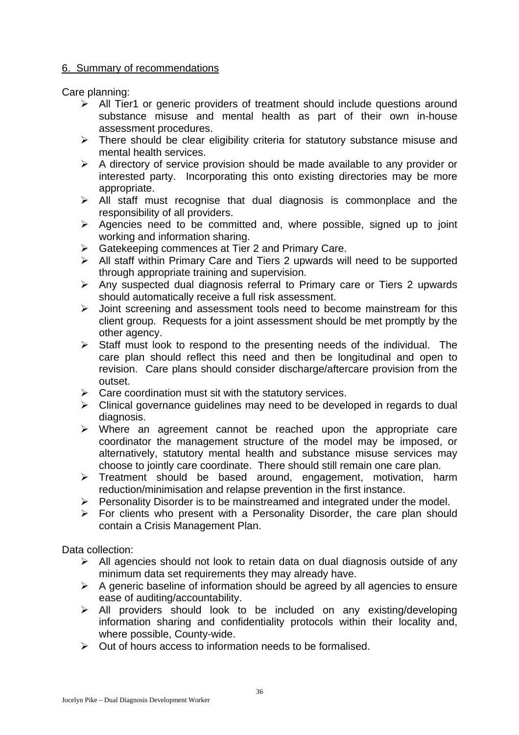## 6. Summary of recommendations

Care planning:

- All Tier1 or generic providers of treatment should include questions around substance misuse and mental health as part of their own in-house assessment procedures.
- There should be clear eligibility criteria for statutory substance misuse and mental health services.
- A directory of service provision should be made available to any provider or interested party. Incorporating this onto existing directories may be more appropriate.
- All staff must recognise that dual diagnosis is commonplace and the responsibility of all providers.
- Agencies need to be committed and, where possible, signed up to joint working and information sharing.
- Gatekeeping commences at Tier 2 and Primary Care.
- All staff within Primary Care and Tiers 2 upwards will need to be supported through appropriate training and supervision.
- Any suspected dual diagnosis referral to Primary care or Tiers 2 upwards should automatically receive a full risk assessment.
- Joint screening and assessment tools need to become mainstream for this client group. Requests for a joint assessment should be met promptly by the other agency.
- Staff must look to respond to the presenting needs of the individual. The care plan should reflect this need and then be longitudinal and open to revision. Care plans should consider discharge/aftercare provision from the outset.
- Care coordination must sit with the statutory services.
- Clinical governance guidelines may need to be developed in regards to dual diagnosis.
- Where an agreement cannot be reached upon the appropriate care coordinator the management structure of the model may be imposed, or alternatively, statutory mental health and substance misuse services may choose to jointly care coordinate. There should still remain one care plan.
- Treatment should be based around, engagement, motivation, harm reduction/minimisation and relapse prevention in the first instance.
- Personality Disorder is to be mainstreamed and integrated under the model.
- For clients who present with a Personality Disorder, the care plan should contain a Crisis Management Plan.

Data collection:

- All agencies should not look to retain data on dual diagnosis outside of any minimum data set requirements they may already have.
- A generic baseline of information should be agreed by all agencies to ensure ease of auditing/accountability.
- All providers should look to be included on any existing/developing information sharing and confidentiality protocols within their locality and, where possible, County-wide.
- Out of hours access to information needs to be formalised.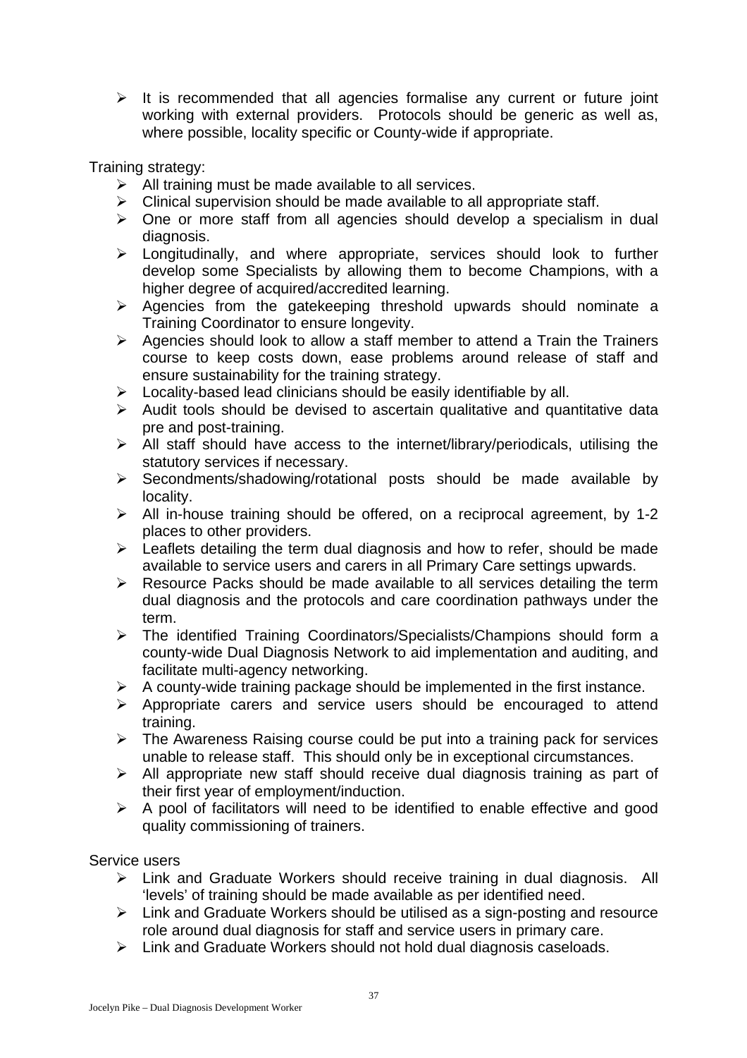- It is recommended that all agencies formalise any current or future joint working with external providers. Protocols should be generic as well as, where possible, locality specific or County-wide if appropriate.

Training strategy:

- All training must be made available to all services.
- Clinical supervision should be made available to all appropriate staff.
- One or more staff from all agencies should develop a specialism in dual diagnosis.
- Longitudinally, and where appropriate, services should look to further develop some Specialists by allowing them to become Champions, with a higher degree of acquired/accredited learning.
- Agencies from the gatekeeping threshold upwards should nominate a Training Coordinator to ensure longevity.
- Agencies should look to allow a staff member to attend a Train the Trainers course to keep costs down, ease problems around release of staff and ensure sustainability for the training strategy.
- Locality-based lead clinicians should be easily identifiable by all.
- Audit tools should be devised to ascertain qualitative and quantitative data pre and post-training.
- All staff should have access to the internet/library/periodicals, utilising the statutory services if necessary.
- Secondments/shadowing/rotational posts should be made available by locality.
- All in-house training should be offered, on a reciprocal agreement, by 1-2 places to other providers.
- Leaflets detailing the term dual diagnosis and how to refer, should be made available to service users and carers in all Primary Care settings upwards.
- Resource Packs should be made available to all services detailing the term dual diagnosis and the protocols and care coordination pathways under the term.
- The identified Training Coordinators/Specialists/Champions should form a county-wide Dual Diagnosis Network to aid implementation and auditing, and facilitate multi-agency networking.
- A county-wide training package should be implemented in the first instance.
- Appropriate carers and service users should be encouraged to attend training.
- The Awareness Raising course could be put into a training pack for services unable to release staff. This should only be in exceptional circumstances.
- All appropriate new staff should receive dual diagnosis training as part of their first year of employment/induction.
- A pool of facilitators will need to be identified to enable effective and good quality commissioning of trainers.

Service users

- Link and Graduate Workers should receive training in dual diagnosis. All 'levels' of training should be made available as per identified need.
- Link and Graduate Workers should be utilised as a sign-posting and resource role around dual diagnosis for staff and service users in primary care.
- Link and Graduate Workers should not hold dual diagnosis caseloads.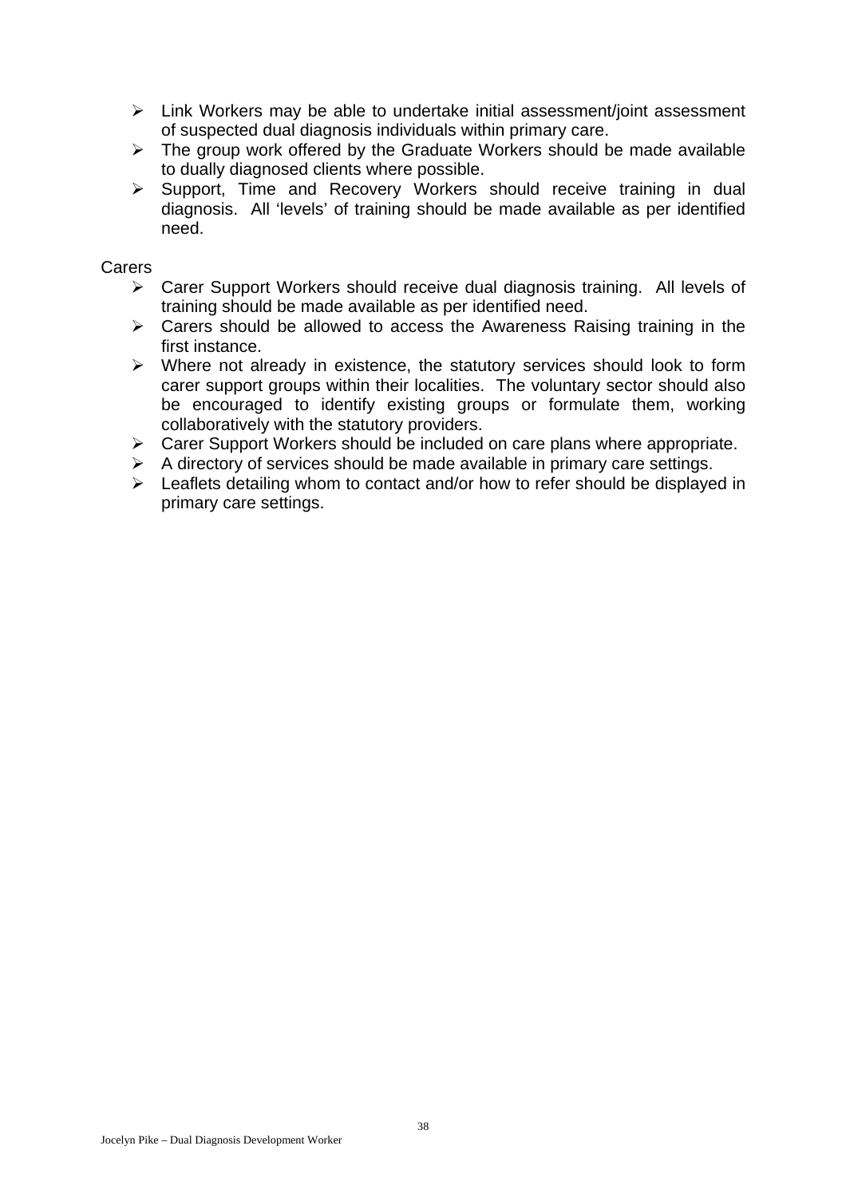- Link Workers may be able to undertake initial assessment/joint assessment of suspected dual diagnosis individuals within primary care.
- The group work offered by the Graduate Workers should be made available to dually diagnosed clients where possible.
- Support, Time and Recovery Workers should receive training in dual diagnosis. All 'levels' of training should be made available as per identified need.

Carers

- Carer Support Workers should receive dual diagnosis training. All levels of training should be made available as per identified need.
- Carers should be allowed to access the Awareness Raising training in the first instance.
- Where not already in existence, the statutory services should look to form carer support groups within their localities. The voluntary sector should also be encouraged to identify existing groups or formulate them, working collaboratively with the statutory providers.
- Carer Support Workers should be included on care plans where appropriate.
- A directory of services should be made available in primary care settings.
- Leaflets detailing whom to contact and/or how to refer should be displayed in primary care settings.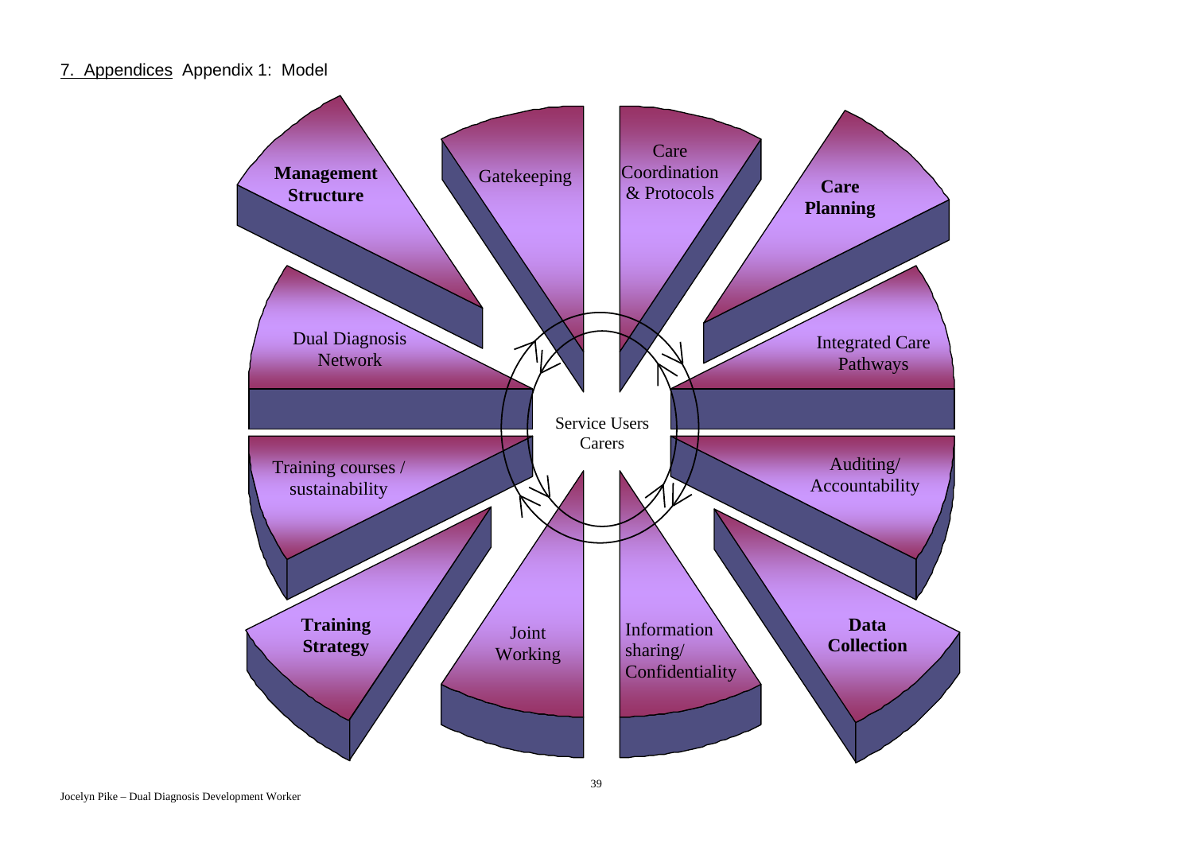7. Appendices Appendix 1: Model

**Management Structure**

Gatekeeping

Care Coordination & Protocols

**Care Planning**

Dual Diagnosis Network

Integrated Care Pathways

Service Users
Carers

Training courses / sustainability

Auditing/ Accountability

**Training Strategy**

Joint Working

Information sharing/ Confidentiality

**Data Collection**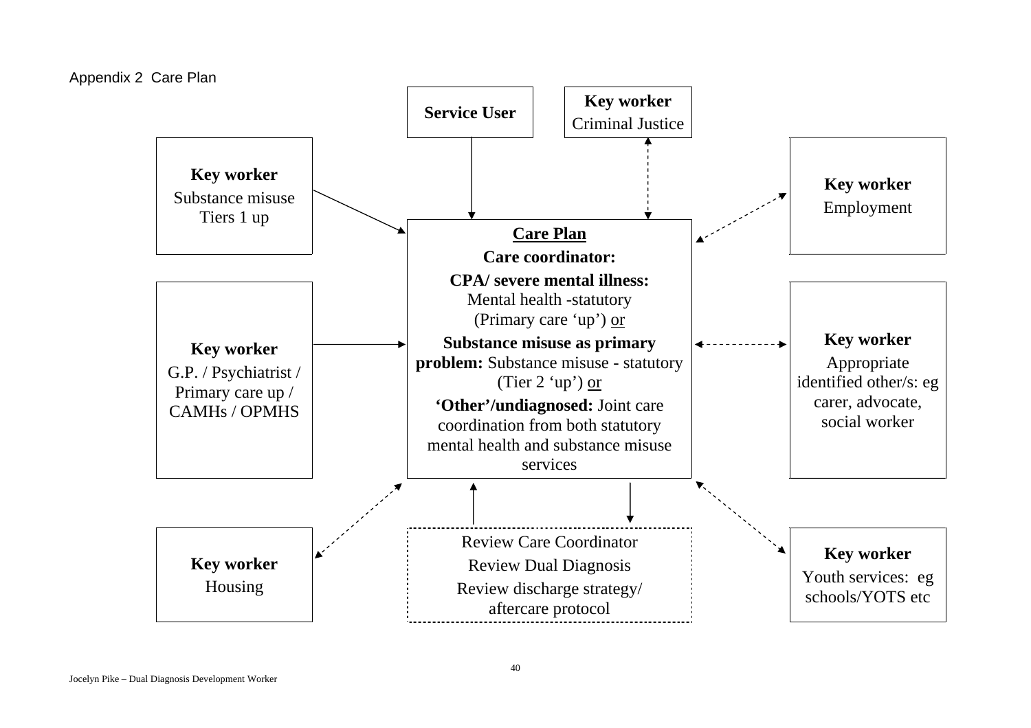Appendix 2 Care Plan

**Service User**

**Key worker**
Criminal Justice

**Key worker**
Substance misuse Tiers 1 up

**Key worker**
Employment

**Care Plan**

**Care coordinator:**

**CPA/ severe mental illness:** Mental health -statutory (Primary care 'up') or

**Substance misuse as primary problem:** Substance misuse - statutory (Tier 2 'up') or

**'Other'/undiagnosed:** Joint care coordination from both statutory mental health and substance misuse services

**Key worker**
G.P. / Psychiatrist / Primary care up / CAMHs / OPMHS

**Key worker**
Appropriate identified other/s: eg carer, advocate, social worker

**Key worker**
Housing

Review Care Coordinator

Review Dual Diagnosis

Review discharge strategy/ aftercare protocol

**Key worker**
Youth services: eg schools/YOTS etc

Jocelyn Pike – Dual Diagnosis Development Worker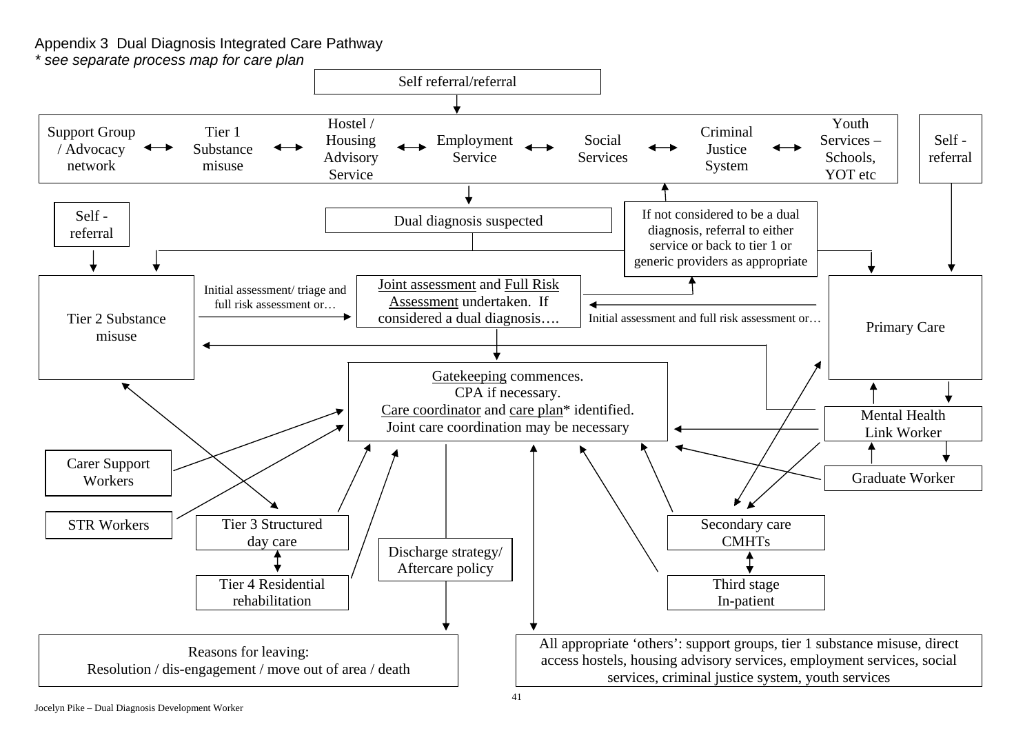Appendix 3 Dual Diagnosis Integrated Care Pathway

*\* see separate process map for care plan*

Self referral/referral

Support Group / Advocacy network ⟷ Tier 1 Substance misuse ⟷ Hostel / Housing Advisory Service ⟷ Employment Service ⟷ Social Services ⟷ Criminal Justice System ⟷ Youth Services – Schools, YOT etc

Self - referral

Dual diagnosis suspected

If not considered to be a dual diagnosis, referral to either service or back to tier 1 or generic providers as appropriate

Self - referral

Tier 2 Substance misuse

Initial assessment/ triage and full risk assessment or…

Joint assessment and Full Risk Assessment undertaken. If considered a dual diagnosis….

Initial assessment and full risk assessment or…

Primary Care

Gatekeeping commences.
CPA if necessary.
Care coordinator and care plan* identified.
Joint care coordination may be necessary

Mental Health Link Worker

Graduate Worker

Carer Support Workers

STR Workers

Tier 3 Structured day care

Tier 4 Residential rehabilitation

Discharge strategy/ Aftercare policy

Secondary care CMHTs

Third stage In-patient

Reasons for leaving:
Resolution / dis-engagement / move out of area / death

All appropriate 'others': support groups, tier 1 substance misuse, direct access hostels, housing advisory services, employment services, social services, criminal justice system, youth services

Jocelyn Pike – Dual Diagnosis Development Worker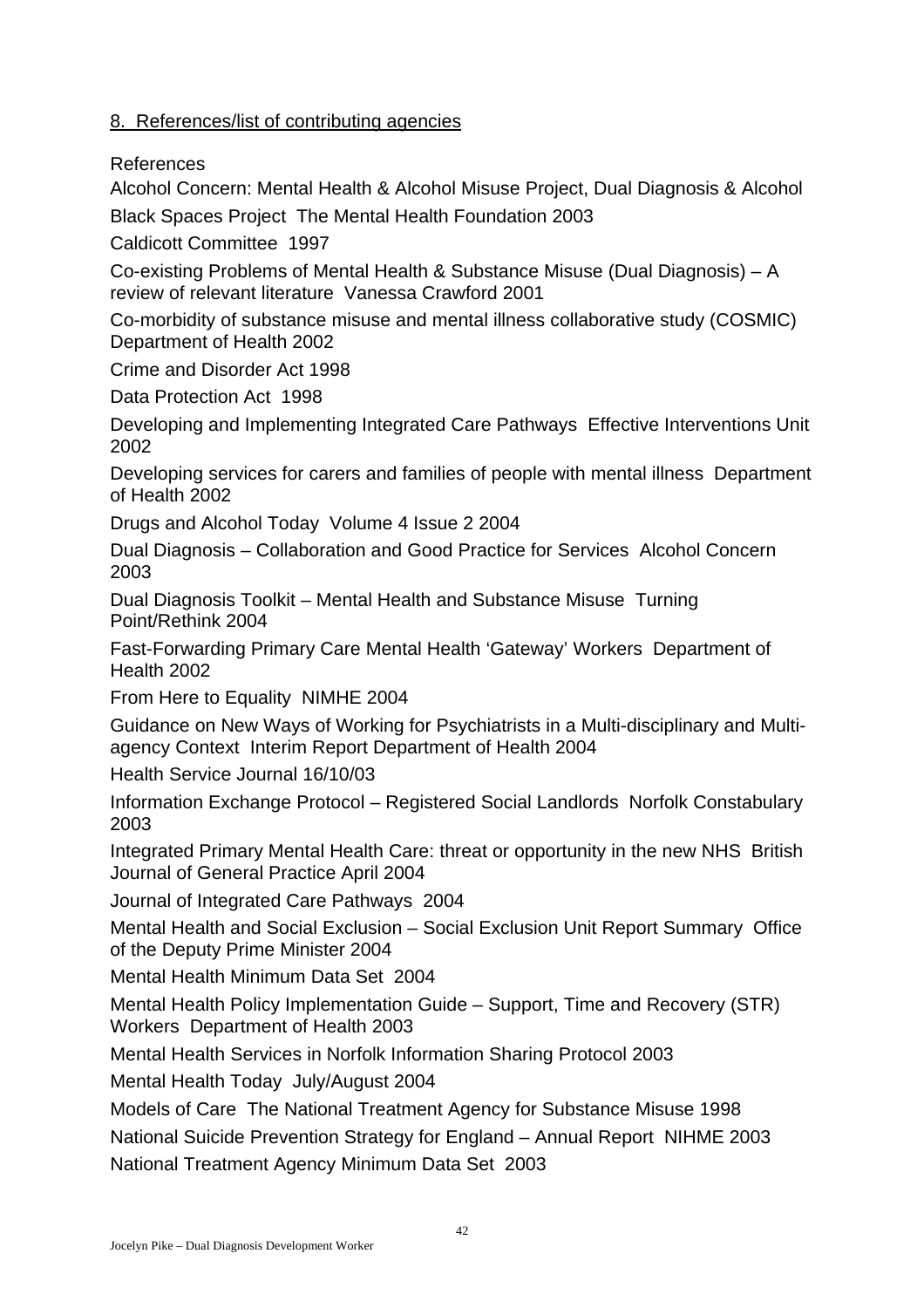## 8. References/list of contributing agencies

References

Alcohol Concern: Mental Health & Alcohol Misuse Project, Dual Diagnosis & Alcohol

Black Spaces Project The Mental Health Foundation 2003

Caldicott Committee 1997

Co-existing Problems of Mental Health & Substance Misuse (Dual Diagnosis) – A review of relevant literature Vanessa Crawford 2001

Co-morbidity of substance misuse and mental illness collaborative study (COSMIC) Department of Health 2002

Crime and Disorder Act 1998

Data Protection Act 1998

Developing and Implementing Integrated Care Pathways Effective Interventions Unit 2002

Developing services for carers and families of people with mental illness Department of Health 2002

Drugs and Alcohol Today Volume 4 Issue 2 2004

Dual Diagnosis – Collaboration and Good Practice for Services Alcohol Concern 2003

Dual Diagnosis Toolkit – Mental Health and Substance Misuse Turning Point/Rethink 2004

Fast-Forwarding Primary Care Mental Health 'Gateway' Workers Department of Health 2002

From Here to Equality NIMHE 2004

Guidance on New Ways of Working for Psychiatrists in a Multi-disciplinary and Multi-agency Context Interim Report Department of Health 2004

Health Service Journal 16/10/03

Information Exchange Protocol – Registered Social Landlords Norfolk Constabulary 2003

Integrated Primary Mental Health Care: threat or opportunity in the new NHS British Journal of General Practice April 2004

Journal of Integrated Care Pathways 2004

Mental Health and Social Exclusion – Social Exclusion Unit Report Summary Office of the Deputy Prime Minister 2004

Mental Health Minimum Data Set 2004

Mental Health Policy Implementation Guide – Support, Time and Recovery (STR) Workers Department of Health 2003

Mental Health Services in Norfolk Information Sharing Protocol 2003

Mental Health Today July/August 2004

Models of Care The National Treatment Agency for Substance Misuse 1998

National Suicide Prevention Strategy for England – Annual Report NIHME 2003

National Treatment Agency Minimum Data Set 2003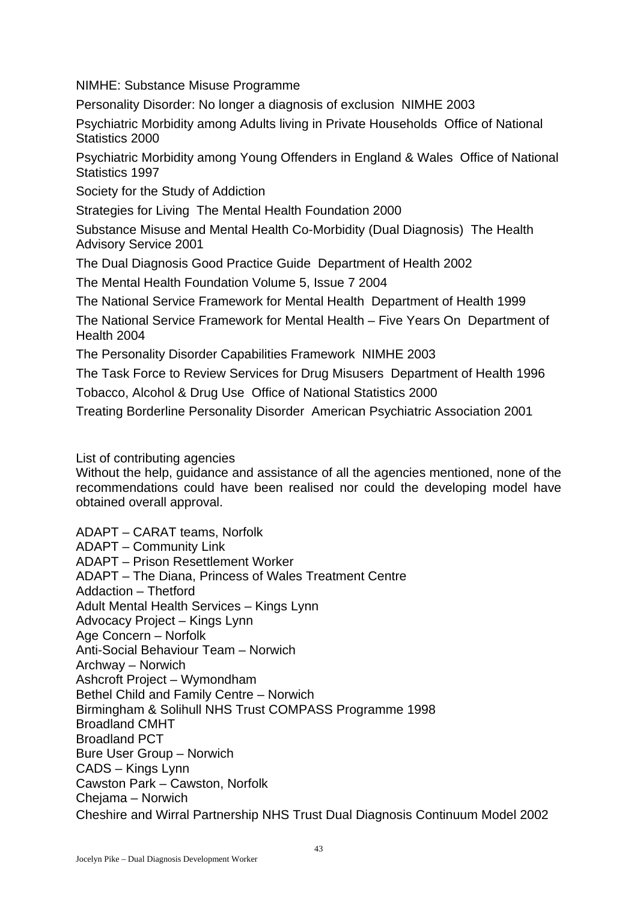NIMHE: Substance Misuse Programme

Personality Disorder: No longer a diagnosis of exclusion  NIMHE 2003

Psychiatric Morbidity among Adults living in Private Households  Office of National Statistics 2000

Psychiatric Morbidity among Young Offenders in England & Wales  Office of National Statistics 1997

Society for the Study of Addiction

Strategies for Living  The Mental Health Foundation 2000

Substance Misuse and Mental Health Co-Morbidity (Dual Diagnosis)  The Health Advisory Service 2001

The Dual Diagnosis Good Practice Guide  Department of Health 2002

The Mental Health Foundation Volume 5, Issue 7 2004

The National Service Framework for Mental Health  Department of Health 1999

The National Service Framework for Mental Health – Five Years On  Department of Health 2004

The Personality Disorder Capabilities Framework  NIMHE 2003

The Task Force to Review Services for Drug Misusers  Department of Health 1996

Tobacco, Alcohol & Drug Use  Office of National Statistics 2000

Treating Borderline Personality Disorder  American Psychiatric Association 2001

List of contributing agencies

Without the help, guidance and assistance of all the agencies mentioned, none of the recommendations could have been realised nor could the developing model have obtained overall approval.

ADAPT – CARAT teams, Norfolk
ADAPT – Community Link
ADAPT – Prison Resettlement Worker
ADAPT – The Diana, Princess of Wales Treatment Centre
Addaction – Thetford
Adult Mental Health Services – Kings Lynn
Advocacy Project – Kings Lynn
Age Concern – Norfolk
Anti-Social Behaviour Team – Norwich
Archway – Norwich
Ashcroft Project – Wymondham
Bethel Child and Family Centre – Norwich
Birmingham & Solihull NHS Trust COMPASS Programme 1998
Broadland CMHT
Broadland PCT
Bure User Group – Norwich
CADS – Kings Lynn
Cawston Park – Cawston, Norfolk
Chejama – Norwich
Cheshire and Wirral Partnership NHS Trust Dual Diagnosis Continuum Model 2002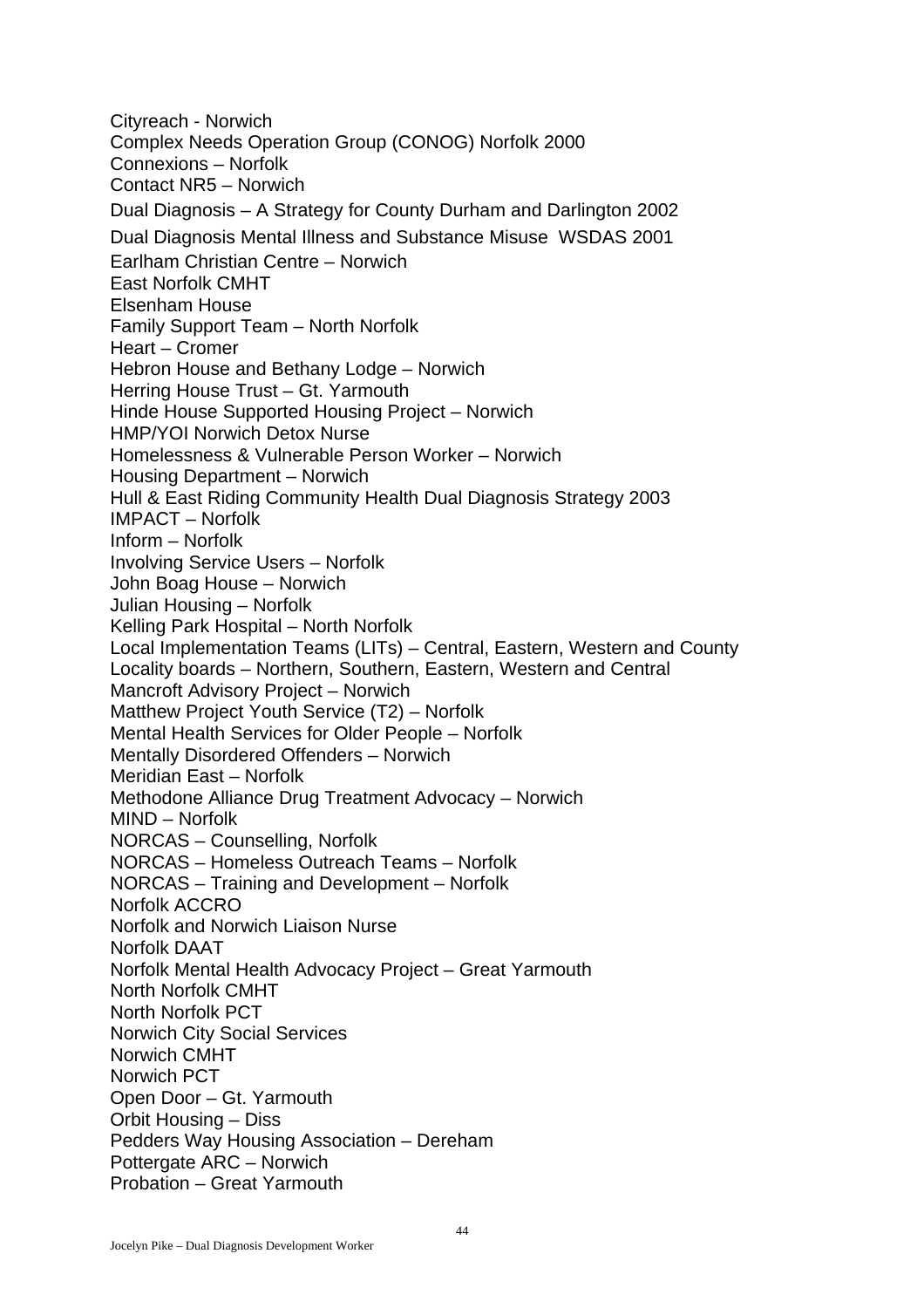Cityreach - Norwich
Complex Needs Operation Group (CONOG) Norfolk 2000
Connexions – Norfolk
Contact NR5 – Norwich
Dual Diagnosis – A Strategy for County Durham and Darlington 2002
Dual Diagnosis Mental Illness and Substance Misuse WSDAS 2001
Earlham Christian Centre – Norwich
East Norfolk CMHT
Elsenham House
Family Support Team – North Norfolk
Heart – Cromer
Hebron House and Bethany Lodge – Norwich
Herring House Trust – Gt. Yarmouth
Hinde House Supported Housing Project – Norwich
HMP/YOI Norwich Detox Nurse
Homelessness & Vulnerable Person Worker – Norwich
Housing Department – Norwich
Hull & East Riding Community Health Dual Diagnosis Strategy 2003
IMPACT – Norfolk
Inform – Norfolk
Involving Service Users – Norfolk
John Boag House – Norwich
Julian Housing – Norfolk
Kelling Park Hospital – North Norfolk
Local Implementation Teams (LITs) – Central, Eastern, Western and County
Locality boards – Northern, Southern, Eastern, Western and Central
Mancroft Advisory Project – Norwich
Matthew Project Youth Service (T2) – Norfolk
Mental Health Services for Older People – Norfolk
Mentally Disordered Offenders – Norwich
Meridian East – Norfolk
Methodone Alliance Drug Treatment Advocacy – Norwich
MIND – Norfolk
NORCAS – Counselling, Norfolk
NORCAS – Homeless Outreach Teams – Norfolk
NORCAS – Training and Development – Norfolk
Norfolk ACCRO
Norfolk and Norwich Liaison Nurse
Norfolk DAAT
Norfolk Mental Health Advocacy Project – Great Yarmouth
North Norfolk CMHT
North Norfolk PCT
Norwich City Social Services
Norwich CMHT
Norwich PCT
Open Door – Gt. Yarmouth
Orbit Housing – Diss
Pedders Way Housing Association – Dereham
Pottergate ARC – Norwich
Probation – Great Yarmouth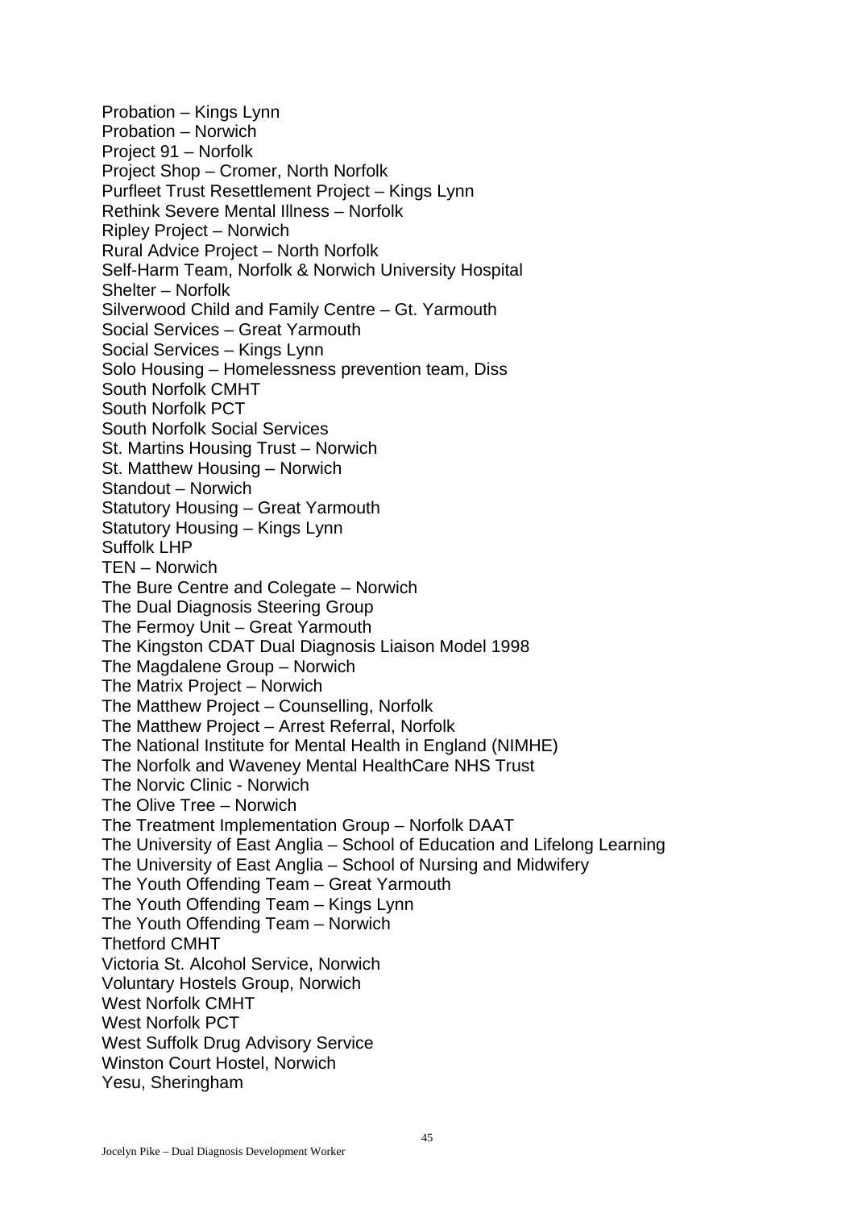Probation – Kings Lynn
Probation – Norwich
Project 91 – Norfolk
Project Shop – Cromer, North Norfolk
Purfleet Trust Resettlement Project – Kings Lynn
Rethink Severe Mental Illness – Norfolk
Ripley Project – Norwich
Rural Advice Project – North Norfolk
Self-Harm Team, Norfolk & Norwich University Hospital
Shelter – Norfolk
Silverwood Child and Family Centre – Gt. Yarmouth
Social Services – Great Yarmouth
Social Services – Kings Lynn
Solo Housing – Homelessness prevention team, Diss
South Norfolk CMHT
South Norfolk PCT
South Norfolk Social Services
St. Martins Housing Trust – Norwich
St. Matthew Housing – Norwich
Standout – Norwich
Statutory Housing – Great Yarmouth
Statutory Housing – Kings Lynn
Suffolk LHP
TEN – Norwich
The Bure Centre and Colegate – Norwich
The Dual Diagnosis Steering Group
The Fermoy Unit – Great Yarmouth
The Kingston CDAT Dual Diagnosis Liaison Model 1998
The Magdalene Group – Norwich
The Matrix Project – Norwich
The Matthew Project – Counselling, Norfolk
The Matthew Project – Arrest Referral, Norfolk
The National Institute for Mental Health in England (NIMHE)
The Norfolk and Waveney Mental HealthCare NHS Trust
The Norvic Clinic - Norwich
The Olive Tree – Norwich
The Treatment Implementation Group – Norfolk DAAT
The University of East Anglia – School of Education and Lifelong Learning
The University of East Anglia – School of Nursing and Midwifery
The Youth Offending Team – Great Yarmouth
The Youth Offending Team – Kings Lynn
The Youth Offending Team – Norwich
Thetford CMHT
Victoria St. Alcohol Service, Norwich
Voluntary Hostels Group, Norwich
West Norfolk CMHT
West Norfolk PCT
West Suffolk Drug Advisory Service
Winston Court Hostel, Norwich
Yesu, Sheringham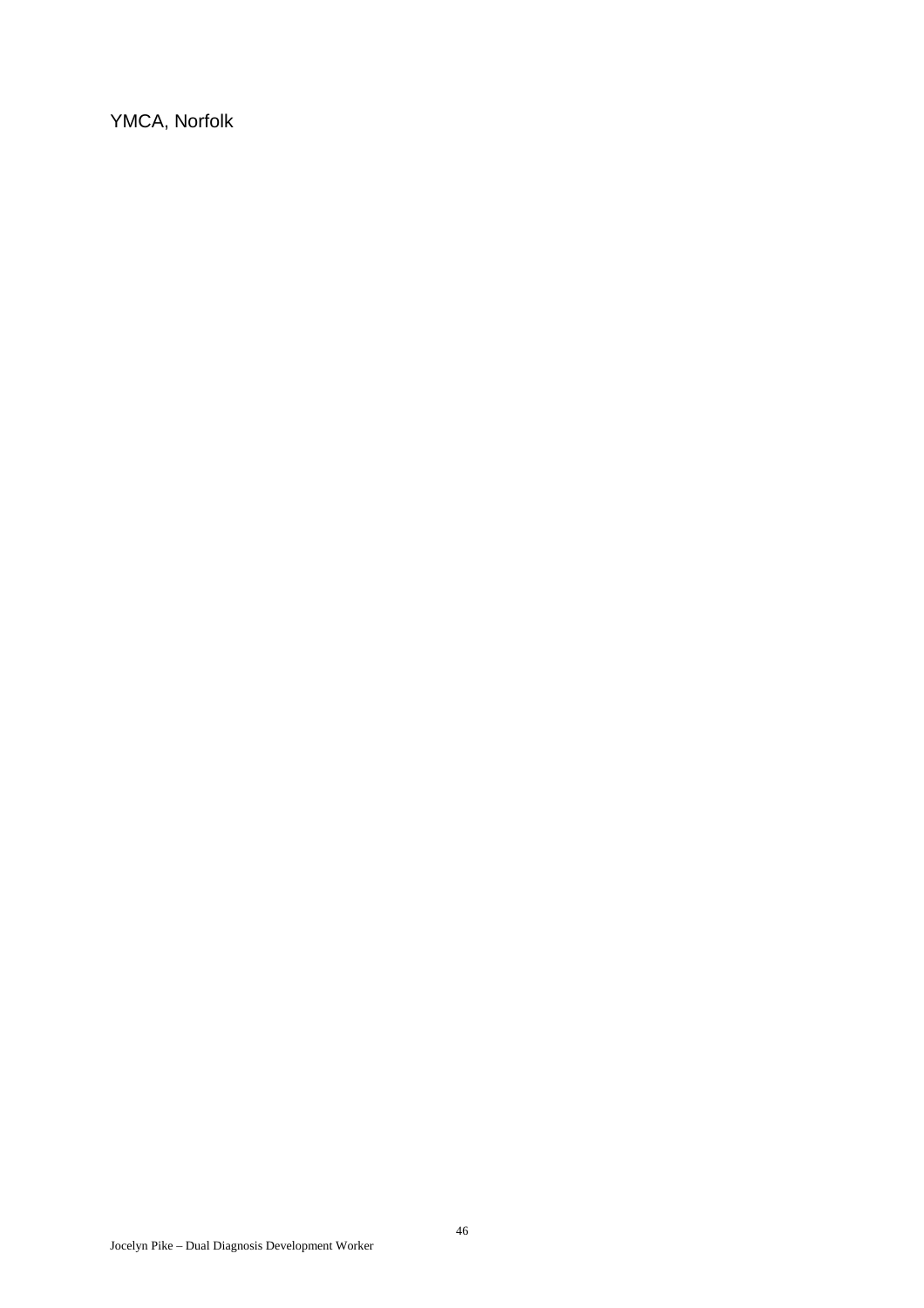YMCA, Norfolk